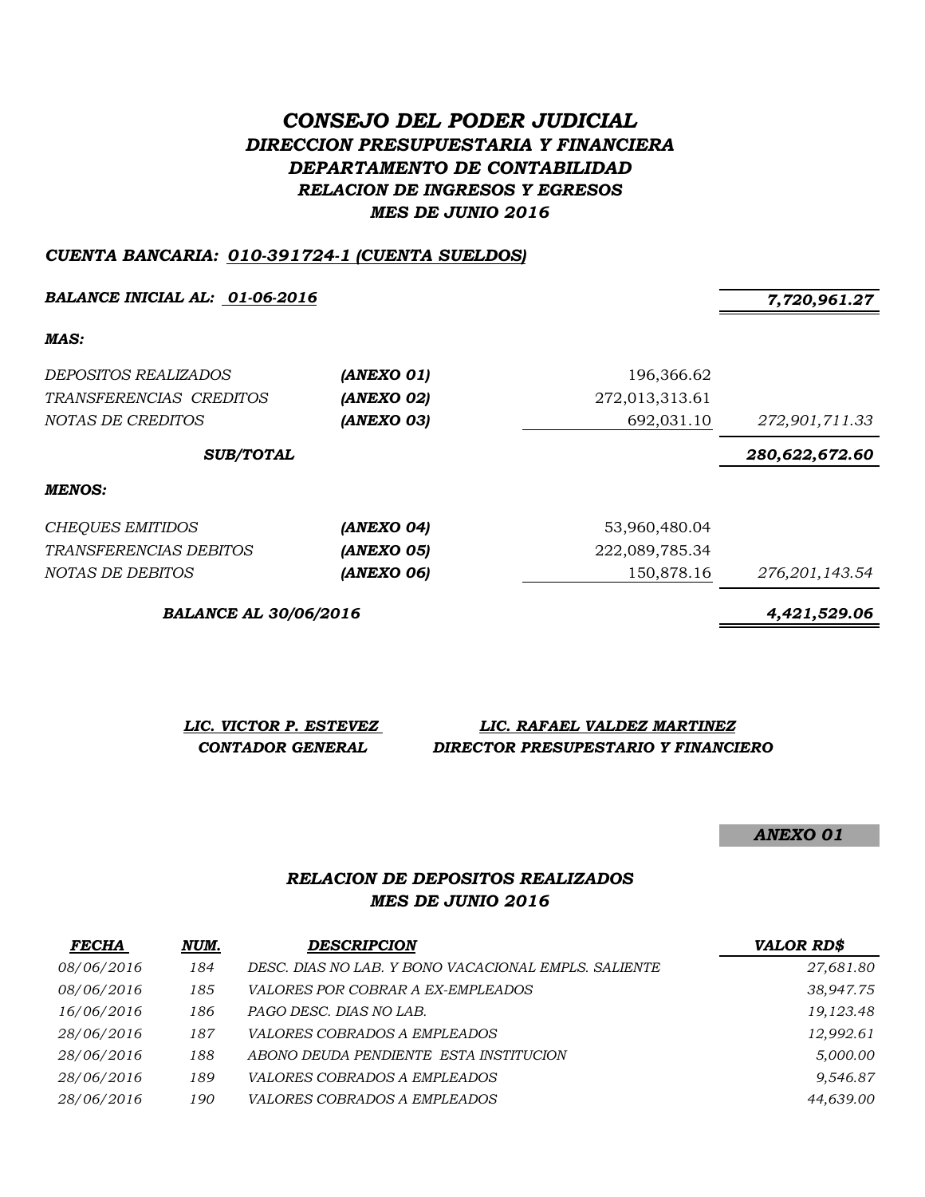# *CONSEJO DEL PODER JUDICIAL*
## *DIRECCION PRESUPUESTARIA Y FINANCIERA*
## *DEPARTAMENTO DE CONTABILIDAD*
## *RELACION DE INGRESOS Y EGRESOS*
## *MES DE JUNIO 2016*

***CUENTA BANCARIA: 010-391724-1 (CUENTA SUELDOS)***

| | | | |
|---|---|---|---|
| ***BALANCE INICIAL AL: 01-06-2016*** | | | ***7,720,961.27*** |
| ***MAS:*** | | | |
| *DEPOSITOS REALIZADOS* | ***(ANEXO 01)*** | 196,366.62 | |
| *TRANSFERENCIAS CREDITOS* | ***(ANEXO 02)*** | 272,013,313.61 | |
| *NOTAS DE CREDITOS* | ***(ANEXO 03)*** | 692,031.10 | *272,901,711.33* |
| ***SUB/TOTAL*** | | | ***280,622,672.60*** |
| ***MENOS:*** | | | |
| *CHEQUES EMITIDOS* | ***(ANEXO 04)*** | 53,960,480.04 | |
| *TRANSFERENCIAS DEBITOS* | ***(ANEXO 05)*** | 222,089,785.34 | |
| *NOTAS DE DEBITOS* | ***(ANEXO 06)*** | 150,878.16 | *276,201,143.54* |
| ***BALANCE AL 30/06/2016*** | | | ***4,421,529.06*** |

***LIC. VICTOR P. ESTEVEZ***
***CONTADOR GENERAL***

***LIC. RAFAEL VALDEZ MARTINEZ***
***DIRECTOR PRESUPESTARIO Y FINANCIERO***

***ANEXO 01***

## *RELACION DE DEPOSITOS REALIZADOS*
## *MES DE JUNIO 2016*

| ***FECHA*** | ***NUM.*** | ***DESCRIPCION*** | ***VALOR RD$*** |
|---|---|---|---|
| *08/06/2016* | *184* | *DESC. DIAS NO LAB. Y BONO VACACIONAL EMPLS. SALIENTE* | *27,681.80* |
| *08/06/2016* | *185* | *VALORES POR COBRAR A EX-EMPLEADOS* | *38,947.75* |
| *16/06/2016* | *186* | *PAGO DESC. DIAS NO LAB.* | *19,123.48* |
| *28/06/2016* | *187* | *VALORES COBRADOS A EMPLEADOS* | *12,992.61* |
| *28/06/2016* | *188* | *ABONO DEUDA PENDIENTE ESTA INSTITUCION* | *5,000.00* |
| *28/06/2016* | *189* | *VALORES COBRADOS A EMPLEADOS* | *9,546.87* |
| *28/06/2016* | *190* | *VALORES COBRADOS A EMPLEADOS* | *44,639.00* |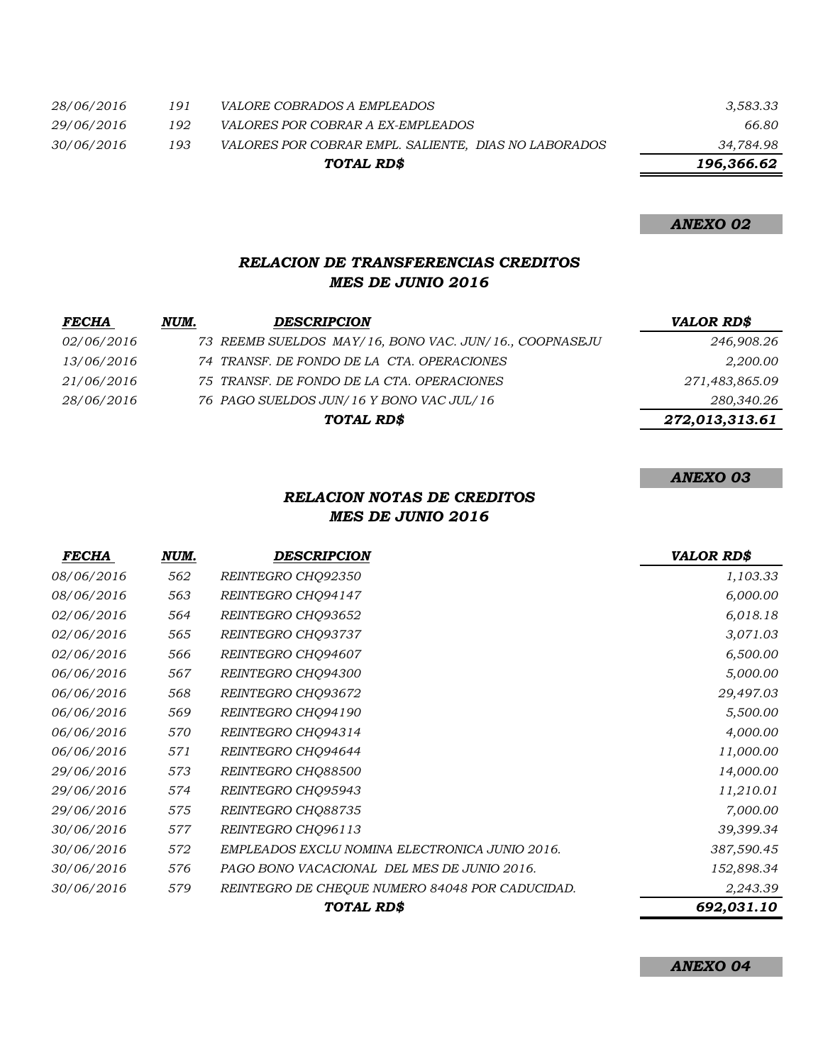| | | | |
|---|---|---|---|
| 28/06/2016 | 191 | VALORE COBRADOS A EMPLEADOS | 3,583.33 |
| 29/06/2016 | 192 | VALORES POR COBRAR A EX-EMPLEADOS | 66.80 |
| 30/06/2016 | 193 | VALORES POR COBRAR EMPL. SALIENTE, DIAS NO LABORADOS | 34,784.98 |
| | | **TOTAL RD$** | **196,366.62** |

**ANEXO 02**

## RELACION DE TRANSFERENCIAS CREDITOS
## MES DE JUNIO 2016

| FECHA | NUM. | DESCRIPCION | VALOR RD$ |
|---|---|---|---|
| 02/06/2016 | 73 | REEMB SUELDOS MAY/16, BONO VAC. JUN/16., COOPNASEJU | 246,908.26 |
| 13/06/2016 | 74 | TRANSF. DE FONDO DE LA CTA. OPERACIONES | 2,200.00 |
| 21/06/2016 | 75 | TRANSF. DE FONDO DE LA CTA. OPERACIONES | 271,483,865.09 |
| 28/06/2016 | 76 | PAGO SUELDOS JUN/16 Y BONO VAC JUL/16 | 280,340.26 |
| | | **TOTAL RD$** | **272,013,313.61** |

**ANEXO 03**

## RELACION NOTAS DE CREDITOS
## MES DE JUNIO 2016

| FECHA | NUM. | DESCRIPCION | VALOR RD$ |
|---|---|---|---|
| 08/06/2016 | 562 | REINTEGRO CHQ92350 | 1,103.33 |
| 08/06/2016 | 563 | REINTEGRO CHQ94147 | 6,000.00 |
| 02/06/2016 | 564 | REINTEGRO CHQ93652 | 6,018.18 |
| 02/06/2016 | 565 | REINTEGRO CHQ93737 | 3,071.03 |
| 02/06/2016 | 566 | REINTEGRO CHQ94607 | 6,500.00 |
| 06/06/2016 | 567 | REINTEGRO CHQ94300 | 5,000.00 |
| 06/06/2016 | 568 | REINTEGRO CHQ93672 | 29,497.03 |
| 06/06/2016 | 569 | REINTEGRO CHQ94190 | 5,500.00 |
| 06/06/2016 | 570 | REINTEGRO CHQ94314 | 4,000.00 |
| 06/06/2016 | 571 | REINTEGRO CHQ94644 | 11,000.00 |
| 29/06/2016 | 573 | REINTEGRO CHQ88500 | 14,000.00 |
| 29/06/2016 | 574 | REINTEGRO CHQ95943 | 11,210.01 |
| 29/06/2016 | 575 | REINTEGRO CHQ88735 | 7,000.00 |
| 30/06/2016 | 577 | REINTEGRO CHQ96113 | 39,399.34 |
| 30/06/2016 | 572 | EMPLEADOS EXCLU NOMINA ELECTRONICA JUNIO 2016. | 387,590.45 |
| 30/06/2016 | 576 | PAGO BONO VACACIONAL DEL MES DE JUNIO 2016. | 152,898.34 |
| 30/06/2016 | 579 | REINTEGRO DE CHEQUE NUMERO 84048 POR CADUCIDAD. | 2,243.39 |
| | | **TOTAL RD$** | **692,031.10** |

**ANEXO 04**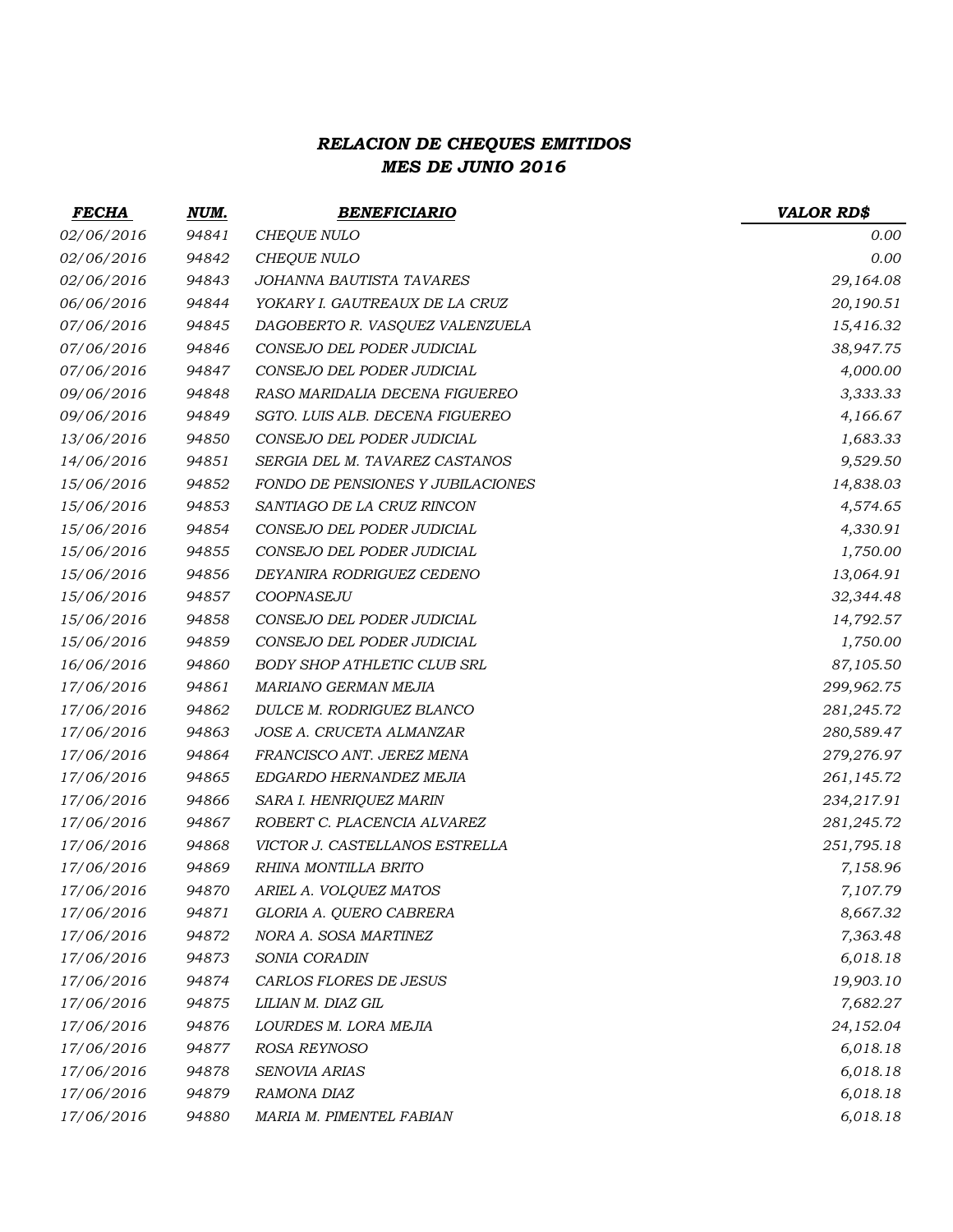***RELACION DE CHEQUES EMITIDOS***
***MES DE JUNIO 2016***

| ***FECHA*** | ***NUM.*** | ***BENEFICIARIO*** | ***VALOR RD$*** |
|---|---|---|---|
| *02/06/2016* | *94841* | *CHEQUE NULO* | *0.00* |
| *02/06/2016* | *94842* | *CHEQUE NULO* | *0.00* |
| *02/06/2016* | *94843* | *JOHANNA BAUTISTA TAVARES* | *29,164.08* |
| *06/06/2016* | *94844* | *YOKARY I. GAUTREAUX DE LA CRUZ* | *20,190.51* |
| *07/06/2016* | *94845* | *DAGOBERTO R. VASQUEZ VALENZUELA* | *15,416.32* |
| *07/06/2016* | *94846* | *CONSEJO DEL PODER JUDICIAL* | *38,947.75* |
| *07/06/2016* | *94847* | *CONSEJO DEL PODER JUDICIAL* | *4,000.00* |
| *09/06/2016* | *94848* | *RASO MARIDALIA DECENA FIGUEREO* | *3,333.33* |
| *09/06/2016* | *94849* | *SGTO. LUIS ALB. DECENA FIGUEREO* | *4,166.67* |
| *13/06/2016* | *94850* | *CONSEJO DEL PODER JUDICIAL* | *1,683.33* |
| *14/06/2016* | *94851* | *SERGIA DEL M. TAVAREZ CASTANOS* | *9,529.50* |
| *15/06/2016* | *94852* | *FONDO DE PENSIONES Y JUBILACIONES* | *14,838.03* |
| *15/06/2016* | *94853* | *SANTIAGO DE LA CRUZ RINCON* | *4,574.65* |
| *15/06/2016* | *94854* | *CONSEJO DEL PODER JUDICIAL* | *4,330.91* |
| *15/06/2016* | *94855* | *CONSEJO DEL PODER JUDICIAL* | *1,750.00* |
| *15/06/2016* | *94856* | *DEYANIRA RODRIGUEZ CEDENO* | *13,064.91* |
| *15/06/2016* | *94857* | *COOPNASEJU* | *32,344.48* |
| *15/06/2016* | *94858* | *CONSEJO DEL PODER JUDICIAL* | *14,792.57* |
| *15/06/2016* | *94859* | *CONSEJO DEL PODER JUDICIAL* | *1,750.00* |
| *16/06/2016* | *94860* | *BODY SHOP ATHLETIC CLUB SRL* | *87,105.50* |
| *17/06/2016* | *94861* | *MARIANO GERMAN MEJIA* | *299,962.75* |
| *17/06/2016* | *94862* | *DULCE M. RODRIGUEZ BLANCO* | *281,245.72* |
| *17/06/2016* | *94863* | *JOSE A. CRUCETA ALMANZAR* | *280,589.47* |
| *17/06/2016* | *94864* | *FRANCISCO ANT. JEREZ MENA* | *279,276.97* |
| *17/06/2016* | *94865* | *EDGARDO HERNANDEZ MEJIA* | *261,145.72* |
| *17/06/2016* | *94866* | *SARA I. HENRIQUEZ MARIN* | *234,217.91* |
| *17/06/2016* | *94867* | *ROBERT C. PLACENCIA ALVAREZ* | *281,245.72* |
| *17/06/2016* | *94868* | *VICTOR J. CASTELLANOS ESTRELLA* | *251,795.18* |
| *17/06/2016* | *94869* | *RHINA MONTILLA BRITO* | *7,158.96* |
| *17/06/2016* | *94870* | *ARIEL A. VOLQUEZ MATOS* | *7,107.79* |
| *17/06/2016* | *94871* | *GLORIA A. QUERO CABRERA* | *8,667.32* |
| *17/06/2016* | *94872* | *NORA A. SOSA MARTINEZ* | *7,363.48* |
| *17/06/2016* | *94873* | *SONIA CORADIN* | *6,018.18* |
| *17/06/2016* | *94874* | *CARLOS FLORES DE JESUS* | *19,903.10* |
| *17/06/2016* | *94875* | *LILIAN M. DIAZ GIL* | *7,682.27* |
| *17/06/2016* | *94876* | *LOURDES M. LORA MEJIA* | *24,152.04* |
| *17/06/2016* | *94877* | *ROSA REYNOSO* | *6,018.18* |
| *17/06/2016* | *94878* | *SENOVIA ARIAS* | *6,018.18* |
| *17/06/2016* | *94879* | *RAMONA DIAZ* | *6,018.18* |
| *17/06/2016* | *94880* | *MARIA M. PIMENTEL FABIAN* | *6,018.18* |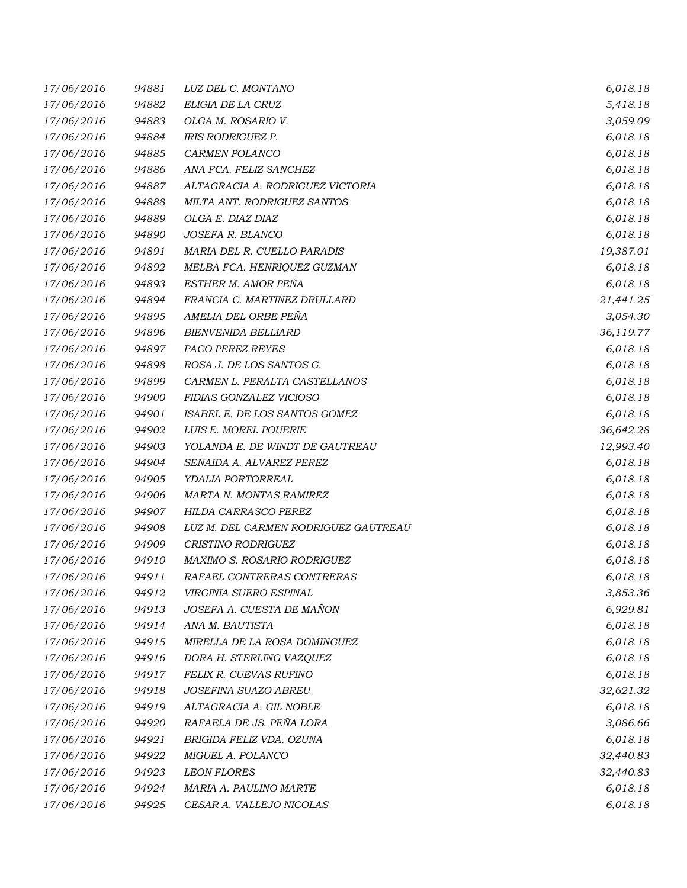| | | | |
|---|---|---|---|
| 17/06/2016 | 94881 | LUZ DEL C. MONTANO | 6,018.18 |
| 17/06/2016 | 94882 | ELIGIA DE LA CRUZ | 5,418.18 |
| 17/06/2016 | 94883 | OLGA M. ROSARIO V. | 3,059.09 |
| 17/06/2016 | 94884 | IRIS RODRIGUEZ P. | 6,018.18 |
| 17/06/2016 | 94885 | CARMEN POLANCO | 6,018.18 |
| 17/06/2016 | 94886 | ANA FCA. FELIZ SANCHEZ | 6,018.18 |
| 17/06/2016 | 94887 | ALTAGRACIA A. RODRIGUEZ VICTORIA | 6,018.18 |
| 17/06/2016 | 94888 | MILTA ANT. RODRIGUEZ SANTOS | 6,018.18 |
| 17/06/2016 | 94889 | OLGA E. DIAZ DIAZ | 6,018.18 |
| 17/06/2016 | 94890 | JOSEFA R. BLANCO | 6,018.18 |
| 17/06/2016 | 94891 | MARIA DEL R. CUELLO PARADIS | 19,387.01 |
| 17/06/2016 | 94892 | MELBA FCA. HENRIQUEZ GUZMAN | 6,018.18 |
| 17/06/2016 | 94893 | ESTHER M. AMOR PEÑA | 6,018.18 |
| 17/06/2016 | 94894 | FRANCIA C. MARTINEZ DRULLARD | 21,441.25 |
| 17/06/2016 | 94895 | AMELIA DEL ORBE PEÑA | 3,054.30 |
| 17/06/2016 | 94896 | BIENVENIDA BELLIARD | 36,119.77 |
| 17/06/2016 | 94897 | PACO PEREZ REYES | 6,018.18 |
| 17/06/2016 | 94898 | ROSA J. DE LOS SANTOS G. | 6,018.18 |
| 17/06/2016 | 94899 | CARMEN L. PERALTA CASTELLANOS | 6,018.18 |
| 17/06/2016 | 94900 | FIDIAS GONZALEZ VICIOSO | 6,018.18 |
| 17/06/2016 | 94901 | ISABEL E. DE LOS SANTOS GOMEZ | 6,018.18 |
| 17/06/2016 | 94902 | LUIS E. MOREL POUERIE | 36,642.28 |
| 17/06/2016 | 94903 | YOLANDA E. DE WINDT DE GAUTREAU | 12,993.40 |
| 17/06/2016 | 94904 | SENAIDA A. ALVAREZ PEREZ | 6,018.18 |
| 17/06/2016 | 94905 | YDALIA PORTORREAL | 6,018.18 |
| 17/06/2016 | 94906 | MARTA N. MONTAS RAMIREZ | 6,018.18 |
| 17/06/2016 | 94907 | HILDA CARRASCO PEREZ | 6,018.18 |
| 17/06/2016 | 94908 | LUZ M. DEL CARMEN RODRIGUEZ GAUTREAU | 6,018.18 |
| 17/06/2016 | 94909 | CRISTINO RODRIGUEZ | 6,018.18 |
| 17/06/2016 | 94910 | MAXIMO S. ROSARIO RODRIGUEZ | 6,018.18 |
| 17/06/2016 | 94911 | RAFAEL CONTRERAS CONTRERAS | 6,018.18 |
| 17/06/2016 | 94912 | VIRGINIA SUERO ESPINAL | 3,853.36 |
| 17/06/2016 | 94913 | JOSEFA A. CUESTA DE MAÑON | 6,929.81 |
| 17/06/2016 | 94914 | ANA M. BAUTISTA | 6,018.18 |
| 17/06/2016 | 94915 | MIRELLA DE LA ROSA DOMINGUEZ | 6,018.18 |
| 17/06/2016 | 94916 | DORA H. STERLING VAZQUEZ | 6,018.18 |
| 17/06/2016 | 94917 | FELIX R. CUEVAS RUFINO | 6,018.18 |
| 17/06/2016 | 94918 | JOSEFINA SUAZO ABREU | 32,621.32 |
| 17/06/2016 | 94919 | ALTAGRACIA A. GIL NOBLE | 6,018.18 |
| 17/06/2016 | 94920 | RAFAELA DE JS. PEÑA LORA | 3,086.66 |
| 17/06/2016 | 94921 | BRIGIDA FELIZ VDA. OZUNA | 6,018.18 |
| 17/06/2016 | 94922 | MIGUEL A. POLANCO | 32,440.83 |
| 17/06/2016 | 94923 | LEON FLORES | 32,440.83 |
| 17/06/2016 | 94924 | MARIA A. PAULINO MARTE | 6,018.18 |
| 17/06/2016 | 94925 | CESAR A. VALLEJO NICOLAS | 6,018.18 |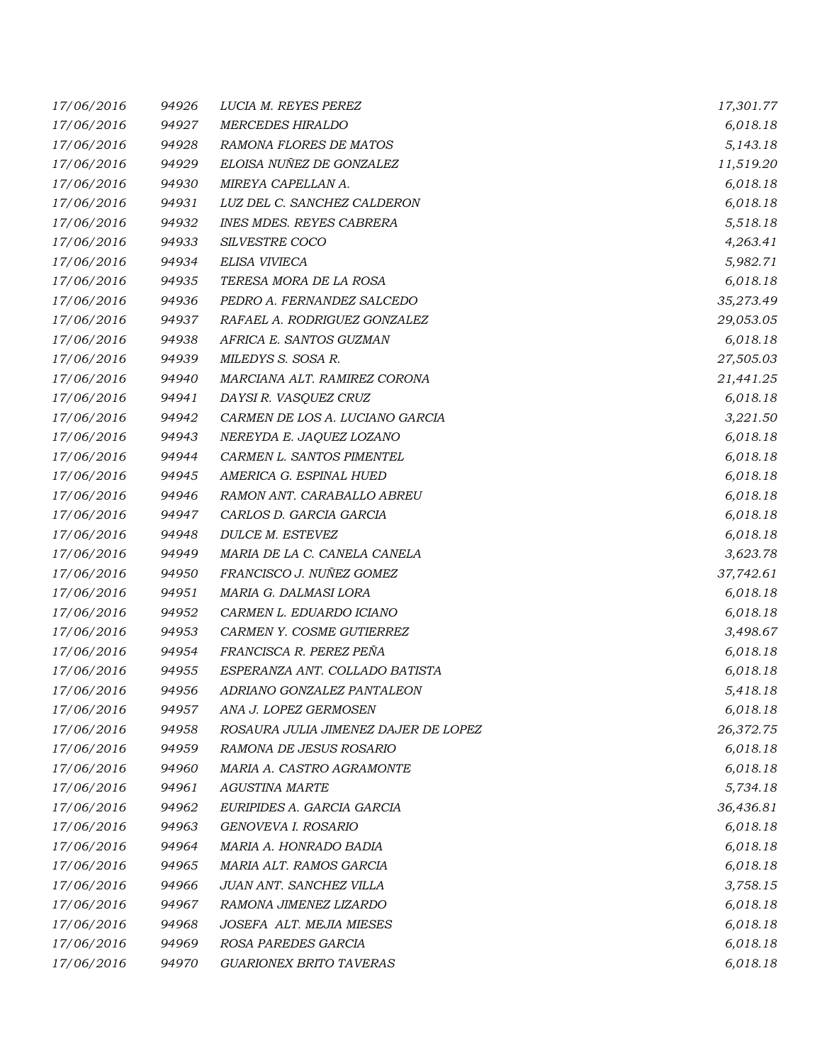| | | | |
|---|---|---|---|
| 17/06/2016 | 94926 | LUCIA M. REYES PEREZ | 17,301.77 |
| 17/06/2016 | 94927 | MERCEDES HIRALDO | 6,018.18 |
| 17/06/2016 | 94928 | RAMONA FLORES DE MATOS | 5,143.18 |
| 17/06/2016 | 94929 | ELOISA NUÑEZ DE GONZALEZ | 11,519.20 |
| 17/06/2016 | 94930 | MIREYA CAPELLAN A. | 6,018.18 |
| 17/06/2016 | 94931 | LUZ DEL C. SANCHEZ CALDERON | 6,018.18 |
| 17/06/2016 | 94932 | INES MDES. REYES CABRERA | 5,518.18 |
| 17/06/2016 | 94933 | SILVESTRE COCO | 4,263.41 |
| 17/06/2016 | 94934 | ELISA VIVIECA | 5,982.71 |
| 17/06/2016 | 94935 | TERESA MORA DE LA ROSA | 6,018.18 |
| 17/06/2016 | 94936 | PEDRO A. FERNANDEZ SALCEDO | 35,273.49 |
| 17/06/2016 | 94937 | RAFAEL A. RODRIGUEZ GONZALEZ | 29,053.05 |
| 17/06/2016 | 94938 | AFRICA E. SANTOS GUZMAN | 6,018.18 |
| 17/06/2016 | 94939 | MILEDYS S. SOSA R. | 27,505.03 |
| 17/06/2016 | 94940 | MARCIANA ALT. RAMIREZ CORONA | 21,441.25 |
| 17/06/2016 | 94941 | DAYSI R. VASQUEZ CRUZ | 6,018.18 |
| 17/06/2016 | 94942 | CARMEN DE LOS A. LUCIANO GARCIA | 3,221.50 |
| 17/06/2016 | 94943 | NEREYDA E. JAQUEZ LOZANO | 6,018.18 |
| 17/06/2016 | 94944 | CARMEN L. SANTOS PIMENTEL | 6,018.18 |
| 17/06/2016 | 94945 | AMERICA G. ESPINAL HUED | 6,018.18 |
| 17/06/2016 | 94946 | RAMON ANT. CARABALLO ABREU | 6,018.18 |
| 17/06/2016 | 94947 | CARLOS D. GARCIA GARCIA | 6,018.18 |
| 17/06/2016 | 94948 | DULCE M. ESTEVEZ | 6,018.18 |
| 17/06/2016 | 94949 | MARIA DE LA C. CANELA CANELA | 3,623.78 |
| 17/06/2016 | 94950 | FRANCISCO J. NUÑEZ GOMEZ | 37,742.61 |
| 17/06/2016 | 94951 | MARIA G. DALMASI LORA | 6,018.18 |
| 17/06/2016 | 94952 | CARMEN L. EDUARDO ICIANO | 6,018.18 |
| 17/06/2016 | 94953 | CARMEN Y. COSME GUTIERREZ | 3,498.67 |
| 17/06/2016 | 94954 | FRANCISCA R. PEREZ PEÑA | 6,018.18 |
| 17/06/2016 | 94955 | ESPERANZA ANT. COLLADO BATISTA | 6,018.18 |
| 17/06/2016 | 94956 | ADRIANO GONZALEZ PANTALEON | 5,418.18 |
| 17/06/2016 | 94957 | ANA J. LOPEZ GERMOSEN | 6,018.18 |
| 17/06/2016 | 94958 | ROSAURA JULIA JIMENEZ DAJER DE LOPEZ | 26,372.75 |
| 17/06/2016 | 94959 | RAMONA DE JESUS ROSARIO | 6,018.18 |
| 17/06/2016 | 94960 | MARIA A. CASTRO AGRAMONTE | 6,018.18 |
| 17/06/2016 | 94961 | AGUSTINA MARTE | 5,734.18 |
| 17/06/2016 | 94962 | EURIPIDES A. GARCIA GARCIA | 36,436.81 |
| 17/06/2016 | 94963 | GENOVEVA I. ROSARIO | 6,018.18 |
| 17/06/2016 | 94964 | MARIA A. HONRADO BADIA | 6,018.18 |
| 17/06/2016 | 94965 | MARIA ALT. RAMOS GARCIA | 6,018.18 |
| 17/06/2016 | 94966 | JUAN ANT. SANCHEZ VILLA | 3,758.15 |
| 17/06/2016 | 94967 | RAMONA JIMENEZ LIZARDO | 6,018.18 |
| 17/06/2016 | 94968 | JOSEFA ALT. MEJIA MIESES | 6,018.18 |
| 17/06/2016 | 94969 | ROSA PAREDES GARCIA | 6,018.18 |
| 17/06/2016 | 94970 | GUARIONEX BRITO TAVERAS | 6,018.18 |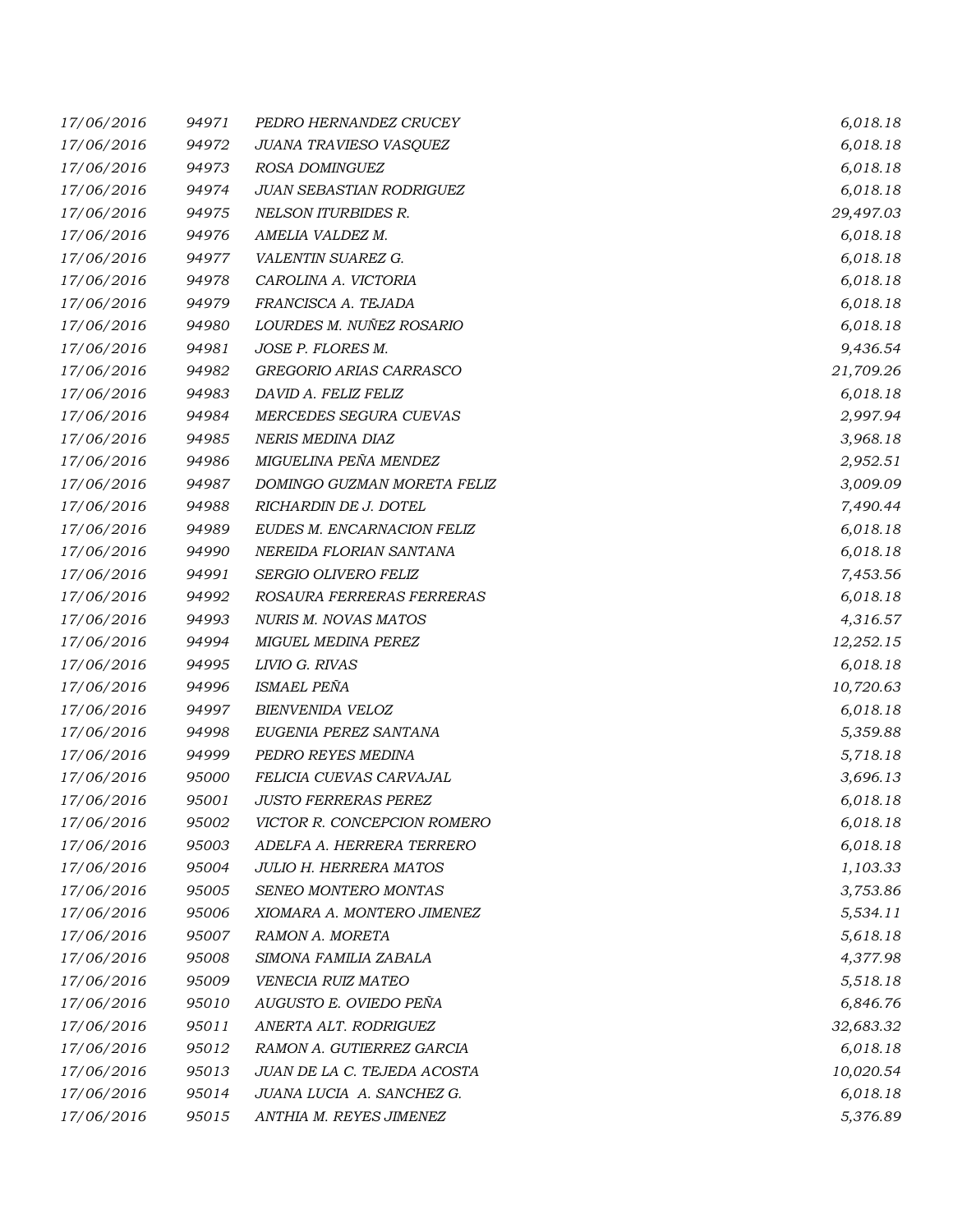| | | | |
|---|---|---|---|
| 17/06/2016 | 94971 | PEDRO HERNANDEZ CRUCEY | 6,018.18 |
| 17/06/2016 | 94972 | JUANA TRAVIESO VASQUEZ | 6,018.18 |
| 17/06/2016 | 94973 | ROSA DOMINGUEZ | 6,018.18 |
| 17/06/2016 | 94974 | JUAN SEBASTIAN RODRIGUEZ | 6,018.18 |
| 17/06/2016 | 94975 | NELSON ITURBIDES R. | 29,497.03 |
| 17/06/2016 | 94976 | AMELIA VALDEZ M. | 6,018.18 |
| 17/06/2016 | 94977 | VALENTIN SUAREZ G. | 6,018.18 |
| 17/06/2016 | 94978 | CAROLINA A. VICTORIA | 6,018.18 |
| 17/06/2016 | 94979 | FRANCISCA A. TEJADA | 6,018.18 |
| 17/06/2016 | 94980 | LOURDES M. NUÑEZ ROSARIO | 6,018.18 |
| 17/06/2016 | 94981 | JOSE P. FLORES M. | 9,436.54 |
| 17/06/2016 | 94982 | GREGORIO ARIAS CARRASCO | 21,709.26 |
| 17/06/2016 | 94983 | DAVID A. FELIZ FELIZ | 6,018.18 |
| 17/06/2016 | 94984 | MERCEDES SEGURA CUEVAS | 2,997.94 |
| 17/06/2016 | 94985 | NERIS MEDINA DIAZ | 3,968.18 |
| 17/06/2016 | 94986 | MIGUELINA PEÑA MENDEZ | 2,952.51 |
| 17/06/2016 | 94987 | DOMINGO GUZMAN MORETA FELIZ | 3,009.09 |
| 17/06/2016 | 94988 | RICHARDIN DE J. DOTEL | 7,490.44 |
| 17/06/2016 | 94989 | EUDES M. ENCARNACION FELIZ | 6,018.18 |
| 17/06/2016 | 94990 | NEREIDA FLORIAN SANTANA | 6,018.18 |
| 17/06/2016 | 94991 | SERGIO OLIVERO FELIZ | 7,453.56 |
| 17/06/2016 | 94992 | ROSAURA FERRERAS FERRERAS | 6,018.18 |
| 17/06/2016 | 94993 | NURIS M. NOVAS MATOS | 4,316.57 |
| 17/06/2016 | 94994 | MIGUEL MEDINA PEREZ | 12,252.15 |
| 17/06/2016 | 94995 | LIVIO G. RIVAS | 6,018.18 |
| 17/06/2016 | 94996 | ISMAEL PEÑA | 10,720.63 |
| 17/06/2016 | 94997 | BIENVENIDA VELOZ | 6,018.18 |
| 17/06/2016 | 94998 | EUGENIA PEREZ SANTANA | 5,359.88 |
| 17/06/2016 | 94999 | PEDRO REYES MEDINA | 5,718.18 |
| 17/06/2016 | 95000 | FELICIA CUEVAS CARVAJAL | 3,696.13 |
| 17/06/2016 | 95001 | JUSTO FERRERAS PEREZ | 6,018.18 |
| 17/06/2016 | 95002 | VICTOR R. CONCEPCION ROMERO | 6,018.18 |
| 17/06/2016 | 95003 | ADELFA A. HERRERA TERRERO | 6,018.18 |
| 17/06/2016 | 95004 | JULIO H. HERRERA MATOS | 1,103.33 |
| 17/06/2016 | 95005 | SENEO MONTERO MONTAS | 3,753.86 |
| 17/06/2016 | 95006 | XIOMARA A. MONTERO JIMENEZ | 5,534.11 |
| 17/06/2016 | 95007 | RAMON A. MORETA | 5,618.18 |
| 17/06/2016 | 95008 | SIMONA FAMILIA ZABALA | 4,377.98 |
| 17/06/2016 | 95009 | VENECIA RUIZ MATEO | 5,518.18 |
| 17/06/2016 | 95010 | AUGUSTO E. OVIEDO PEÑA | 6,846.76 |
| 17/06/2016 | 95011 | ANERTA ALT. RODRIGUEZ | 32,683.32 |
| 17/06/2016 | 95012 | RAMON A. GUTIERREZ GARCIA | 6,018.18 |
| 17/06/2016 | 95013 | JUAN DE LA C. TEJEDA ACOSTA | 10,020.54 |
| 17/06/2016 | 95014 | JUANA LUCIA A. SANCHEZ G. | 6,018.18 |
| 17/06/2016 | 95015 | ANTHIA M. REYES JIMENEZ | 5,376.89 |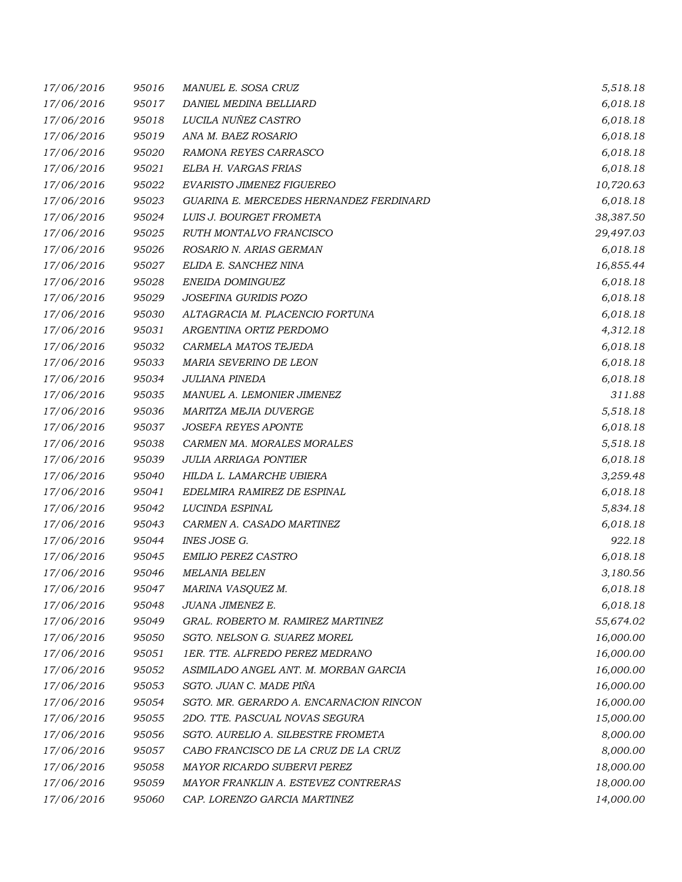| | | | |
|---|---|---|---|
| 17/06/2016 | 95016 | MANUEL E. SOSA CRUZ | 5,518.18 |
| 17/06/2016 | 95017 | DANIEL MEDINA BELLIARD | 6,018.18 |
| 17/06/2016 | 95018 | LUCILA NUÑEZ CASTRO | 6,018.18 |
| 17/06/2016 | 95019 | ANA M. BAEZ ROSARIO | 6,018.18 |
| 17/06/2016 | 95020 | RAMONA REYES CARRASCO | 6,018.18 |
| 17/06/2016 | 95021 | ELBA H. VARGAS FRIAS | 6,018.18 |
| 17/06/2016 | 95022 | EVARISTO JIMENEZ FIGUEREO | 10,720.63 |
| 17/06/2016 | 95023 | GUARINA E. MERCEDES HERNANDEZ FERDINARD | 6,018.18 |
| 17/06/2016 | 95024 | LUIS J. BOURGET FROMETA | 38,387.50 |
| 17/06/2016 | 95025 | RUTH MONTALVO FRANCISCO | 29,497.03 |
| 17/06/2016 | 95026 | ROSARIO N. ARIAS GERMAN | 6,018.18 |
| 17/06/2016 | 95027 | ELIDA E. SANCHEZ NINA | 16,855.44 |
| 17/06/2016 | 95028 | ENEIDA DOMINGUEZ | 6,018.18 |
| 17/06/2016 | 95029 | JOSEFINA GURIDIS POZO | 6,018.18 |
| 17/06/2016 | 95030 | ALTAGRACIA M. PLACENCIO FORTUNA | 6,018.18 |
| 17/06/2016 | 95031 | ARGENTINA ORTIZ PERDOMO | 4,312.18 |
| 17/06/2016 | 95032 | CARMELA MATOS TEJEDA | 6,018.18 |
| 17/06/2016 | 95033 | MARIA SEVERINO DE LEON | 6,018.18 |
| 17/06/2016 | 95034 | JULIANA PINEDA | 6,018.18 |
| 17/06/2016 | 95035 | MANUEL A. LEMONIER JIMENEZ | 311.88 |
| 17/06/2016 | 95036 | MARITZA MEJIA DUVERGE | 5,518.18 |
| 17/06/2016 | 95037 | JOSEFA REYES APONTE | 6,018.18 |
| 17/06/2016 | 95038 | CARMEN MA. MORALES MORALES | 5,518.18 |
| 17/06/2016 | 95039 | JULIA ARRIAGA PONTIER | 6,018.18 |
| 17/06/2016 | 95040 | HILDA L. LAMARCHE UBIERA | 3,259.48 |
| 17/06/2016 | 95041 | EDELMIRA RAMIREZ DE ESPINAL | 6,018.18 |
| 17/06/2016 | 95042 | LUCINDA ESPINAL | 5,834.18 |
| 17/06/2016 | 95043 | CARMEN A. CASADO MARTINEZ | 6,018.18 |
| 17/06/2016 | 95044 | INES JOSE G. | 922.18 |
| 17/06/2016 | 95045 | EMILIO PEREZ CASTRO | 6,018.18 |
| 17/06/2016 | 95046 | MELANIA BELEN | 3,180.56 |
| 17/06/2016 | 95047 | MARINA VASQUEZ M. | 6,018.18 |
| 17/06/2016 | 95048 | JUANA JIMENEZ E. | 6,018.18 |
| 17/06/2016 | 95049 | GRAL. ROBERTO M. RAMIREZ MARTINEZ | 55,674.02 |
| 17/06/2016 | 95050 | SGTO. NELSON G. SUAREZ MOREL | 16,000.00 |
| 17/06/2016 | 95051 | 1ER. TTE. ALFREDO PEREZ MEDRANO | 16,000.00 |
| 17/06/2016 | 95052 | ASIMILADO ANGEL ANT. M. MORBAN GARCIA | 16,000.00 |
| 17/06/2016 | 95053 | SGTO. JUAN C. MADE PIÑA | 16,000.00 |
| 17/06/2016 | 95054 | SGTO. MR. GERARDO A. ENCARNACION RINCON | 16,000.00 |
| 17/06/2016 | 95055 | 2DO. TTE. PASCUAL NOVAS SEGURA | 15,000.00 |
| 17/06/2016 | 95056 | SGTO. AURELIO A. SILBESTRE FROMETA | 8,000.00 |
| 17/06/2016 | 95057 | CABO FRANCISCO DE LA CRUZ DE LA CRUZ | 8,000.00 |
| 17/06/2016 | 95058 | MAYOR RICARDO SUBERVI PEREZ | 18,000.00 |
| 17/06/2016 | 95059 | MAYOR FRANKLIN A. ESTEVEZ CONTRERAS | 18,000.00 |
| 17/06/2016 | 95060 | CAP. LORENZO GARCIA MARTINEZ | 14,000.00 |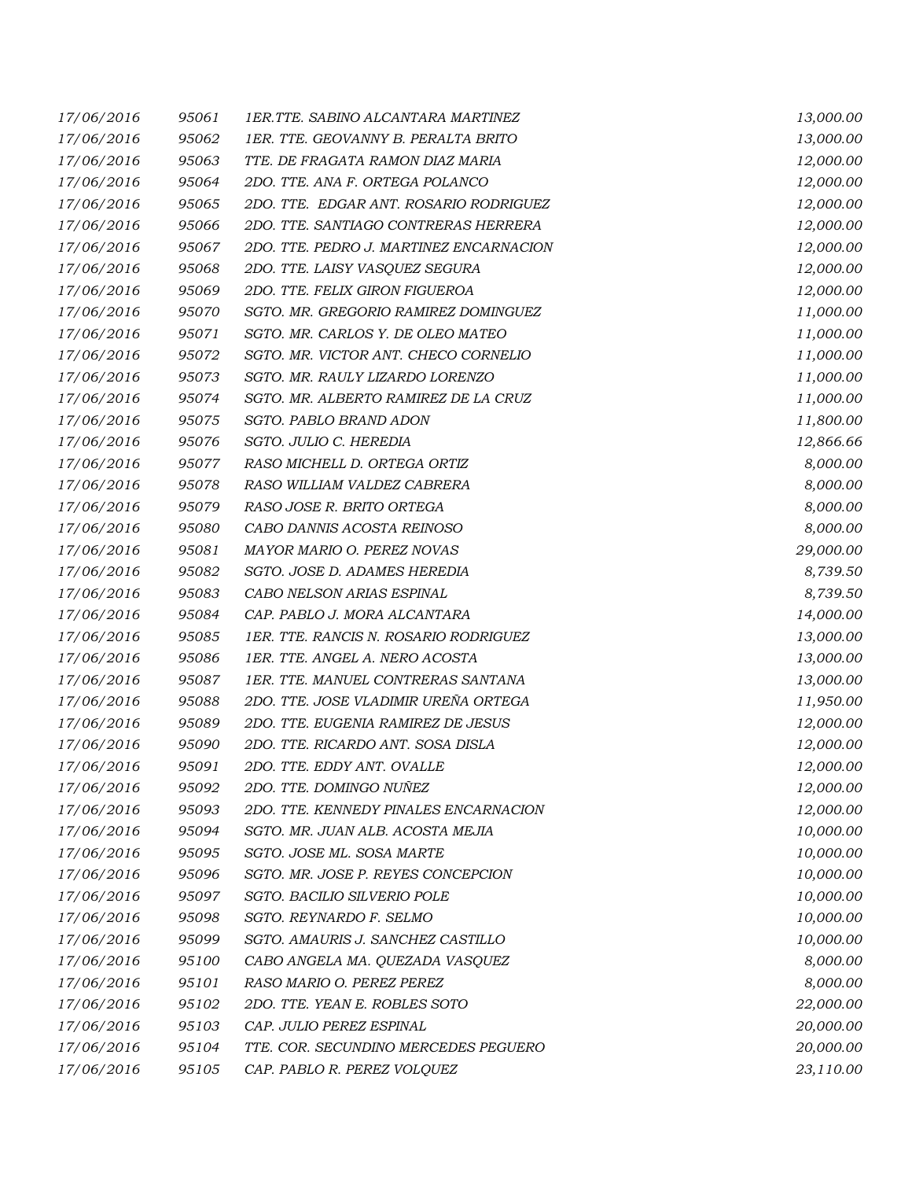| | | | |
|---|---|---|---|
| 17/06/2016 | 95061 | 1ER.TTE. SABINO ALCANTARA MARTINEZ | 13,000.00 |
| 17/06/2016 | 95062 | 1ER. TTE. GEOVANNY B. PERALTA BRITO | 13,000.00 |
| 17/06/2016 | 95063 | TTE. DE FRAGATA RAMON DIAZ MARIA | 12,000.00 |
| 17/06/2016 | 95064 | 2DO. TTE. ANA F. ORTEGA POLANCO | 12,000.00 |
| 17/06/2016 | 95065 | 2DO. TTE. EDGAR ANT. ROSARIO RODRIGUEZ | 12,000.00 |
| 17/06/2016 | 95066 | 2DO. TTE. SANTIAGO CONTRERAS HERRERA | 12,000.00 |
| 17/06/2016 | 95067 | 2DO. TTE. PEDRO J. MARTINEZ ENCARNACION | 12,000.00 |
| 17/06/2016 | 95068 | 2DO. TTE. LAISY VASQUEZ SEGURA | 12,000.00 |
| 17/06/2016 | 95069 | 2DO. TTE. FELIX GIRON FIGUEROA | 12,000.00 |
| 17/06/2016 | 95070 | SGTO. MR. GREGORIO RAMIREZ DOMINGUEZ | 11,000.00 |
| 17/06/2016 | 95071 | SGTO. MR. CARLOS Y. DE OLEO MATEO | 11,000.00 |
| 17/06/2016 | 95072 | SGTO. MR. VICTOR ANT. CHECO CORNELIO | 11,000.00 |
| 17/06/2016 | 95073 | SGTO. MR. RAULY LIZARDO LORENZO | 11,000.00 |
| 17/06/2016 | 95074 | SGTO. MR. ALBERTO RAMIREZ DE LA CRUZ | 11,000.00 |
| 17/06/2016 | 95075 | SGTO. PABLO BRAND ADON | 11,800.00 |
| 17/06/2016 | 95076 | SGTO. JULIO C. HEREDIA | 12,866.66 |
| 17/06/2016 | 95077 | RASO MICHELL D. ORTEGA ORTIZ | 8,000.00 |
| 17/06/2016 | 95078 | RASO WILLIAM VALDEZ CABRERA | 8,000.00 |
| 17/06/2016 | 95079 | RASO JOSE R. BRITO ORTEGA | 8,000.00 |
| 17/06/2016 | 95080 | CABO DANNIS ACOSTA REINOSO | 8,000.00 |
| 17/06/2016 | 95081 | MAYOR MARIO O. PEREZ NOVAS | 29,000.00 |
| 17/06/2016 | 95082 | SGTO. JOSE D. ADAMES HEREDIA | 8,739.50 |
| 17/06/2016 | 95083 | CABO NELSON ARIAS ESPINAL | 8,739.50 |
| 17/06/2016 | 95084 | CAP. PABLO J. MORA ALCANTARA | 14,000.00 |
| 17/06/2016 | 95085 | 1ER. TTE. RANCIS N. ROSARIO RODRIGUEZ | 13,000.00 |
| 17/06/2016 | 95086 | 1ER. TTE. ANGEL A. NERO ACOSTA | 13,000.00 |
| 17/06/2016 | 95087 | 1ER. TTE. MANUEL CONTRERAS SANTANA | 13,000.00 |
| 17/06/2016 | 95088 | 2DO. TTE. JOSE VLADIMIR UREÑA ORTEGA | 11,950.00 |
| 17/06/2016 | 95089 | 2DO. TTE. EUGENIA RAMIREZ DE JESUS | 12,000.00 |
| 17/06/2016 | 95090 | 2DO. TTE. RICARDO ANT. SOSA DISLA | 12,000.00 |
| 17/06/2016 | 95091 | 2DO. TTE. EDDY ANT. OVALLE | 12,000.00 |
| 17/06/2016 | 95092 | 2DO. TTE. DOMINGO NUÑEZ | 12,000.00 |
| 17/06/2016 | 95093 | 2DO. TTE. KENNEDY PINALES ENCARNACION | 12,000.00 |
| 17/06/2016 | 95094 | SGTO. MR. JUAN ALB. ACOSTA MEJIA | 10,000.00 |
| 17/06/2016 | 95095 | SGTO. JOSE ML. SOSA MARTE | 10,000.00 |
| 17/06/2016 | 95096 | SGTO. MR. JOSE P. REYES CONCEPCION | 10,000.00 |
| 17/06/2016 | 95097 | SGTO. BACILIO SILVERIO POLE | 10,000.00 |
| 17/06/2016 | 95098 | SGTO. REYNARDO F. SELMO | 10,000.00 |
| 17/06/2016 | 95099 | SGTO. AMAURIS J. SANCHEZ CASTILLO | 10,000.00 |
| 17/06/2016 | 95100 | CABO ANGELA MA. QUEZADA VASQUEZ | 8,000.00 |
| 17/06/2016 | 95101 | RASO MARIO O. PEREZ PEREZ | 8,000.00 |
| 17/06/2016 | 95102 | 2DO. TTE. YEAN E. ROBLES SOTO | 22,000.00 |
| 17/06/2016 | 95103 | CAP. JULIO PEREZ ESPINAL | 20,000.00 |
| 17/06/2016 | 95104 | TTE. COR. SECUNDINO MERCEDES PEGUERO | 20,000.00 |
| 17/06/2016 | 95105 | CAP. PABLO R. PEREZ VOLQUEZ | 23,110.00 |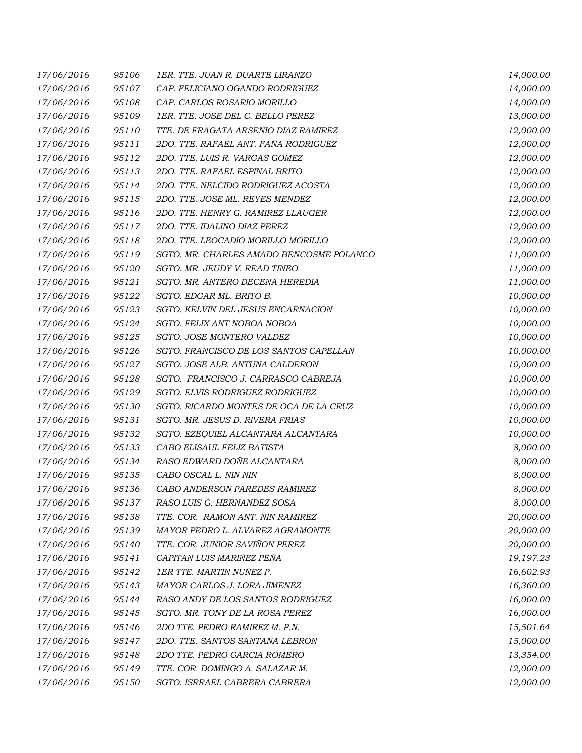| | | | |
|---|---|---|---|
| 17/06/2016 | 95106 | 1ER. TTE. JUAN R. DUARTE LIRANZO | 14,000.00 |
| 17/06/2016 | 95107 | CAP. FELICIANO OGANDO RODRIGUEZ | 14,000.00 |
| 17/06/2016 | 95108 | CAP. CARLOS ROSARIO MORILLO | 14,000.00 |
| 17/06/2016 | 95109 | 1ER. TTE. JOSE DEL C. BELLO PEREZ | 13,000.00 |
| 17/06/2016 | 95110 | TTE. DE FRAGATA ARSENIO DIAZ RAMIREZ | 12,000.00 |
| 17/06/2016 | 95111 | 2DO. TTE. RAFAEL ANT. FAÑA RODRIGUEZ | 12,000.00 |
| 17/06/2016 | 95112 | 2DO. TTE. LUIS R. VARGAS GOMEZ | 12,000.00 |
| 17/06/2016 | 95113 | 2DO. TTE. RAFAEL ESPINAL BRITO | 12,000.00 |
| 17/06/2016 | 95114 | 2DO. TTE. NELCIDO RODRIGUEZ ACOSTA | 12,000.00 |
| 17/06/2016 | 95115 | 2DO. TTE. JOSE ML. REYES MENDEZ | 12,000.00 |
| 17/06/2016 | 95116 | 2DO. TTE. HENRY G. RAMIREZ LLAUGER | 12,000.00 |
| 17/06/2016 | 95117 | 2DO. TTE. IDALINO DIAZ PEREZ | 12,000.00 |
| 17/06/2016 | 95118 | 2DO. TTE. LEOCADIO MORILLO MORILLO | 12,000.00 |
| 17/06/2016 | 95119 | SGTO. MR. CHARLES AMADO BENCOSME POLANCO | 11,000.00 |
| 17/06/2016 | 95120 | SGTO. MR. JEUDY V. READ TINEO | 11,000.00 |
| 17/06/2016 | 95121 | SGTO. MR. ANTERO DECENA HEREDIA | 11,000.00 |
| 17/06/2016 | 95122 | SGTO. EDGAR ML. BRITO B. | 10,000.00 |
| 17/06/2016 | 95123 | SGTO. KELVIN DEL JESUS ENCARNACION | 10,000.00 |
| 17/06/2016 | 95124 | SGTO. FELIX ANT NOBOA NOBOA | 10,000.00 |
| 17/06/2016 | 95125 | SGTO. JOSE MONTERO VALDEZ | 10,000.00 |
| 17/06/2016 | 95126 | SGTO. FRANCISCO DE LOS SANTOS CAPELLAN | 10,000.00 |
| 17/06/2016 | 95127 | SGTO. JOSE ALB. ANTUNA CALDERON | 10,000.00 |
| 17/06/2016 | 95128 | SGTO. FRANCISCO J. CARRASCO CABREJA | 10,000.00 |
| 17/06/2016 | 95129 | SGTO. ELVIS RODRIGUEZ RODRIGUEZ | 10,000.00 |
| 17/06/2016 | 95130 | SGTO. RICARDO MONTES DE OCA DE LA CRUZ | 10,000.00 |
| 17/06/2016 | 95131 | SGTO. MR. JESUS D. RIVERA FRIAS | 10,000.00 |
| 17/06/2016 | 95132 | SGTO. EZEQUIEL ALCANTARA ALCANTARA | 10,000.00 |
| 17/06/2016 | 95133 | CABO ELISAUL FELIZ BATISTA | 8,000.00 |
| 17/06/2016 | 95134 | RASO EDWARD DOÑE ALCANTARA | 8,000.00 |
| 17/06/2016 | 95135 | CABO OSCAL L. NIN NIN | 8,000.00 |
| 17/06/2016 | 95136 | CABO ANDERSON PAREDES RAMIREZ | 8,000.00 |
| 17/06/2016 | 95137 | RASO LUIS G. HERNANDEZ SOSA | 8,000.00 |
| 17/06/2016 | 95138 | TTE. COR. RAMON ANT. NIN RAMIREZ | 20,000.00 |
| 17/06/2016 | 95139 | MAYOR PEDRO L. ALVAREZ AGRAMONTE | 20,000.00 |
| 17/06/2016 | 95140 | TTE. COR. JUNIOR SAVIÑON PEREZ | 20,000.00 |
| 17/06/2016 | 95141 | CAPITAN LUIS MARIÑEZ PEÑA | 19,197.23 |
| 17/06/2016 | 95142 | 1ER TTE. MARTIN NUÑEZ P. | 16,602.93 |
| 17/06/2016 | 95143 | MAYOR CARLOS J. LORA JIMENEZ | 16,360.00 |
| 17/06/2016 | 95144 | RASO ANDY DE LOS SANTOS RODRIGUEZ | 16,000.00 |
| 17/06/2016 | 95145 | SGTO. MR. TONY DE LA ROSA PEREZ | 16,000.00 |
| 17/06/2016 | 95146 | 2DO TTE. PEDRO RAMIREZ M. P.N. | 15,501.64 |
| 17/06/2016 | 95147 | 2DO. TTE. SANTOS SANTANA LEBRON | 15,000.00 |
| 17/06/2016 | 95148 | 2DO TTE. PEDRO GARCIA ROMERO | 13,354.00 |
| 17/06/2016 | 95149 | TTE. COR. DOMINGO A. SALAZAR M. | 12,000.00 |
| 17/06/2016 | 95150 | SGTO. ISRRAEL CABRERA CABRERA | 12,000.00 |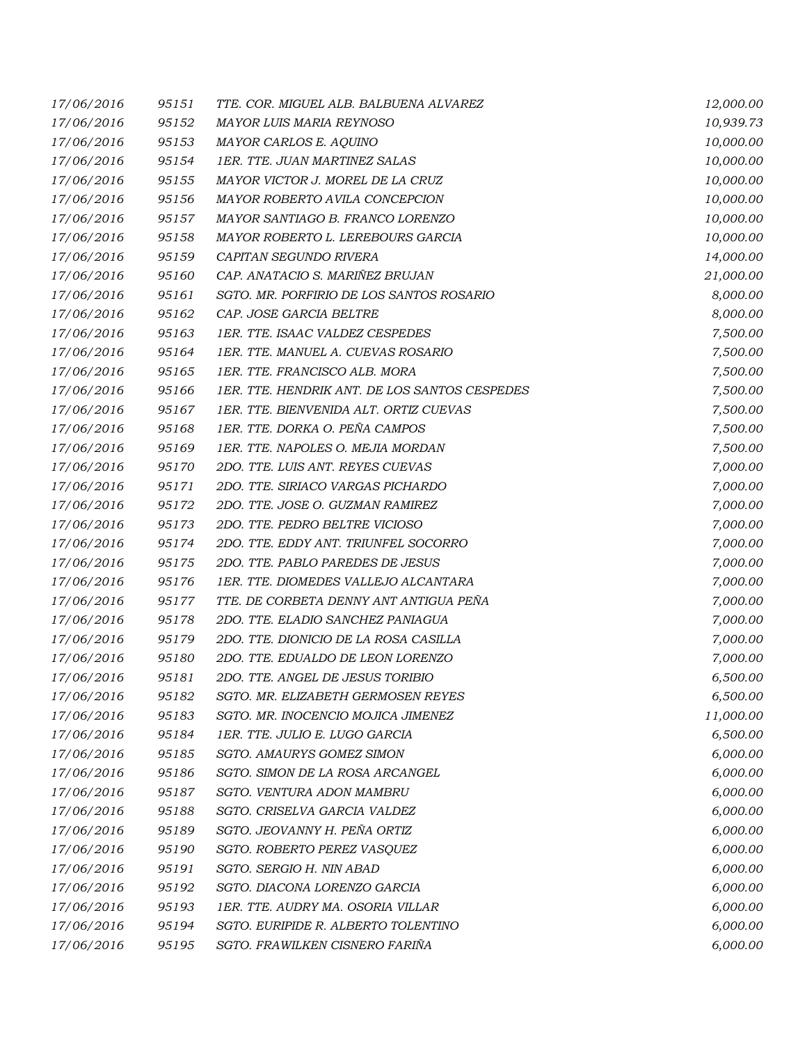| | | | |
|---|---|---|---|
| 17/06/2016 | 95151 | TTE. COR. MIGUEL ALB. BALBUENA ALVAREZ | 12,000.00 |
| 17/06/2016 | 95152 | MAYOR LUIS MARIA REYNOSO | 10,939.73 |
| 17/06/2016 | 95153 | MAYOR CARLOS E. AQUINO | 10,000.00 |
| 17/06/2016 | 95154 | 1ER. TTE. JUAN MARTINEZ SALAS | 10,000.00 |
| 17/06/2016 | 95155 | MAYOR VICTOR J. MOREL DE LA CRUZ | 10,000.00 |
| 17/06/2016 | 95156 | MAYOR ROBERTO AVILA CONCEPCION | 10,000.00 |
| 17/06/2016 | 95157 | MAYOR SANTIAGO B. FRANCO LORENZO | 10,000.00 |
| 17/06/2016 | 95158 | MAYOR ROBERTO L. LEREBOURS GARCIA | 10,000.00 |
| 17/06/2016 | 95159 | CAPITAN SEGUNDO RIVERA | 14,000.00 |
| 17/06/2016 | 95160 | CAP. ANATACIO S. MARIÑEZ BRUJAN | 21,000.00 |
| 17/06/2016 | 95161 | SGTO. MR. PORFIRIO DE LOS SANTOS ROSARIO | 8,000.00 |
| 17/06/2016 | 95162 | CAP. JOSE GARCIA BELTRE | 8,000.00 |
| 17/06/2016 | 95163 | 1ER. TTE. ISAAC VALDEZ CESPEDES | 7,500.00 |
| 17/06/2016 | 95164 | 1ER. TTE. MANUEL A. CUEVAS ROSARIO | 7,500.00 |
| 17/06/2016 | 95165 | 1ER. TTE. FRANCISCO ALB. MORA | 7,500.00 |
| 17/06/2016 | 95166 | 1ER. TTE. HENDRIK ANT. DE LOS SANTOS CESPEDES | 7,500.00 |
| 17/06/2016 | 95167 | 1ER. TTE. BIENVENIDA ALT. ORTIZ CUEVAS | 7,500.00 |
| 17/06/2016 | 95168 | 1ER. TTE. DORKA O. PEÑA CAMPOS | 7,500.00 |
| 17/06/2016 | 95169 | 1ER. TTE. NAPOLES O. MEJIA MORDAN | 7,500.00 |
| 17/06/2016 | 95170 | 2DO. TTE. LUIS ANT. REYES CUEVAS | 7,000.00 |
| 17/06/2016 | 95171 | 2DO. TTE. SIRIACO VARGAS PICHARDO | 7,000.00 |
| 17/06/2016 | 95172 | 2DO. TTE. JOSE O. GUZMAN RAMIREZ | 7,000.00 |
| 17/06/2016 | 95173 | 2DO. TTE. PEDRO BELTRE VICIOSO | 7,000.00 |
| 17/06/2016 | 95174 | 2DO. TTE. EDDY ANT. TRIUNFEL SOCORRO | 7,000.00 |
| 17/06/2016 | 95175 | 2DO. TTE. PABLO PAREDES DE JESUS | 7,000.00 |
| 17/06/2016 | 95176 | 1ER. TTE. DIOMEDES VALLEJO ALCANTARA | 7,000.00 |
| 17/06/2016 | 95177 | TTE. DE CORBETA DENNY ANT ANTIGUA PEÑA | 7,000.00 |
| 17/06/2016 | 95178 | 2DO. TTE. ELADIO SANCHEZ PANIAGUA | 7,000.00 |
| 17/06/2016 | 95179 | 2DO. TTE. DIONICIO DE LA ROSA CASILLA | 7,000.00 |
| 17/06/2016 | 95180 | 2DO. TTE. EDUALDO DE LEON LORENZO | 7,000.00 |
| 17/06/2016 | 95181 | 2DO. TTE. ANGEL DE JESUS TORIBIO | 6,500.00 |
| 17/06/2016 | 95182 | SGTO. MR. ELIZABETH GERMOSEN REYES | 6,500.00 |
| 17/06/2016 | 95183 | SGTO. MR. INOCENCIO MOJICA JIMENEZ | 11,000.00 |
| 17/06/2016 | 95184 | 1ER. TTE. JULIO E. LUGO GARCIA | 6,500.00 |
| 17/06/2016 | 95185 | SGTO. AMAURYS GOMEZ SIMON | 6,000.00 |
| 17/06/2016 | 95186 | SGTO. SIMON DE LA ROSA ARCANGEL | 6,000.00 |
| 17/06/2016 | 95187 | SGTO. VENTURA ADON MAMBRU | 6,000.00 |
| 17/06/2016 | 95188 | SGTO. CRISELVA GARCIA VALDEZ | 6,000.00 |
| 17/06/2016 | 95189 | SGTO. JEOVANNY H. PEÑA ORTIZ | 6,000.00 |
| 17/06/2016 | 95190 | SGTO. ROBERTO PEREZ VASQUEZ | 6,000.00 |
| 17/06/2016 | 95191 | SGTO. SERGIO H. NIN ABAD | 6,000.00 |
| 17/06/2016 | 95192 | SGTO. DIACONA LORENZO GARCIA | 6,000.00 |
| 17/06/2016 | 95193 | 1ER. TTE. AUDRY MA. OSORIA VILLAR | 6,000.00 |
| 17/06/2016 | 95194 | SGTO. EURIPIDE R. ALBERTO TOLENTINO | 6,000.00 |
| 17/06/2016 | 95195 | SGTO. FRAWILKEN CISNERO FARIÑA | 6,000.00 |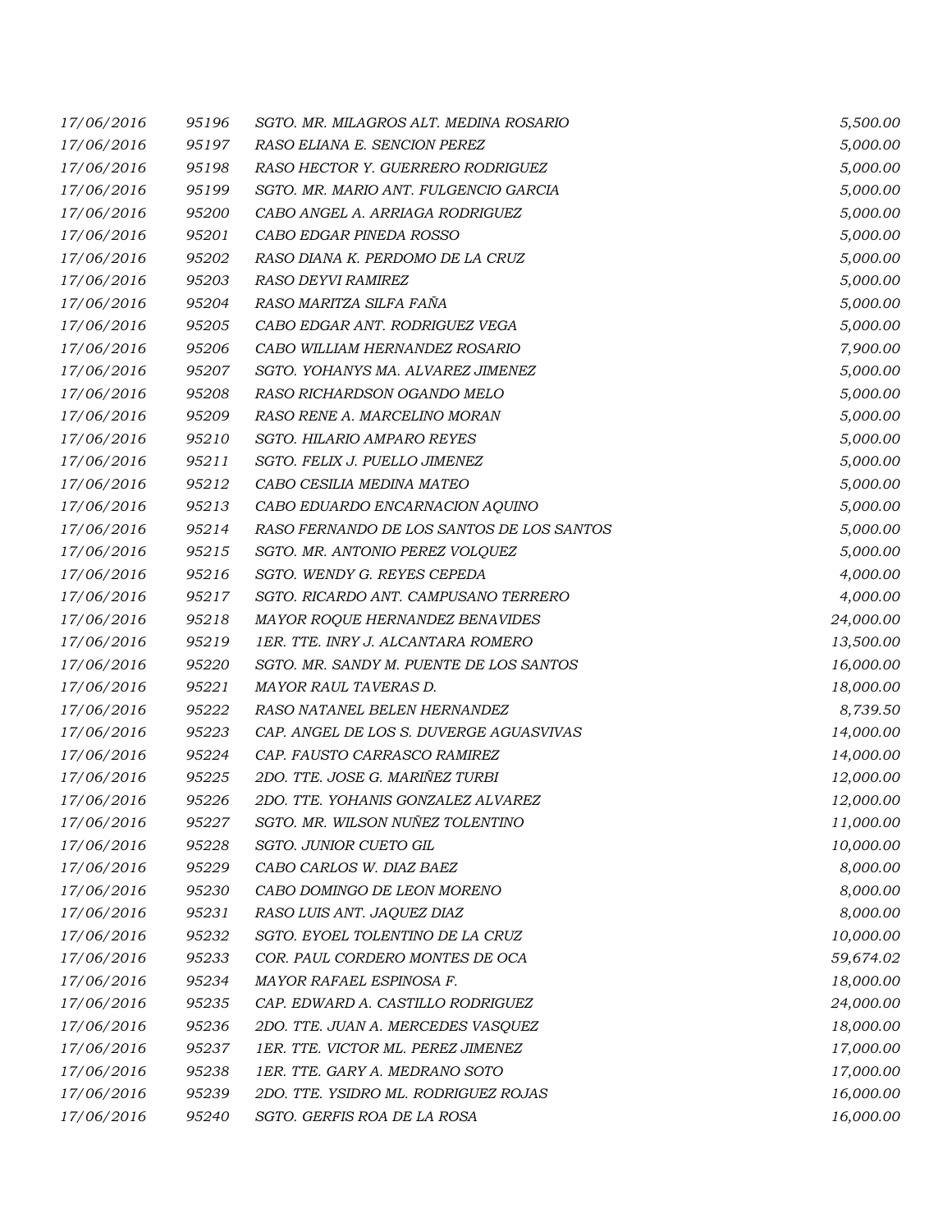| | | | |
|---|---|---|---|
| 17/06/2016 | 95196 | SGTO. MR. MILAGROS ALT. MEDINA ROSARIO | 5,500.00 |
| 17/06/2016 | 95197 | RASO ELIANA E. SENCION PEREZ | 5,000.00 |
| 17/06/2016 | 95198 | RASO HECTOR Y. GUERRERO RODRIGUEZ | 5,000.00 |
| 17/06/2016 | 95199 | SGTO. MR. MARIO ANT. FULGENCIO GARCIA | 5,000.00 |
| 17/06/2016 | 95200 | CABO ANGEL A. ARRIAGA RODRIGUEZ | 5,000.00 |
| 17/06/2016 | 95201 | CABO EDGAR PINEDA ROSSO | 5,000.00 |
| 17/06/2016 | 95202 | RASO DIANA K. PERDOMO DE LA CRUZ | 5,000.00 |
| 17/06/2016 | 95203 | RASO DEYVI RAMIREZ | 5,000.00 |
| 17/06/2016 | 95204 | RASO MARITZA SILFA FAÑA | 5,000.00 |
| 17/06/2016 | 95205 | CABO EDGAR ANT. RODRIGUEZ VEGA | 5,000.00 |
| 17/06/2016 | 95206 | CABO WILLIAM HERNANDEZ ROSARIO | 7,900.00 |
| 17/06/2016 | 95207 | SGTO. YOHANYS MA. ALVAREZ JIMENEZ | 5,000.00 |
| 17/06/2016 | 95208 | RASO RICHARDSON OGANDO MELO | 5,000.00 |
| 17/06/2016 | 95209 | RASO RENE A. MARCELINO MORAN | 5,000.00 |
| 17/06/2016 | 95210 | SGTO. HILARIO AMPARO REYES | 5,000.00 |
| 17/06/2016 | 95211 | SGTO. FELIX J. PUELLO JIMENEZ | 5,000.00 |
| 17/06/2016 | 95212 | CABO CESILIA MEDINA MATEO | 5,000.00 |
| 17/06/2016 | 95213 | CABO EDUARDO ENCARNACION AQUINO | 5,000.00 |
| 17/06/2016 | 95214 | RASO FERNANDO DE LOS SANTOS DE LOS SANTOS | 5,000.00 |
| 17/06/2016 | 95215 | SGTO. MR. ANTONIO PEREZ VOLQUEZ | 5,000.00 |
| 17/06/2016 | 95216 | SGTO. WENDY G. REYES CEPEDA | 4,000.00 |
| 17/06/2016 | 95217 | SGTO. RICARDO ANT. CAMPUSANO TERRERO | 4,000.00 |
| 17/06/2016 | 95218 | MAYOR ROQUE HERNANDEZ BENAVIDES | 24,000.00 |
| 17/06/2016 | 95219 | 1ER. TTE. INRY J. ALCANTARA ROMERO | 13,500.00 |
| 17/06/2016 | 95220 | SGTO. MR. SANDY M. PUENTE DE LOS SANTOS | 16,000.00 |
| 17/06/2016 | 95221 | MAYOR RAUL TAVERAS D. | 18,000.00 |
| 17/06/2016 | 95222 | RASO NATANEL BELEN HERNANDEZ | 8,739.50 |
| 17/06/2016 | 95223 | CAP. ANGEL DE LOS S. DUVERGE AGUASVIVAS | 14,000.00 |
| 17/06/2016 | 95224 | CAP. FAUSTO CARRASCO RAMIREZ | 14,000.00 |
| 17/06/2016 | 95225 | 2DO. TTE. JOSE G. MARIÑEZ TURBI | 12,000.00 |
| 17/06/2016 | 95226 | 2DO. TTE. YOHANIS GONZALEZ ALVAREZ | 12,000.00 |
| 17/06/2016 | 95227 | SGTO. MR. WILSON NUÑEZ TOLENTINO | 11,000.00 |
| 17/06/2016 | 95228 | SGTO. JUNIOR CUETO GIL | 10,000.00 |
| 17/06/2016 | 95229 | CABO CARLOS W. DIAZ BAEZ | 8,000.00 |
| 17/06/2016 | 95230 | CABO DOMINGO DE LEON MORENO | 8,000.00 |
| 17/06/2016 | 95231 | RASO LUIS ANT. JAQUEZ DIAZ | 8,000.00 |
| 17/06/2016 | 95232 | SGTO. EYOEL TOLENTINO DE LA CRUZ | 10,000.00 |
| 17/06/2016 | 95233 | COR. PAUL CORDERO MONTES DE OCA | 59,674.02 |
| 17/06/2016 | 95234 | MAYOR RAFAEL ESPINOSA F. | 18,000.00 |
| 17/06/2016 | 95235 | CAP. EDWARD A. CASTILLO RODRIGUEZ | 24,000.00 |
| 17/06/2016 | 95236 | 2DO. TTE. JUAN A. MERCEDES VASQUEZ | 18,000.00 |
| 17/06/2016 | 95237 | 1ER. TTE. VICTOR ML. PEREZ JIMENEZ | 17,000.00 |
| 17/06/2016 | 95238 | 1ER. TTE. GARY A. MEDRANO SOTO | 17,000.00 |
| 17/06/2016 | 95239 | 2DO. TTE. YSIDRO ML. RODRIGUEZ ROJAS | 16,000.00 |
| 17/06/2016 | 95240 | SGTO. GERFIS ROA DE LA ROSA | 16,000.00 |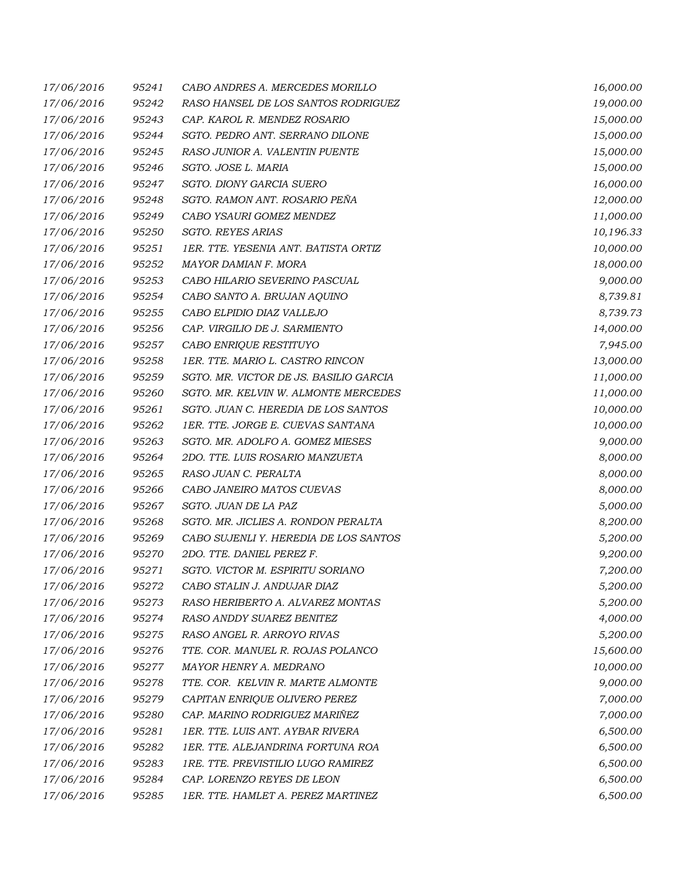| | | | |
|---|---|---|---|
| 17/06/2016 | 95241 | CABO ANDRES A. MERCEDES MORILLO | 16,000.00 |
| 17/06/2016 | 95242 | RASO HANSEL DE LOS SANTOS RODRIGUEZ | 19,000.00 |
| 17/06/2016 | 95243 | CAP. KAROL R. MENDEZ ROSARIO | 15,000.00 |
| 17/06/2016 | 95244 | SGTO. PEDRO ANT. SERRANO DILONE | 15,000.00 |
| 17/06/2016 | 95245 | RASO JUNIOR A. VALENTIN PUENTE | 15,000.00 |
| 17/06/2016 | 95246 | SGTO. JOSE L. MARIA | 15,000.00 |
| 17/06/2016 | 95247 | SGTO. DIONY GARCIA SUERO | 16,000.00 |
| 17/06/2016 | 95248 | SGTO. RAMON ANT. ROSARIO PEÑA | 12,000.00 |
| 17/06/2016 | 95249 | CABO YSAURI GOMEZ MENDEZ | 11,000.00 |
| 17/06/2016 | 95250 | SGTO. REYES ARIAS | 10,196.33 |
| 17/06/2016 | 95251 | 1ER. TTE. YESENIA ANT. BATISTA ORTIZ | 10,000.00 |
| 17/06/2016 | 95252 | MAYOR DAMIAN F. MORA | 18,000.00 |
| 17/06/2016 | 95253 | CABO HILARIO SEVERINO PASCUAL | 9,000.00 |
| 17/06/2016 | 95254 | CABO SANTO A. BRUJAN AQUINO | 8,739.81 |
| 17/06/2016 | 95255 | CABO ELPIDIO DIAZ VALLEJO | 8,739.73 |
| 17/06/2016 | 95256 | CAP. VIRGILIO DE J. SARMIENTO | 14,000.00 |
| 17/06/2016 | 95257 | CABO ENRIQUE RESTITUYO | 7,945.00 |
| 17/06/2016 | 95258 | 1ER. TTE. MARIO L. CASTRO RINCON | 13,000.00 |
| 17/06/2016 | 95259 | SGTO. MR. VICTOR DE JS. BASILIO GARCIA | 11,000.00 |
| 17/06/2016 | 95260 | SGTO. MR. KELVIN W. ALMONTE MERCEDES | 11,000.00 |
| 17/06/2016 | 95261 | SGTO. JUAN C. HEREDIA DE LOS SANTOS | 10,000.00 |
| 17/06/2016 | 95262 | 1ER. TTE. JORGE E. CUEVAS SANTANA | 10,000.00 |
| 17/06/2016 | 95263 | SGTO. MR. ADOLFO A. GOMEZ MIESES | 9,000.00 |
| 17/06/2016 | 95264 | 2DO. TTE. LUIS ROSARIO MANZUETA | 8,000.00 |
| 17/06/2016 | 95265 | RASO JUAN C. PERALTA | 8,000.00 |
| 17/06/2016 | 95266 | CABO JANEIRO MATOS CUEVAS | 8,000.00 |
| 17/06/2016 | 95267 | SGTO. JUAN DE LA PAZ | 5,000.00 |
| 17/06/2016 | 95268 | SGTO. MR. JICLIES A. RONDON PERALTA | 8,200.00 |
| 17/06/2016 | 95269 | CABO SUJENLI Y. HEREDIA DE LOS SANTOS | 5,200.00 |
| 17/06/2016 | 95270 | 2DO. TTE. DANIEL PEREZ F. | 9,200.00 |
| 17/06/2016 | 95271 | SGTO. VICTOR M. ESPIRITU SORIANO | 7,200.00 |
| 17/06/2016 | 95272 | CABO STALIN J. ANDUJAR DIAZ | 5,200.00 |
| 17/06/2016 | 95273 | RASO HERIBERTO A. ALVAREZ MONTAS | 5,200.00 |
| 17/06/2016 | 95274 | RASO ANDDY SUAREZ BENITEZ | 4,000.00 |
| 17/06/2016 | 95275 | RASO ANGEL R. ARROYO RIVAS | 5,200.00 |
| 17/06/2016 | 95276 | TTE. COR. MANUEL R. ROJAS POLANCO | 15,600.00 |
| 17/06/2016 | 95277 | MAYOR HENRY A. MEDRANO | 10,000.00 |
| 17/06/2016 | 95278 | TTE. COR. KELVIN R. MARTE ALMONTE | 9,000.00 |
| 17/06/2016 | 95279 | CAPITAN ENRIQUE OLIVERO PEREZ | 7,000.00 |
| 17/06/2016 | 95280 | CAP. MARINO RODRIGUEZ MARIÑEZ | 7,000.00 |
| 17/06/2016 | 95281 | 1ER. TTE. LUIS ANT. AYBAR RIVERA | 6,500.00 |
| 17/06/2016 | 95282 | 1ER. TTE. ALEJANDRINA FORTUNA ROA | 6,500.00 |
| 17/06/2016 | 95283 | 1RE. TTE. PREVISTILIO LUGO RAMIREZ | 6,500.00 |
| 17/06/2016 | 95284 | CAP. LORENZO REYES DE LEON | 6,500.00 |
| 17/06/2016 | 95285 | 1ER. TTE. HAMLET A. PEREZ MARTINEZ | 6,500.00 |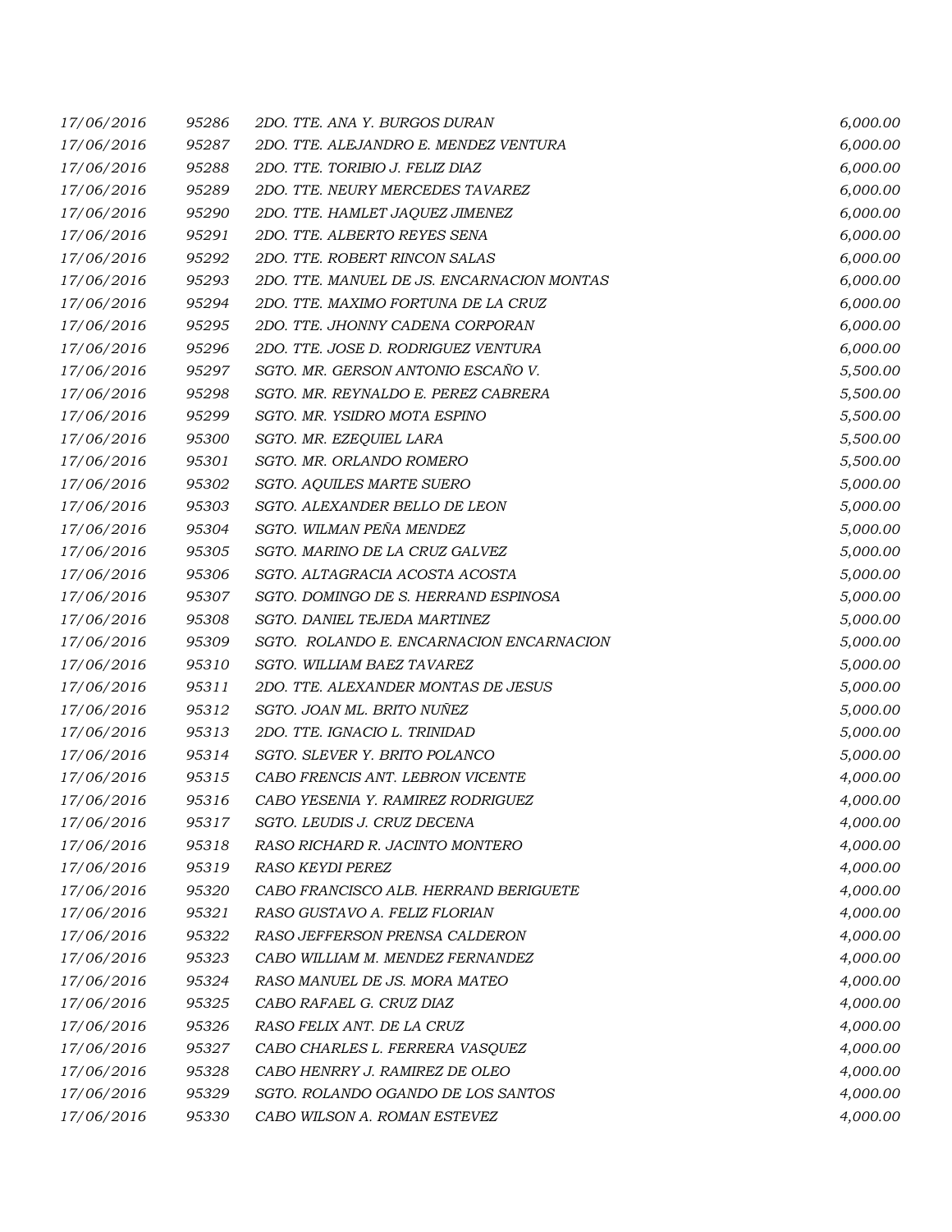| | | | |
|---|---|---|---|
| 17/06/2016 | 95286 | 2DO. TTE. ANA Y. BURGOS DURAN | 6,000.00 |
| 17/06/2016 | 95287 | 2DO. TTE. ALEJANDRO E. MENDEZ VENTURA | 6,000.00 |
| 17/06/2016 | 95288 | 2DO. TTE. TORIBIO J. FELIZ DIAZ | 6,000.00 |
| 17/06/2016 | 95289 | 2DO. TTE. NEURY MERCEDES TAVAREZ | 6,000.00 |
| 17/06/2016 | 95290 | 2DO. TTE. HAMLET JAQUEZ JIMENEZ | 6,000.00 |
| 17/06/2016 | 95291 | 2DO. TTE. ALBERTO REYES SENA | 6,000.00 |
| 17/06/2016 | 95292 | 2DO. TTE. ROBERT RINCON SALAS | 6,000.00 |
| 17/06/2016 | 95293 | 2DO. TTE. MANUEL DE JS. ENCARNACION MONTAS | 6,000.00 |
| 17/06/2016 | 95294 | 2DO. TTE. MAXIMO FORTUNA DE LA CRUZ | 6,000.00 |
| 17/06/2016 | 95295 | 2DO. TTE. JHONNY CADENA CORPORAN | 6,000.00 |
| 17/06/2016 | 95296 | 2DO. TTE. JOSE D. RODRIGUEZ VENTURA | 6,000.00 |
| 17/06/2016 | 95297 | SGTO. MR. GERSON ANTONIO ESCAÑO V. | 5,500.00 |
| 17/06/2016 | 95298 | SGTO. MR. REYNALDO E. PEREZ CABRERA | 5,500.00 |
| 17/06/2016 | 95299 | SGTO. MR. YSIDRO MOTA ESPINO | 5,500.00 |
| 17/06/2016 | 95300 | SGTO. MR. EZEQUIEL LARA | 5,500.00 |
| 17/06/2016 | 95301 | SGTO. MR. ORLANDO ROMERO | 5,500.00 |
| 17/06/2016 | 95302 | SGTO. AQUILES MARTE SUERO | 5,000.00 |
| 17/06/2016 | 95303 | SGTO. ALEXANDER BELLO DE LEON | 5,000.00 |
| 17/06/2016 | 95304 | SGTO. WILMAN PEÑA MENDEZ | 5,000.00 |
| 17/06/2016 | 95305 | SGTO. MARINO DE LA CRUZ GALVEZ | 5,000.00 |
| 17/06/2016 | 95306 | SGTO. ALTAGRACIA ACOSTA ACOSTA | 5,000.00 |
| 17/06/2016 | 95307 | SGTO. DOMINGO DE S. HERRAND ESPINOSA | 5,000.00 |
| 17/06/2016 | 95308 | SGTO. DANIEL TEJEDA MARTINEZ | 5,000.00 |
| 17/06/2016 | 95309 | SGTO. ROLANDO E. ENCARNACION ENCARNACION | 5,000.00 |
| 17/06/2016 | 95310 | SGTO. WILLIAM BAEZ TAVAREZ | 5,000.00 |
| 17/06/2016 | 95311 | 2DO. TTE. ALEXANDER MONTAS DE JESUS | 5,000.00 |
| 17/06/2016 | 95312 | SGTO. JOAN ML. BRITO NUÑEZ | 5,000.00 |
| 17/06/2016 | 95313 | 2DO. TTE. IGNACIO L. TRINIDAD | 5,000.00 |
| 17/06/2016 | 95314 | SGTO. SLEVER Y. BRITO POLANCO | 5,000.00 |
| 17/06/2016 | 95315 | CABO FRENCIS ANT. LEBRON VICENTE | 4,000.00 |
| 17/06/2016 | 95316 | CABO YESENIA Y. RAMIREZ RODRIGUEZ | 4,000.00 |
| 17/06/2016 | 95317 | SGTO. LEUDIS J. CRUZ DECENA | 4,000.00 |
| 17/06/2016 | 95318 | RASO RICHARD R. JACINTO MONTERO | 4,000.00 |
| 17/06/2016 | 95319 | RASO KEYDI PEREZ | 4,000.00 |
| 17/06/2016 | 95320 | CABO FRANCISCO ALB. HERRAND BERIGUETE | 4,000.00 |
| 17/06/2016 | 95321 | RASO GUSTAVO A. FELIZ FLORIAN | 4,000.00 |
| 17/06/2016 | 95322 | RASO JEFFERSON PRENSA CALDERON | 4,000.00 |
| 17/06/2016 | 95323 | CABO WILLIAM M. MENDEZ FERNANDEZ | 4,000.00 |
| 17/06/2016 | 95324 | RASO MANUEL DE JS. MORA MATEO | 4,000.00 |
| 17/06/2016 | 95325 | CABO RAFAEL G. CRUZ DIAZ | 4,000.00 |
| 17/06/2016 | 95326 | RASO FELIX ANT. DE LA CRUZ | 4,000.00 |
| 17/06/2016 | 95327 | CABO CHARLES L. FERRERA VASQUEZ | 4,000.00 |
| 17/06/2016 | 95328 | CABO HENRRY J. RAMIREZ DE OLEO | 4,000.00 |
| 17/06/2016 | 95329 | SGTO. ROLANDO OGANDO DE LOS SANTOS | 4,000.00 |
| 17/06/2016 | 95330 | CABO WILSON A. ROMAN ESTEVEZ | 4,000.00 |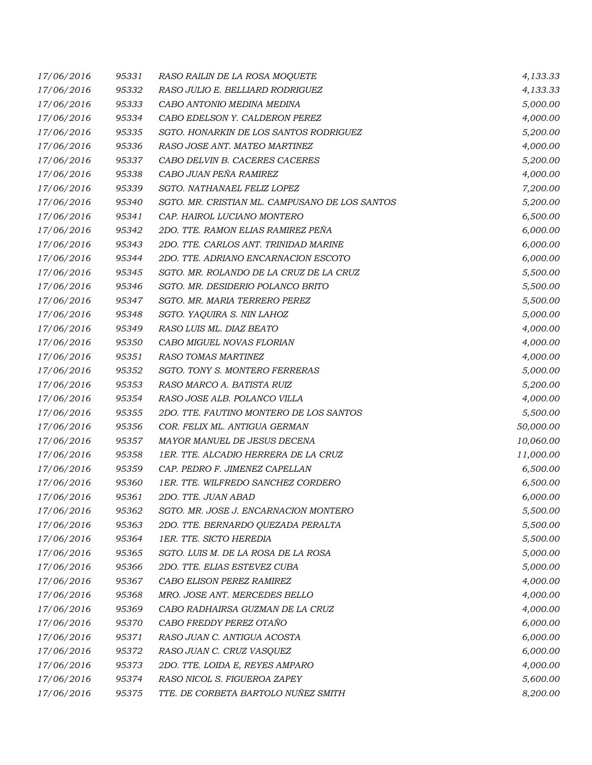| | | | |
|---|---|---|---|
| 17/06/2016 | 95331 | RASO RAILIN DE LA ROSA MOQUETE | 4,133.33 |
| 17/06/2016 | 95332 | RASO JULIO E. BELLIARD RODRIGUEZ | 4,133.33 |
| 17/06/2016 | 95333 | CABO ANTONIO MEDINA MEDINA | 5,000.00 |
| 17/06/2016 | 95334 | CABO EDELSON Y. CALDERON PEREZ | 4,000.00 |
| 17/06/2016 | 95335 | SGTO. HONARKIN DE LOS SANTOS RODRIGUEZ | 5,200.00 |
| 17/06/2016 | 95336 | RASO JOSE ANT. MATEO MARTINEZ | 4,000.00 |
| 17/06/2016 | 95337 | CABO DELVIN B. CACERES CACERES | 5,200.00 |
| 17/06/2016 | 95338 | CABO JUAN PEÑA RAMIREZ | 4,000.00 |
| 17/06/2016 | 95339 | SGTO. NATHANAEL FELIZ LOPEZ | 7,200.00 |
| 17/06/2016 | 95340 | SGTO. MR. CRISTIAN ML. CAMPUSANO DE LOS SANTOS | 5,200.00 |
| 17/06/2016 | 95341 | CAP. HAIROL LUCIANO MONTERO | 6,500.00 |
| 17/06/2016 | 95342 | 2DO. TTE. RAMON ELIAS RAMIREZ PEÑA | 6,000.00 |
| 17/06/2016 | 95343 | 2DO. TTE. CARLOS ANT. TRINIDAD MARINE | 6,000.00 |
| 17/06/2016 | 95344 | 2DO. TTE. ADRIANO ENCARNACION ESCOTO | 6,000.00 |
| 17/06/2016 | 95345 | SGTO. MR. ROLANDO DE LA CRUZ DE LA CRUZ | 5,500.00 |
| 17/06/2016 | 95346 | SGTO. MR. DESIDERIO POLANCO BRITO | 5,500.00 |
| 17/06/2016 | 95347 | SGTO. MR. MARIA TERRERO PEREZ | 5,500.00 |
| 17/06/2016 | 95348 | SGTO. YAQUIRA S. NIN LAHOZ | 5,000.00 |
| 17/06/2016 | 95349 | RASO LUIS ML. DIAZ BEATO | 4,000.00 |
| 17/06/2016 | 95350 | CABO MIGUEL NOVAS FLORIAN | 4,000.00 |
| 17/06/2016 | 95351 | RASO TOMAS MARTINEZ | 4,000.00 |
| 17/06/2016 | 95352 | SGTO. TONY S. MONTERO FERRERAS | 5,000.00 |
| 17/06/2016 | 95353 | RASO MARCO A. BATISTA RUIZ | 5,200.00 |
| 17/06/2016 | 95354 | RASO JOSE ALB. POLANCO VILLA | 4,000.00 |
| 17/06/2016 | 95355 | 2DO. TTE. FAUTINO MONTERO DE LOS SANTOS | 5,500.00 |
| 17/06/2016 | 95356 | COR. FELIX ML. ANTIGUA GERMAN | 50,000.00 |
| 17/06/2016 | 95357 | MAYOR MANUEL DE JESUS DECENA | 10,060.00 |
| 17/06/2016 | 95358 | 1ER. TTE. ALCADIO HERRERA DE LA CRUZ | 11,000.00 |
| 17/06/2016 | 95359 | CAP. PEDRO F. JIMENEZ CAPELLAN | 6,500.00 |
| 17/06/2016 | 95360 | 1ER. TTE. WILFREDO SANCHEZ CORDERO | 6,500.00 |
| 17/06/2016 | 95361 | 2DO. TTE. JUAN ABAD | 6,000.00 |
| 17/06/2016 | 95362 | SGTO. MR. JOSE J. ENCARNACION MONTERO | 5,500.00 |
| 17/06/2016 | 95363 | 2DO. TTE. BERNARDO QUEZADA PERALTA | 5,500.00 |
| 17/06/2016 | 95364 | 1ER. TTE. SICTO HEREDIA | 5,500.00 |
| 17/06/2016 | 95365 | SGTO. LUIS M. DE LA ROSA DE LA ROSA | 5,000.00 |
| 17/06/2016 | 95366 | 2DO. TTE. ELIAS ESTEVEZ CUBA | 5,000.00 |
| 17/06/2016 | 95367 | CABO ELISON PEREZ RAMIREZ | 4,000.00 |
| 17/06/2016 | 95368 | MRO. JOSE ANT. MERCEDES BELLO | 4,000.00 |
| 17/06/2016 | 95369 | CABO RADHAIRSA GUZMAN DE LA CRUZ | 4,000.00 |
| 17/06/2016 | 95370 | CABO FREDDY PEREZ OTAÑO | 6,000.00 |
| 17/06/2016 | 95371 | RASO JUAN C. ANTIGUA ACOSTA | 6,000.00 |
| 17/06/2016 | 95372 | RASO JUAN C. CRUZ VASQUEZ | 6,000.00 |
| 17/06/2016 | 95373 | 2DO. TTE. LOIDA E, REYES AMPARO | 4,000.00 |
| 17/06/2016 | 95374 | RASO NICOL S. FIGUEROA ZAPEY | 5,600.00 |
| 17/06/2016 | 95375 | TTE. DE CORBETA BARTOLO NUÑEZ SMITH | 8,200.00 |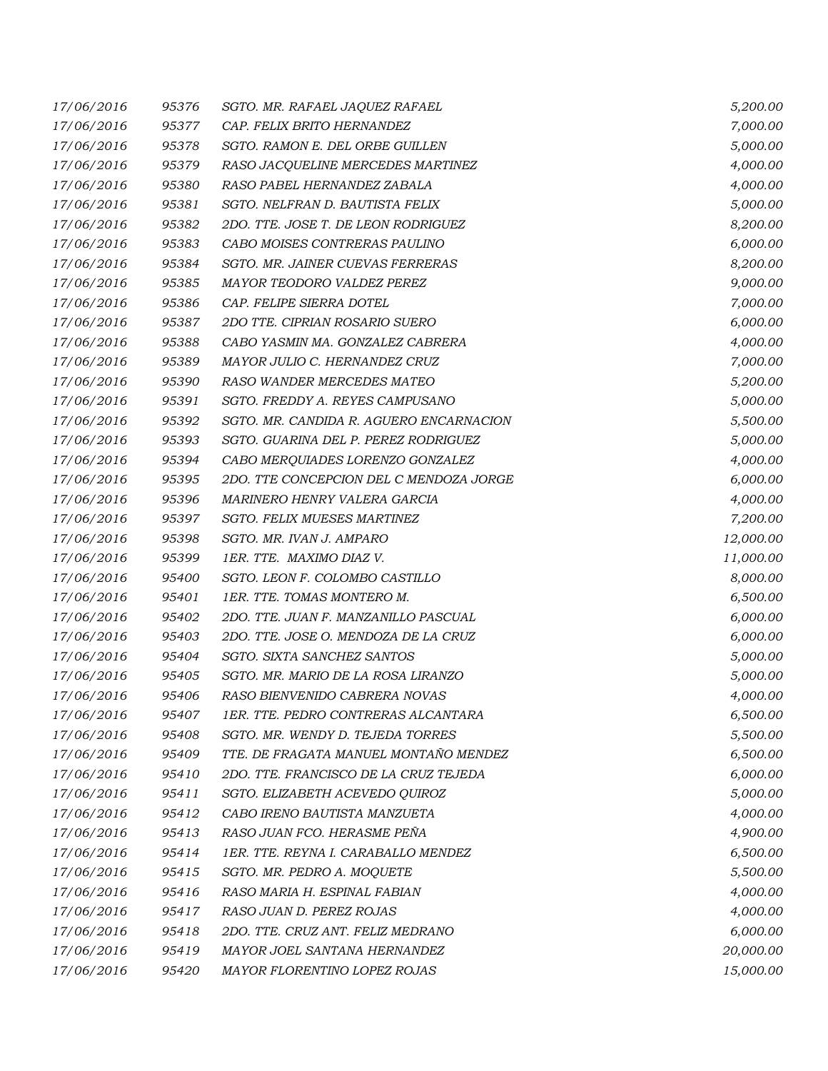| | | | |
|---|---|---|---|
| 17/06/2016 | 95376 | SGTO. MR. RAFAEL JAQUEZ RAFAEL | 5,200.00 |
| 17/06/2016 | 95377 | CAP. FELIX BRITO HERNANDEZ | 7,000.00 |
| 17/06/2016 | 95378 | SGTO. RAMON E. DEL ORBE GUILLEN | 5,000.00 |
| 17/06/2016 | 95379 | RASO JACQUELINE MERCEDES MARTINEZ | 4,000.00 |
| 17/06/2016 | 95380 | RASO PABEL HERNANDEZ ZABALA | 4,000.00 |
| 17/06/2016 | 95381 | SGTO. NELFRAN D. BAUTISTA FELIX | 5,000.00 |
| 17/06/2016 | 95382 | 2DO. TTE. JOSE T. DE LEON RODRIGUEZ | 8,200.00 |
| 17/06/2016 | 95383 | CABO MOISES CONTRERAS PAULINO | 6,000.00 |
| 17/06/2016 | 95384 | SGTO. MR. JAINER CUEVAS FERRERAS | 8,200.00 |
| 17/06/2016 | 95385 | MAYOR TEODORO VALDEZ PEREZ | 9,000.00 |
| 17/06/2016 | 95386 | CAP. FELIPE SIERRA DOTEL | 7,000.00 |
| 17/06/2016 | 95387 | 2DO TTE. CIPRIAN ROSARIO SUERO | 6,000.00 |
| 17/06/2016 | 95388 | CABO YASMIN MA. GONZALEZ CABRERA | 4,000.00 |
| 17/06/2016 | 95389 | MAYOR JULIO C. HERNANDEZ CRUZ | 7,000.00 |
| 17/06/2016 | 95390 | RASO WANDER MERCEDES MATEO | 5,200.00 |
| 17/06/2016 | 95391 | SGTO. FREDDY A. REYES CAMPUSANO | 5,000.00 |
| 17/06/2016 | 95392 | SGTO. MR. CANDIDA R. AGUERO ENCARNACION | 5,500.00 |
| 17/06/2016 | 95393 | SGTO. GUARINA DEL P. PEREZ RODRIGUEZ | 5,000.00 |
| 17/06/2016 | 95394 | CABO MERQUIADES LORENZO GONZALEZ | 4,000.00 |
| 17/06/2016 | 95395 | 2DO. TTE CONCEPCION DEL C MENDOZA JORGE | 6,000.00 |
| 17/06/2016 | 95396 | MARINERO HENRY VALERA GARCIA | 4,000.00 |
| 17/06/2016 | 95397 | SGTO. FELIX MUESES MARTINEZ | 7,200.00 |
| 17/06/2016 | 95398 | SGTO. MR. IVAN J. AMPARO | 12,000.00 |
| 17/06/2016 | 95399 | 1ER. TTE. MAXIMO DIAZ V. | 11,000.00 |
| 17/06/2016 | 95400 | SGTO. LEON F. COLOMBO CASTILLO | 8,000.00 |
| 17/06/2016 | 95401 | 1ER. TTE. TOMAS MONTERO M. | 6,500.00 |
| 17/06/2016 | 95402 | 2DO. TTE. JUAN F. MANZANILLO PASCUAL | 6,000.00 |
| 17/06/2016 | 95403 | 2DO. TTE. JOSE O. MENDOZA DE LA CRUZ | 6,000.00 |
| 17/06/2016 | 95404 | SGTO. SIXTA SANCHEZ SANTOS | 5,000.00 |
| 17/06/2016 | 95405 | SGTO. MR. MARIO DE LA ROSA LIRANZO | 5,000.00 |
| 17/06/2016 | 95406 | RASO BIENVENIDO CABRERA NOVAS | 4,000.00 |
| 17/06/2016 | 95407 | 1ER. TTE. PEDRO CONTRERAS ALCANTARA | 6,500.00 |
| 17/06/2016 | 95408 | SGTO. MR. WENDY D. TEJEDA TORRES | 5,500.00 |
| 17/06/2016 | 95409 | TTE. DE FRAGATA MANUEL MONTAÑO MENDEZ | 6,500.00 |
| 17/06/2016 | 95410 | 2DO. TTE. FRANCISCO DE LA CRUZ TEJEDA | 6,000.00 |
| 17/06/2016 | 95411 | SGTO. ELIZABETH ACEVEDO QUIROZ | 5,000.00 |
| 17/06/2016 | 95412 | CABO IRENO BAUTISTA MANZUETA | 4,000.00 |
| 17/06/2016 | 95413 | RASO JUAN FCO. HERASME PEÑA | 4,900.00 |
| 17/06/2016 | 95414 | 1ER. TTE. REYNA I. CARABALLO MENDEZ | 6,500.00 |
| 17/06/2016 | 95415 | SGTO. MR. PEDRO A. MOQUETE | 5,500.00 |
| 17/06/2016 | 95416 | RASO MARIA H. ESPINAL FABIAN | 4,000.00 |
| 17/06/2016 | 95417 | RASO JUAN D. PEREZ ROJAS | 4,000.00 |
| 17/06/2016 | 95418 | 2DO. TTE. CRUZ ANT. FELIZ MEDRANO | 6,000.00 |
| 17/06/2016 | 95419 | MAYOR JOEL SANTANA HERNANDEZ | 20,000.00 |
| 17/06/2016 | 95420 | MAYOR FLORENTINO LOPEZ ROJAS | 15,000.00 |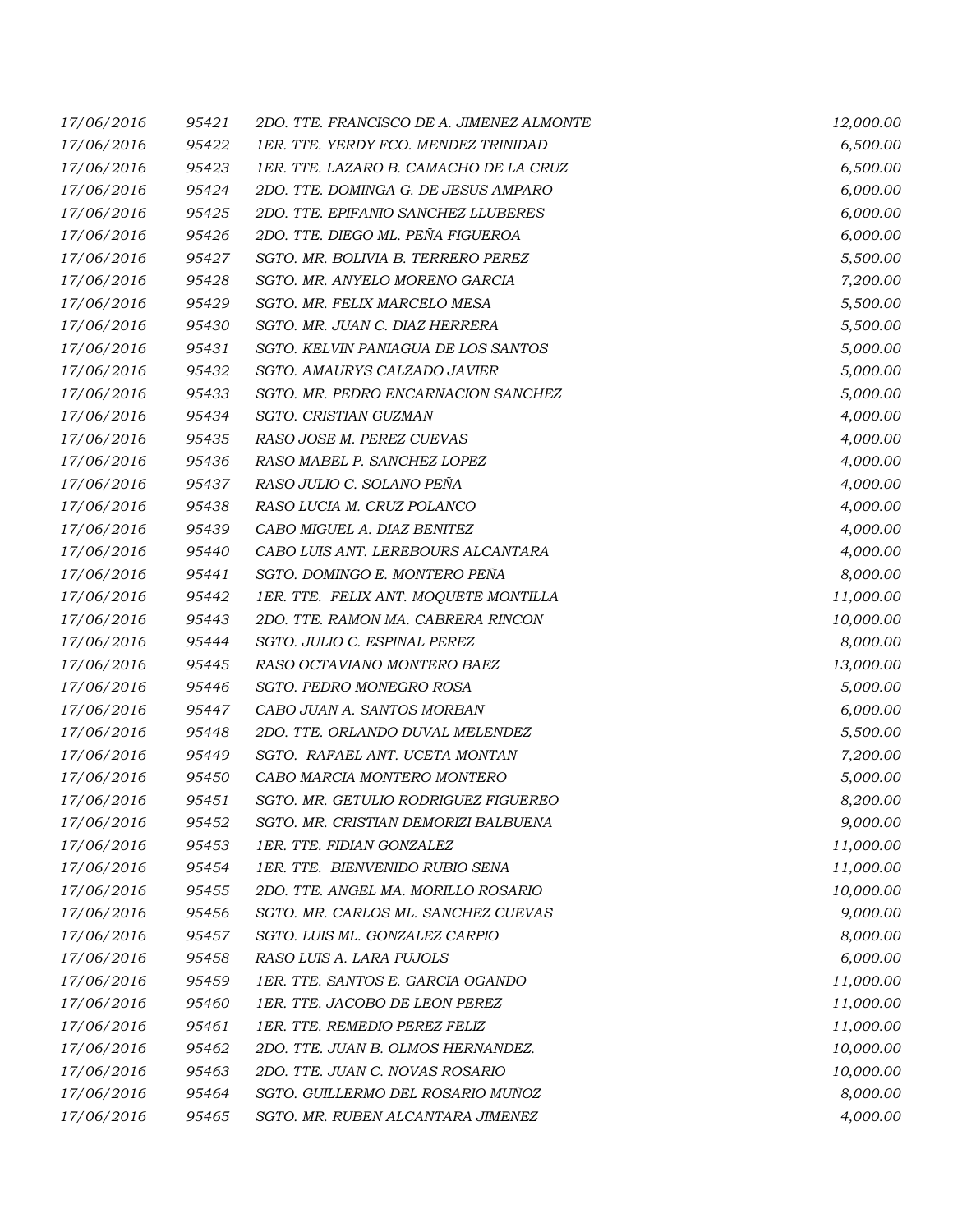| | | | |
|---|---|---|---|
| 17/06/2016 | 95421 | 2DO. TTE. FRANCISCO DE A. JIMENEZ ALMONTE | 12,000.00 |
| 17/06/2016 | 95422 | 1ER. TTE. YERDY FCO. MENDEZ TRINIDAD | 6,500.00 |
| 17/06/2016 | 95423 | 1ER. TTE. LAZARO B. CAMACHO DE LA CRUZ | 6,500.00 |
| 17/06/2016 | 95424 | 2DO. TTE. DOMINGA G. DE JESUS AMPARO | 6,000.00 |
| 17/06/2016 | 95425 | 2DO. TTE. EPIFANIO SANCHEZ LLUBERES | 6,000.00 |
| 17/06/2016 | 95426 | 2DO. TTE. DIEGO ML. PEÑA FIGUEROA | 6,000.00 |
| 17/06/2016 | 95427 | SGTO. MR. BOLIVIA B. TERRERO PEREZ | 5,500.00 |
| 17/06/2016 | 95428 | SGTO. MR. ANYELO MORENO GARCIA | 7,200.00 |
| 17/06/2016 | 95429 | SGTO. MR. FELIX MARCELO MESA | 5,500.00 |
| 17/06/2016 | 95430 | SGTO. MR. JUAN C. DIAZ HERRERA | 5,500.00 |
| 17/06/2016 | 95431 | SGTO. KELVIN PANIAGUA DE LOS SANTOS | 5,000.00 |
| 17/06/2016 | 95432 | SGTO. AMAURYS CALZADO JAVIER | 5,000.00 |
| 17/06/2016 | 95433 | SGTO. MR. PEDRO ENCARNACION SANCHEZ | 5,000.00 |
| 17/06/2016 | 95434 | SGTO. CRISTIAN GUZMAN | 4,000.00 |
| 17/06/2016 | 95435 | RASO JOSE M. PEREZ CUEVAS | 4,000.00 |
| 17/06/2016 | 95436 | RASO MABEL P. SANCHEZ LOPEZ | 4,000.00 |
| 17/06/2016 | 95437 | RASO JULIO C. SOLANO PEÑA | 4,000.00 |
| 17/06/2016 | 95438 | RASO LUCIA M. CRUZ POLANCO | 4,000.00 |
| 17/06/2016 | 95439 | CABO MIGUEL A. DIAZ BENITEZ | 4,000.00 |
| 17/06/2016 | 95440 | CABO LUIS ANT. LEREBOURS ALCANTARA | 4,000.00 |
| 17/06/2016 | 95441 | SGTO. DOMINGO E. MONTERO PEÑA | 8,000.00 |
| 17/06/2016 | 95442 | 1ER. TTE. FELIX ANT. MOQUETE MONTILLA | 11,000.00 |
| 17/06/2016 | 95443 | 2DO. TTE. RAMON MA. CABRERA RINCON | 10,000.00 |
| 17/06/2016 | 95444 | SGTO. JULIO C. ESPINAL PEREZ | 8,000.00 |
| 17/06/2016 | 95445 | RASO OCTAVIANO MONTERO BAEZ | 13,000.00 |
| 17/06/2016 | 95446 | SGTO. PEDRO MONEGRO ROSA | 5,000.00 |
| 17/06/2016 | 95447 | CABO JUAN A. SANTOS MORBAN | 6,000.00 |
| 17/06/2016 | 95448 | 2DO. TTE. ORLANDO DUVAL MELENDEZ | 5,500.00 |
| 17/06/2016 | 95449 | SGTO. RAFAEL ANT. UCETA MONTAN | 7,200.00 |
| 17/06/2016 | 95450 | CABO MARCIA MONTERO MONTERO | 5,000.00 |
| 17/06/2016 | 95451 | SGTO. MR. GETULIO RODRIGUEZ FIGUEREO | 8,200.00 |
| 17/06/2016 | 95452 | SGTO. MR. CRISTIAN DEMORIZI BALBUENA | 9,000.00 |
| 17/06/2016 | 95453 | 1ER. TTE. FIDIAN GONZALEZ | 11,000.00 |
| 17/06/2016 | 95454 | 1ER. TTE. BIENVENIDO RUBIO SENA | 11,000.00 |
| 17/06/2016 | 95455 | 2DO. TTE. ANGEL MA. MORILLO ROSARIO | 10,000.00 |
| 17/06/2016 | 95456 | SGTO. MR. CARLOS ML. SANCHEZ CUEVAS | 9,000.00 |
| 17/06/2016 | 95457 | SGTO. LUIS ML. GONZALEZ CARPIO | 8,000.00 |
| 17/06/2016 | 95458 | RASO LUIS A. LARA PUJOLS | 6,000.00 |
| 17/06/2016 | 95459 | 1ER. TTE. SANTOS E. GARCIA OGANDO | 11,000.00 |
| 17/06/2016 | 95460 | 1ER. TTE. JACOBO DE LEON PEREZ | 11,000.00 |
| 17/06/2016 | 95461 | 1ER. TTE. REMEDIO PEREZ FELIZ | 11,000.00 |
| 17/06/2016 | 95462 | 2DO. TTE. JUAN B. OLMOS HERNANDEZ. | 10,000.00 |
| 17/06/2016 | 95463 | 2DO. TTE. JUAN C. NOVAS ROSARIO | 10,000.00 |
| 17/06/2016 | 95464 | SGTO. GUILLERMO DEL ROSARIO MUÑOZ | 8,000.00 |
| 17/06/2016 | 95465 | SGTO. MR. RUBEN ALCANTARA JIMENEZ | 4,000.00 |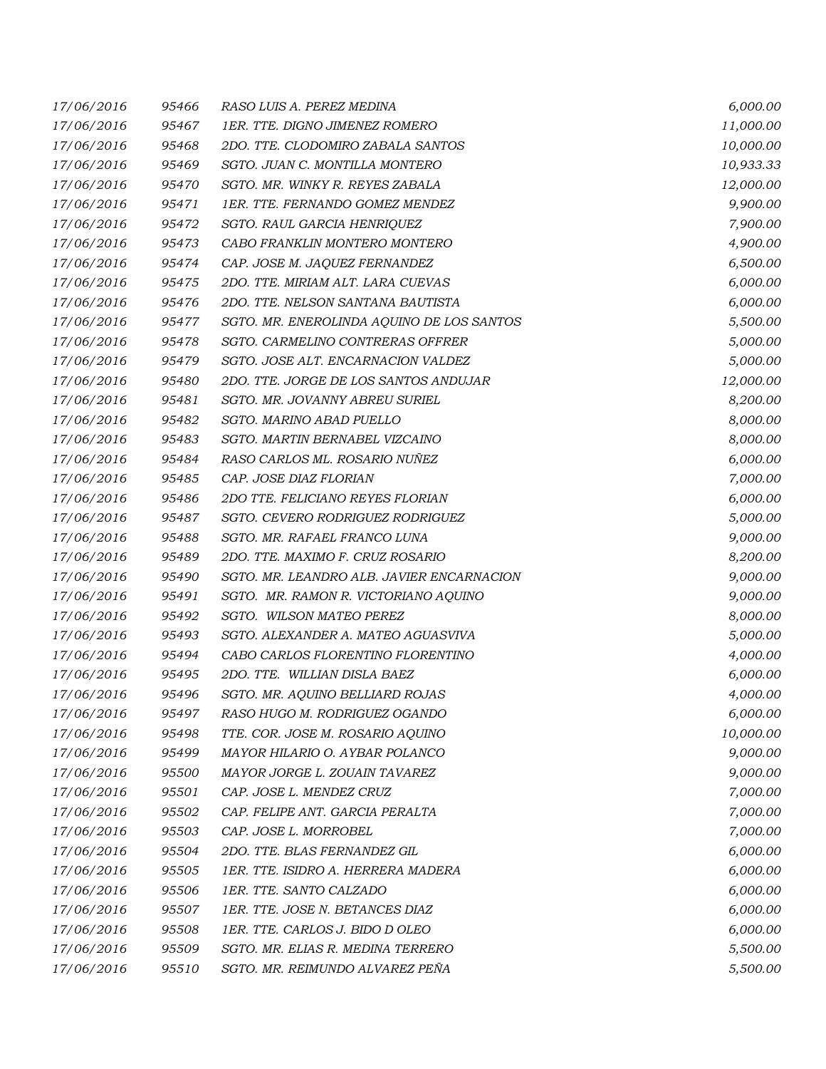| | | | |
|---|---|---|---|
| 17/06/2016 | 95466 | RASO LUIS A. PEREZ MEDINA | 6,000.00 |
| 17/06/2016 | 95467 | 1ER. TTE. DIGNO JIMENEZ ROMERO | 11,000.00 |
| 17/06/2016 | 95468 | 2DO. TTE. CLODOMIRO ZABALA SANTOS | 10,000.00 |
| 17/06/2016 | 95469 | SGTO. JUAN C. MONTILLA MONTERO | 10,933.33 |
| 17/06/2016 | 95470 | SGTO. MR. WINKY R. REYES ZABALA | 12,000.00 |
| 17/06/2016 | 95471 | 1ER. TTE. FERNANDO GOMEZ MENDEZ | 9,900.00 |
| 17/06/2016 | 95472 | SGTO. RAUL GARCIA HENRIQUEZ | 7,900.00 |
| 17/06/2016 | 95473 | CABO FRANKLIN MONTERO MONTERO | 4,900.00 |
| 17/06/2016 | 95474 | CAP. JOSE M. JAQUEZ FERNANDEZ | 6,500.00 |
| 17/06/2016 | 95475 | 2DO. TTE. MIRIAM ALT. LARA CUEVAS | 6,000.00 |
| 17/06/2016 | 95476 | 2DO. TTE. NELSON SANTANA BAUTISTA | 6,000.00 |
| 17/06/2016 | 95477 | SGTO. MR. ENEROLINDA AQUINO DE LOS SANTOS | 5,500.00 |
| 17/06/2016 | 95478 | SGTO. CARMELINO CONTRERAS OFFRER | 5,000.00 |
| 17/06/2016 | 95479 | SGTO. JOSE ALT. ENCARNACION VALDEZ | 5,000.00 |
| 17/06/2016 | 95480 | 2DO. TTE. JORGE DE LOS SANTOS ANDUJAR | 12,000.00 |
| 17/06/2016 | 95481 | SGTO. MR. JOVANNY ABREU SURIEL | 8,200.00 |
| 17/06/2016 | 95482 | SGTO. MARINO ABAD PUELLO | 8,000.00 |
| 17/06/2016 | 95483 | SGTO. MARTIN BERNABEL VIZCAINO | 8,000.00 |
| 17/06/2016 | 95484 | RASO CARLOS ML. ROSARIO NUÑEZ | 6,000.00 |
| 17/06/2016 | 95485 | CAP. JOSE DIAZ FLORIAN | 7,000.00 |
| 17/06/2016 | 95486 | 2DO TTE. FELICIANO REYES FLORIAN | 6,000.00 |
| 17/06/2016 | 95487 | SGTO. CEVERO RODRIGUEZ RODRIGUEZ | 5,000.00 |
| 17/06/2016 | 95488 | SGTO. MR. RAFAEL FRANCO LUNA | 9,000.00 |
| 17/06/2016 | 95489 | 2DO. TTE. MAXIMO F. CRUZ ROSARIO | 8,200.00 |
| 17/06/2016 | 95490 | SGTO. MR. LEANDRO ALB. JAVIER ENCARNACION | 9,000.00 |
| 17/06/2016 | 95491 | SGTO. MR. RAMON R. VICTORIANO AQUINO | 9,000.00 |
| 17/06/2016 | 95492 | SGTO. WILSON MATEO PEREZ | 8,000.00 |
| 17/06/2016 | 95493 | SGTO. ALEXANDER A. MATEO AGUASVIVA | 5,000.00 |
| 17/06/2016 | 95494 | CABO CARLOS FLORENTINO FLORENTINO | 4,000.00 |
| 17/06/2016 | 95495 | 2DO. TTE. WILLIAN DISLA BAEZ | 6,000.00 |
| 17/06/2016 | 95496 | SGTO. MR. AQUINO BELLIARD ROJAS | 4,000.00 |
| 17/06/2016 | 95497 | RASO HUGO M. RODRIGUEZ OGANDO | 6,000.00 |
| 17/06/2016 | 95498 | TTE. COR. JOSE M. ROSARIO AQUINO | 10,000.00 |
| 17/06/2016 | 95499 | MAYOR HILARIO O. AYBAR POLANCO | 9,000.00 |
| 17/06/2016 | 95500 | MAYOR JORGE L. ZOUAIN TAVAREZ | 9,000.00 |
| 17/06/2016 | 95501 | CAP. JOSE L. MENDEZ CRUZ | 7,000.00 |
| 17/06/2016 | 95502 | CAP. FELIPE ANT. GARCIA PERALTA | 7,000.00 |
| 17/06/2016 | 95503 | CAP. JOSE L. MORROBEL | 7,000.00 |
| 17/06/2016 | 95504 | 2DO. TTE. BLAS FERNANDEZ GIL | 6,000.00 |
| 17/06/2016 | 95505 | 1ER. TTE. ISIDRO A. HERRERA MADERA | 6,000.00 |
| 17/06/2016 | 95506 | 1ER. TTE. SANTO CALZADO | 6,000.00 |
| 17/06/2016 | 95507 | 1ER. TTE. JOSE N. BETANCES DIAZ | 6,000.00 |
| 17/06/2016 | 95508 | 1ER. TTE. CARLOS J. BIDO D OLEO | 6,000.00 |
| 17/06/2016 | 95509 | SGTO. MR. ELIAS R. MEDINA TERRERO | 5,500.00 |
| 17/06/2016 | 95510 | SGTO. MR. REIMUNDO ALVAREZ PEÑA | 5,500.00 |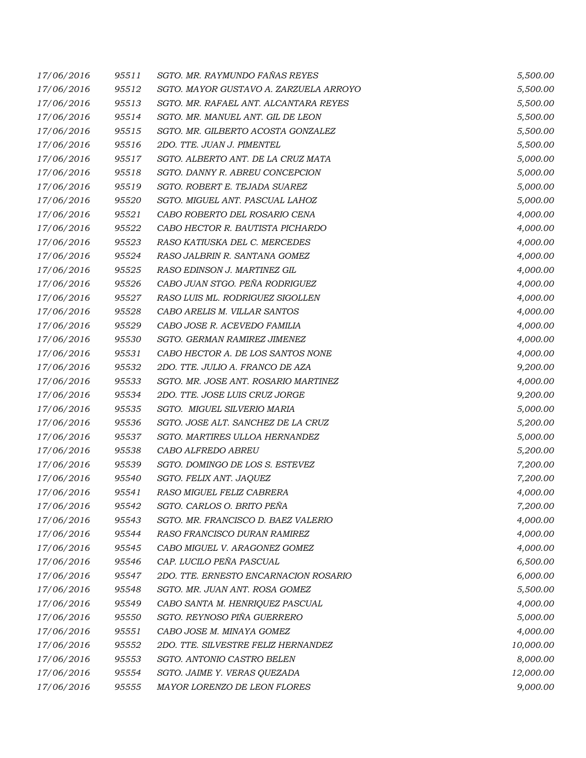| | | | |
|---|---|---|---|
| 17/06/2016 | 95511 | SGTO. MR. RAYMUNDO FAÑAS REYES | 5,500.00 |
| 17/06/2016 | 95512 | SGTO. MAYOR GUSTAVO A. ZARZUELA ARROYO | 5,500.00 |
| 17/06/2016 | 95513 | SGTO. MR. RAFAEL ANT. ALCANTARA REYES | 5,500.00 |
| 17/06/2016 | 95514 | SGTO. MR. MANUEL ANT. GIL DE LEON | 5,500.00 |
| 17/06/2016 | 95515 | SGTO. MR. GILBERTO ACOSTA GONZALEZ | 5,500.00 |
| 17/06/2016 | 95516 | 2DO. TTE. JUAN J. PIMENTEL | 5,500.00 |
| 17/06/2016 | 95517 | SGTO. ALBERTO ANT. DE LA CRUZ MATA | 5,000.00 |
| 17/06/2016 | 95518 | SGTO. DANNY R. ABREU CONCEPCION | 5,000.00 |
| 17/06/2016 | 95519 | SGTO. ROBERT E. TEJADA SUAREZ | 5,000.00 |
| 17/06/2016 | 95520 | SGTO. MIGUEL ANT. PASCUAL LAHOZ | 5,000.00 |
| 17/06/2016 | 95521 | CABO ROBERTO DEL ROSARIO CENA | 4,000.00 |
| 17/06/2016 | 95522 | CABO HECTOR R. BAUTISTA PICHARDO | 4,000.00 |
| 17/06/2016 | 95523 | RASO KATIUSKA DEL C. MERCEDES | 4,000.00 |
| 17/06/2016 | 95524 | RASO JALBRIN R. SANTANA GOMEZ | 4,000.00 |
| 17/06/2016 | 95525 | RASO EDINSON J. MARTINEZ GIL | 4,000.00 |
| 17/06/2016 | 95526 | CABO JUAN STGO. PEÑA RODRIGUEZ | 4,000.00 |
| 17/06/2016 | 95527 | RASO LUIS ML. RODRIGUEZ SIGOLLEN | 4,000.00 |
| 17/06/2016 | 95528 | CABO ARELIS M. VILLAR SANTOS | 4,000.00 |
| 17/06/2016 | 95529 | CABO JOSE R. ACEVEDO FAMILIA | 4,000.00 |
| 17/06/2016 | 95530 | SGTO. GERMAN RAMIREZ JIMENEZ | 4,000.00 |
| 17/06/2016 | 95531 | CABO HECTOR A. DE LOS SANTOS NONE | 4,000.00 |
| 17/06/2016 | 95532 | 2DO. TTE. JULIO A. FRANCO DE AZA | 9,200.00 |
| 17/06/2016 | 95533 | SGTO. MR. JOSE ANT. ROSARIO MARTINEZ | 4,000.00 |
| 17/06/2016 | 95534 | 2DO. TTE. JOSE LUIS CRUZ JORGE | 9,200.00 |
| 17/06/2016 | 95535 | SGTO. MIGUEL SILVERIO MARIA | 5,000.00 |
| 17/06/2016 | 95536 | SGTO. JOSE ALT. SANCHEZ DE LA CRUZ | 5,200.00 |
| 17/06/2016 | 95537 | SGTO. MARTIRES ULLOA HERNANDEZ | 5,000.00 |
| 17/06/2016 | 95538 | CABO ALFREDO ABREU | 5,200.00 |
| 17/06/2016 | 95539 | SGTO. DOMINGO DE LOS S. ESTEVEZ | 7,200.00 |
| 17/06/2016 | 95540 | SGTO. FELIX ANT. JAQUEZ | 7,200.00 |
| 17/06/2016 | 95541 | RASO MIGUEL FELIZ CABRERA | 4,000.00 |
| 17/06/2016 | 95542 | SGTO. CARLOS O. BRITO PEÑA | 7,200.00 |
| 17/06/2016 | 95543 | SGTO. MR. FRANCISCO D. BAEZ VALERIO | 4,000.00 |
| 17/06/2016 | 95544 | RASO FRANCISCO DURAN RAMIREZ | 4,000.00 |
| 17/06/2016 | 95545 | CABO MIGUEL V. ARAGONEZ GOMEZ | 4,000.00 |
| 17/06/2016 | 95546 | CAP. LUCILO PEÑA PASCUAL | 6,500.00 |
| 17/06/2016 | 95547 | 2DO. TTE. ERNESTO ENCARNACION ROSARIO | 6,000.00 |
| 17/06/2016 | 95548 | SGTO. MR. JUAN ANT. ROSA GOMEZ | 5,500.00 |
| 17/06/2016 | 95549 | CABO SANTA M. HENRIQUEZ PASCUAL | 4,000.00 |
| 17/06/2016 | 95550 | SGTO. REYNOSO PIÑA GUERRERO | 5,000.00 |
| 17/06/2016 | 95551 | CABO JOSE M. MINAYA GOMEZ | 4,000.00 |
| 17/06/2016 | 95552 | 2DO. TTE. SILVESTRE FELIZ HERNANDEZ | 10,000.00 |
| 17/06/2016 | 95553 | SGTO. ANTONIO CASTRO BELEN | 8,000.00 |
| 17/06/2016 | 95554 | SGTO. JAIME Y. VERAS QUEZADA | 12,000.00 |
| 17/06/2016 | 95555 | MAYOR LORENZO DE LEON FLORES | 9,000.00 |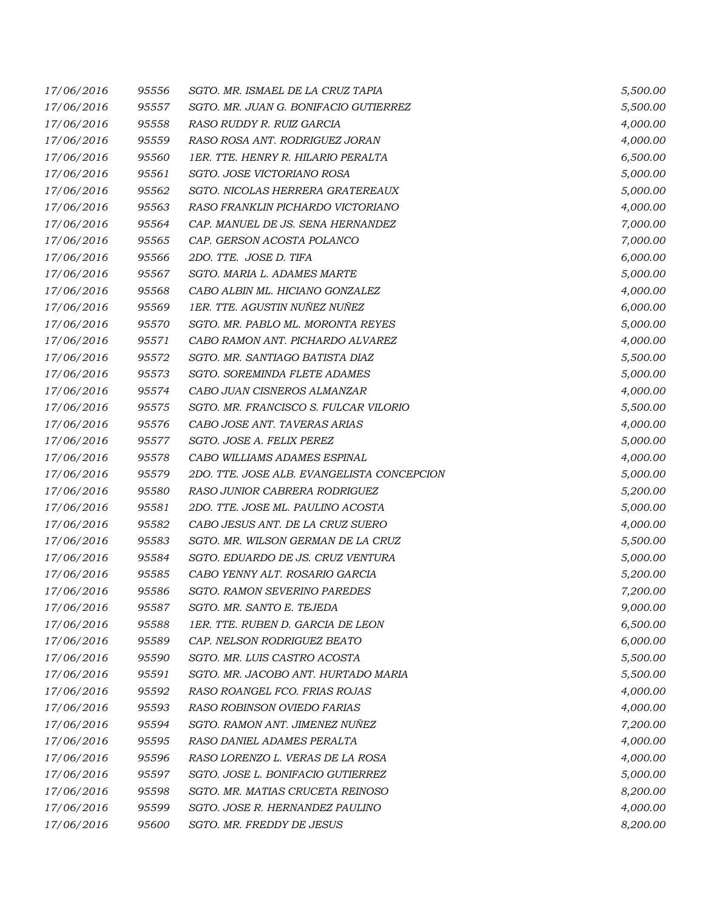| | | | |
|---|---|---|---|
| 17/06/2016 | 95556 | SGTO. MR. ISMAEL DE LA CRUZ TAPIA | 5,500.00 |
| 17/06/2016 | 95557 | SGTO. MR. JUAN G. BONIFACIO GUTIERREZ | 5,500.00 |
| 17/06/2016 | 95558 | RASO RUDDY R. RUIZ GARCIA | 4,000.00 |
| 17/06/2016 | 95559 | RASO ROSA ANT. RODRIGUEZ JORAN | 4,000.00 |
| 17/06/2016 | 95560 | 1ER. TTE. HENRY R. HILARIO PERALTA | 6,500.00 |
| 17/06/2016 | 95561 | SGTO. JOSE VICTORIANO ROSA | 5,000.00 |
| 17/06/2016 | 95562 | SGTO. NICOLAS HERRERA GRATEREAUX | 5,000.00 |
| 17/06/2016 | 95563 | RASO FRANKLIN PICHARDO VICTORIANO | 4,000.00 |
| 17/06/2016 | 95564 | CAP. MANUEL DE JS. SENA HERNANDEZ | 7,000.00 |
| 17/06/2016 | 95565 | CAP. GERSON ACOSTA POLANCO | 7,000.00 |
| 17/06/2016 | 95566 | 2DO. TTE. JOSE D. TIFA | 6,000.00 |
| 17/06/2016 | 95567 | SGTO. MARIA L. ADAMES MARTE | 5,000.00 |
| 17/06/2016 | 95568 | CABO ALBIN ML. HICIANO GONZALEZ | 4,000.00 |
| 17/06/2016 | 95569 | 1ER. TTE. AGUSTIN NUÑEZ NUÑEZ | 6,000.00 |
| 17/06/2016 | 95570 | SGTO. MR. PABLO ML. MORONTA REYES | 5,000.00 |
| 17/06/2016 | 95571 | CABO RAMON ANT. PICHARDO ALVAREZ | 4,000.00 |
| 17/06/2016 | 95572 | SGTO. MR. SANTIAGO BATISTA DIAZ | 5,500.00 |
| 17/06/2016 | 95573 | SGTO. SOREMINDA FLETE ADAMES | 5,000.00 |
| 17/06/2016 | 95574 | CABO JUAN CISNEROS ALMANZAR | 4,000.00 |
| 17/06/2016 | 95575 | SGTO. MR. FRANCISCO S. FULCAR VILORIO | 5,500.00 |
| 17/06/2016 | 95576 | CABO JOSE ANT. TAVERAS ARIAS | 4,000.00 |
| 17/06/2016 | 95577 | SGTO. JOSE A. FELIX PEREZ | 5,000.00 |
| 17/06/2016 | 95578 | CABO WILLIAMS ADAMES ESPINAL | 4,000.00 |
| 17/06/2016 | 95579 | 2DO. TTE. JOSE ALB. EVANGELISTA CONCEPCION | 5,000.00 |
| 17/06/2016 | 95580 | RASO JUNIOR CABRERA RODRIGUEZ | 5,200.00 |
| 17/06/2016 | 95581 | 2DO. TTE. JOSE ML. PAULINO ACOSTA | 5,000.00 |
| 17/06/2016 | 95582 | CABO JESUS ANT. DE LA CRUZ SUERO | 4,000.00 |
| 17/06/2016 | 95583 | SGTO. MR. WILSON GERMAN DE LA CRUZ | 5,500.00 |
| 17/06/2016 | 95584 | SGTO. EDUARDO DE JS. CRUZ VENTURA | 5,000.00 |
| 17/06/2016 | 95585 | CABO YENNY ALT. ROSARIO GARCIA | 5,200.00 |
| 17/06/2016 | 95586 | SGTO. RAMON SEVERINO PAREDES | 7,200.00 |
| 17/06/2016 | 95587 | SGTO. MR. SANTO E. TEJEDA | 9,000.00 |
| 17/06/2016 | 95588 | 1ER. TTE. RUBEN D. GARCIA DE LEON | 6,500.00 |
| 17/06/2016 | 95589 | CAP. NELSON RODRIGUEZ BEATO | 6,000.00 |
| 17/06/2016 | 95590 | SGTO. MR. LUIS CASTRO ACOSTA | 5,500.00 |
| 17/06/2016 | 95591 | SGTO. MR. JACOBO ANT. HURTADO MARIA | 5,500.00 |
| 17/06/2016 | 95592 | RASO ROANGEL FCO. FRIAS ROJAS | 4,000.00 |
| 17/06/2016 | 95593 | RASO ROBINSON OVIEDO FARIAS | 4,000.00 |
| 17/06/2016 | 95594 | SGTO. RAMON ANT. JIMENEZ NUÑEZ | 7,200.00 |
| 17/06/2016 | 95595 | RASO DANIEL ADAMES PERALTA | 4,000.00 |
| 17/06/2016 | 95596 | RASO LORENZO L. VERAS DE LA ROSA | 4,000.00 |
| 17/06/2016 | 95597 | SGTO. JOSE L. BONIFACIO GUTIERREZ | 5,000.00 |
| 17/06/2016 | 95598 | SGTO. MR. MATIAS CRUCETA REINOSO | 8,200.00 |
| 17/06/2016 | 95599 | SGTO. JOSE R. HERNANDEZ PAULINO | 4,000.00 |
| 17/06/2016 | 95600 | SGTO. MR. FREDDY DE JESUS | 8,200.00 |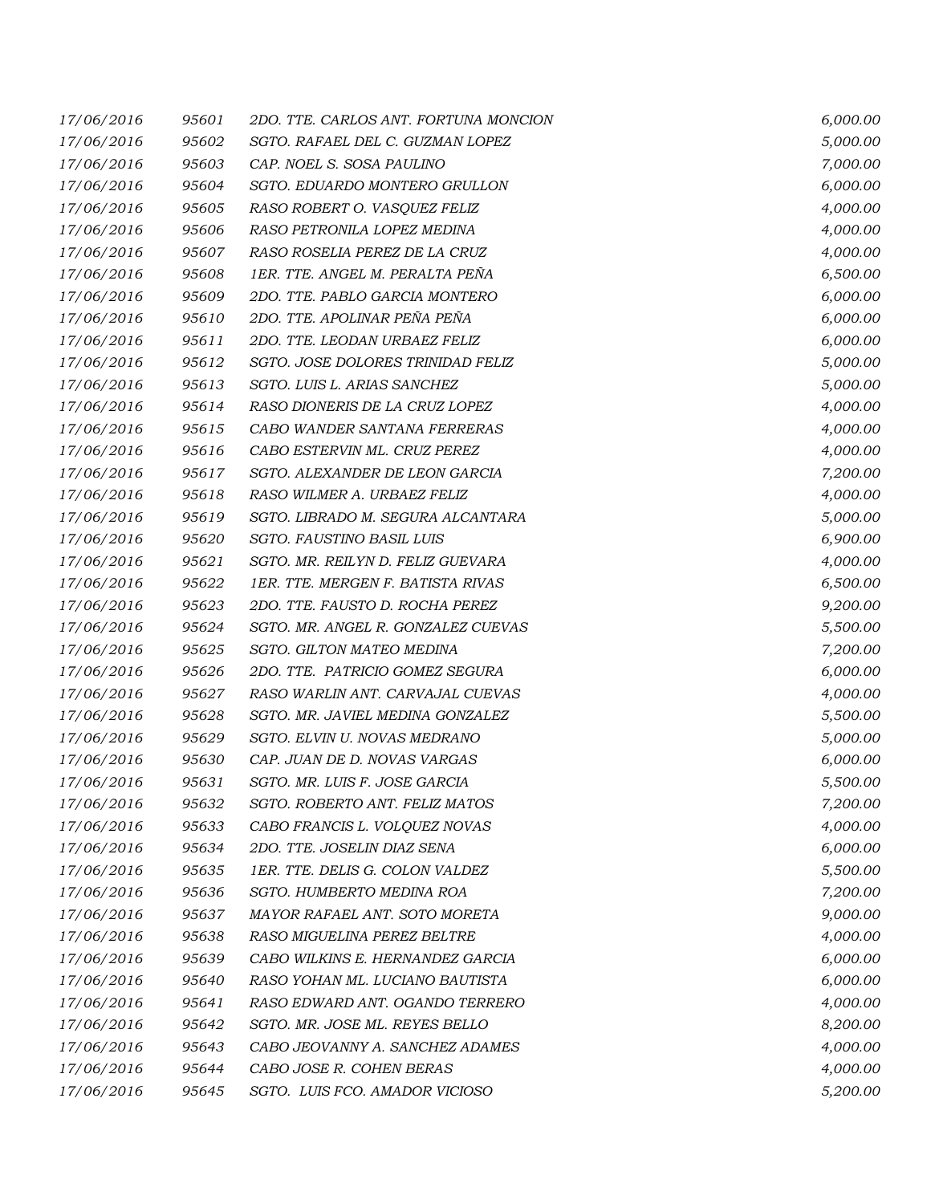| | | | |
|---|---|---|---|
| *17/06/2016* | *95601* | *2DO. TTE. CARLOS ANT. FORTUNA MONCION* | *6,000.00* |
| *17/06/2016* | *95602* | *SGTO. RAFAEL DEL C. GUZMAN LOPEZ* | *5,000.00* |
| *17/06/2016* | *95603* | *CAP. NOEL S. SOSA PAULINO* | *7,000.00* |
| *17/06/2016* | *95604* | *SGTO. EDUARDO MONTERO GRULLON* | *6,000.00* |
| *17/06/2016* | *95605* | *RASO ROBERT O. VASQUEZ FELIZ* | *4,000.00* |
| *17/06/2016* | *95606* | *RASO PETRONILA LOPEZ MEDINA* | *4,000.00* |
| *17/06/2016* | *95607* | *RASO ROSELIA PEREZ DE LA CRUZ* | *4,000.00* |
| *17/06/2016* | *95608* | *1ER. TTE. ANGEL M. PERALTA PEÑA* | *6,500.00* |
| *17/06/2016* | *95609* | *2DO. TTE. PABLO GARCIA MONTERO* | *6,000.00* |
| *17/06/2016* | *95610* | *2DO. TTE. APOLINAR PEÑA PEÑA* | *6,000.00* |
| *17/06/2016* | *95611* | *2DO. TTE. LEODAN URBAEZ FELIZ* | *6,000.00* |
| *17/06/2016* | *95612* | *SGTO. JOSE DOLORES TRINIDAD FELIZ* | *5,000.00* |
| *17/06/2016* | *95613* | *SGTO. LUIS L. ARIAS SANCHEZ* | *5,000.00* |
| *17/06/2016* | *95614* | *RASO DIONERIS DE LA CRUZ LOPEZ* | *4,000.00* |
| *17/06/2016* | *95615* | *CABO WANDER SANTANA FERRERAS* | *4,000.00* |
| *17/06/2016* | *95616* | *CABO ESTERVIN ML. CRUZ PEREZ* | *4,000.00* |
| *17/06/2016* | *95617* | *SGTO. ALEXANDER DE LEON GARCIA* | *7,200.00* |
| *17/06/2016* | *95618* | *RASO WILMER A. URBAEZ FELIZ* | *4,000.00* |
| *17/06/2016* | *95619* | *SGTO. LIBRADO M. SEGURA ALCANTARA* | *5,000.00* |
| *17/06/2016* | *95620* | *SGTO. FAUSTINO BASIL LUIS* | *6,900.00* |
| *17/06/2016* | *95621* | *SGTO. MR. REILYN D. FELIZ GUEVARA* | *4,000.00* |
| *17/06/2016* | *95622* | *1ER. TTE. MERGEN F. BATISTA RIVAS* | *6,500.00* |
| *17/06/2016* | *95623* | *2DO. TTE. FAUSTO D. ROCHA PEREZ* | *9,200.00* |
| *17/06/2016* | *95624* | *SGTO. MR. ANGEL R. GONZALEZ CUEVAS* | *5,500.00* |
| *17/06/2016* | *95625* | *SGTO. GILTON MATEO MEDINA* | *7,200.00* |
| *17/06/2016* | *95626* | *2DO. TTE. PATRICIO GOMEZ SEGURA* | *6,000.00* |
| *17/06/2016* | *95627* | *RASO WARLIN ANT. CARVAJAL CUEVAS* | *4,000.00* |
| *17/06/2016* | *95628* | *SGTO. MR. JAVIEL MEDINA GONZALEZ* | *5,500.00* |
| *17/06/2016* | *95629* | *SGTO. ELVIN U. NOVAS MEDRANO* | *5,000.00* |
| *17/06/2016* | *95630* | *CAP. JUAN DE D. NOVAS VARGAS* | *6,000.00* |
| *17/06/2016* | *95631* | *SGTO. MR. LUIS F. JOSE GARCIA* | *5,500.00* |
| *17/06/2016* | *95632* | *SGTO. ROBERTO ANT. FELIZ MATOS* | *7,200.00* |
| *17/06/2016* | *95633* | *CABO FRANCIS L. VOLQUEZ NOVAS* | *4,000.00* |
| *17/06/2016* | *95634* | *2DO. TTE. JOSELIN DIAZ SENA* | *6,000.00* |
| *17/06/2016* | *95635* | *1ER. TTE. DELIS G. COLON VALDEZ* | *5,500.00* |
| *17/06/2016* | *95636* | *SGTO. HUMBERTO MEDINA ROA* | *7,200.00* |
| *17/06/2016* | *95637* | *MAYOR RAFAEL ANT. SOTO MORETA* | *9,000.00* |
| *17/06/2016* | *95638* | *RASO MIGUELINA PEREZ BELTRE* | *4,000.00* |
| *17/06/2016* | *95639* | *CABO WILKINS E. HERNANDEZ GARCIA* | *6,000.00* |
| *17/06/2016* | *95640* | *RASO YOHAN ML. LUCIANO BAUTISTA* | *6,000.00* |
| *17/06/2016* | *95641* | *RASO EDWARD ANT. OGANDO TERRERO* | *4,000.00* |
| *17/06/2016* | *95642* | *SGTO. MR. JOSE ML. REYES BELLO* | *8,200.00* |
| *17/06/2016* | *95643* | *CABO JEOVANNY A. SANCHEZ ADAMES* | *4,000.00* |
| *17/06/2016* | *95644* | *CABO JOSE R. COHEN BERAS* | *4,000.00* |
| *17/06/2016* | *95645* | *SGTO. LUIS FCO. AMADOR VICIOSO* | *5,200.00* |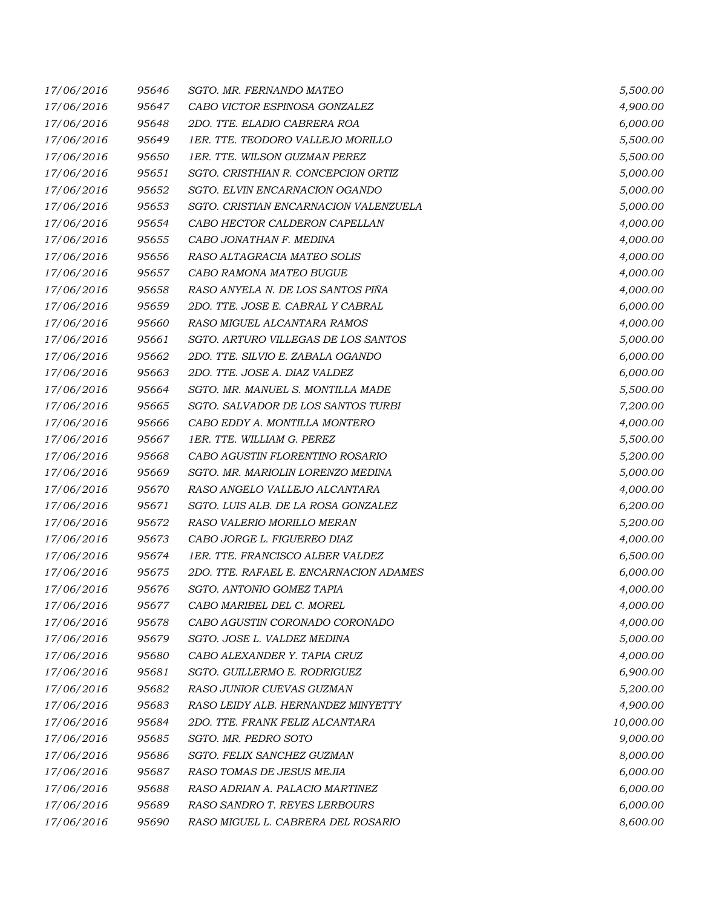| | | | |
|---|---|---|---|
| 17/06/2016 | 95646 | SGTO. MR. FERNANDO MATEO | 5,500.00 |
| 17/06/2016 | 95647 | CABO VICTOR ESPINOSA GONZALEZ | 4,900.00 |
| 17/06/2016 | 95648 | 2DO. TTE. ELADIO CABRERA ROA | 6,000.00 |
| 17/06/2016 | 95649 | 1ER. TTE. TEODORO VALLEJO MORILLO | 5,500.00 |
| 17/06/2016 | 95650 | 1ER. TTE. WILSON GUZMAN PEREZ | 5,500.00 |
| 17/06/2016 | 95651 | SGTO. CRISTHIAN R. CONCEPCION ORTIZ | 5,000.00 |
| 17/06/2016 | 95652 | SGTO. ELVIN ENCARNACION OGANDO | 5,000.00 |
| 17/06/2016 | 95653 | SGTO. CRISTIAN ENCARNACION VALENZUELA | 5,000.00 |
| 17/06/2016 | 95654 | CABO HECTOR CALDERON CAPELLAN | 4,000.00 |
| 17/06/2016 | 95655 | CABO JONATHAN F. MEDINA | 4,000.00 |
| 17/06/2016 | 95656 | RASO ALTAGRACIA MATEO SOLIS | 4,000.00 |
| 17/06/2016 | 95657 | CABO RAMONA MATEO BUGUE | 4,000.00 |
| 17/06/2016 | 95658 | RASO ANYELA N. DE LOS SANTOS PIÑA | 4,000.00 |
| 17/06/2016 | 95659 | 2DO. TTE. JOSE E. CABRAL Y CABRAL | 6,000.00 |
| 17/06/2016 | 95660 | RASO MIGUEL ALCANTARA RAMOS | 4,000.00 |
| 17/06/2016 | 95661 | SGTO. ARTURO VILLEGAS DE LOS SANTOS | 5,000.00 |
| 17/06/2016 | 95662 | 2DO. TTE. SILVIO E. ZABALA OGANDO | 6,000.00 |
| 17/06/2016 | 95663 | 2DO. TTE. JOSE A. DIAZ VALDEZ | 6,000.00 |
| 17/06/2016 | 95664 | SGTO. MR. MANUEL S. MONTILLA MADE | 5,500.00 |
| 17/06/2016 | 95665 | SGTO. SALVADOR DE LOS SANTOS TURBI | 7,200.00 |
| 17/06/2016 | 95666 | CABO EDDY A. MONTILLA MONTERO | 4,000.00 |
| 17/06/2016 | 95667 | 1ER. TTE. WILLIAM G. PEREZ | 5,500.00 |
| 17/06/2016 | 95668 | CABO AGUSTIN FLORENTINO ROSARIO | 5,200.00 |
| 17/06/2016 | 95669 | SGTO. MR. MARIOLIN LORENZO MEDINA | 5,000.00 |
| 17/06/2016 | 95670 | RASO ANGELO VALLEJO ALCANTARA | 4,000.00 |
| 17/06/2016 | 95671 | SGTO. LUIS ALB. DE LA ROSA GONZALEZ | 6,200.00 |
| 17/06/2016 | 95672 | RASO VALERIO MORILLO MERAN | 5,200.00 |
| 17/06/2016 | 95673 | CABO JORGE L. FIGUEREO DIAZ | 4,000.00 |
| 17/06/2016 | 95674 | 1ER. TTE. FRANCISCO ALBER VALDEZ | 6,500.00 |
| 17/06/2016 | 95675 | 2DO. TTE. RAFAEL E. ENCARNACION ADAMES | 6,000.00 |
| 17/06/2016 | 95676 | SGTO. ANTONIO GOMEZ TAPIA | 4,000.00 |
| 17/06/2016 | 95677 | CABO MARIBEL DEL C. MOREL | 4,000.00 |
| 17/06/2016 | 95678 | CABO AGUSTIN CORONADO CORONADO | 4,000.00 |
| 17/06/2016 | 95679 | SGTO. JOSE L. VALDEZ MEDINA | 5,000.00 |
| 17/06/2016 | 95680 | CABO ALEXANDER Y. TAPIA CRUZ | 4,000.00 |
| 17/06/2016 | 95681 | SGTO. GUILLERMO E. RODRIGUEZ | 6,900.00 |
| 17/06/2016 | 95682 | RASO JUNIOR CUEVAS GUZMAN | 5,200.00 |
| 17/06/2016 | 95683 | RASO LEIDY ALB. HERNANDEZ MINYETTY | 4,900.00 |
| 17/06/2016 | 95684 | 2DO. TTE. FRANK FELIZ ALCANTARA | 10,000.00 |
| 17/06/2016 | 95685 | SGTO. MR. PEDRO SOTO | 9,000.00 |
| 17/06/2016 | 95686 | SGTO. FELIX SANCHEZ GUZMAN | 8,000.00 |
| 17/06/2016 | 95687 | RASO TOMAS DE JESUS MEJIA | 6,000.00 |
| 17/06/2016 | 95688 | RASO ADRIAN A. PALACIO MARTINEZ | 6,000.00 |
| 17/06/2016 | 95689 | RASO SANDRO T. REYES LERBOURS | 6,000.00 |
| 17/06/2016 | 95690 | RASO MIGUEL L. CABRERA DEL ROSARIO | 8,600.00 |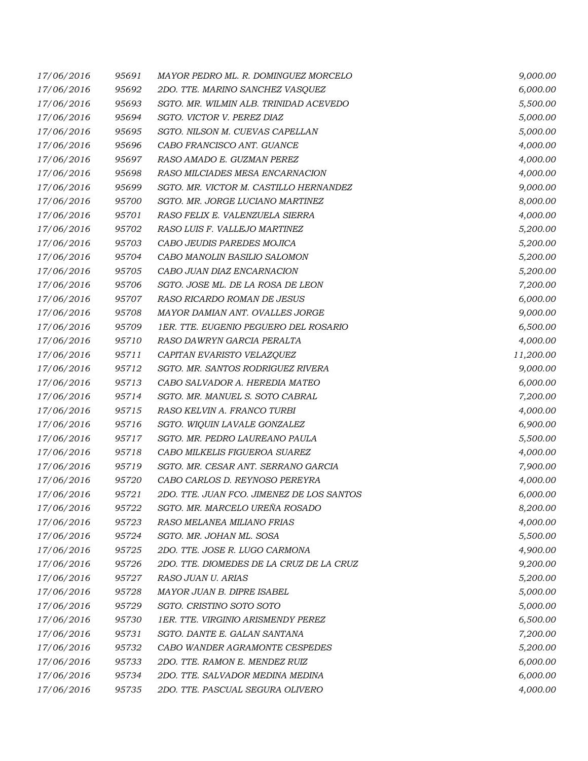| | | | |
|---|---|---|---|
| 17/06/2016 | 95691 | MAYOR PEDRO ML. R. DOMINGUEZ MORCELO | 9,000.00 |
| 17/06/2016 | 95692 | 2DO. TTE. MARINO SANCHEZ VASQUEZ | 6,000.00 |
| 17/06/2016 | 95693 | SGTO. MR. WILMIN ALB. TRINIDAD ACEVEDO | 5,500.00 |
| 17/06/2016 | 95694 | SGTO. VICTOR V. PEREZ DIAZ | 5,000.00 |
| 17/06/2016 | 95695 | SGTO. NILSON M. CUEVAS CAPELLAN | 5,000.00 |
| 17/06/2016 | 95696 | CABO FRANCISCO ANT. GUANCE | 4,000.00 |
| 17/06/2016 | 95697 | RASO AMADO E. GUZMAN PEREZ | 4,000.00 |
| 17/06/2016 | 95698 | RASO MILCIADES MESA ENCARNACION | 4,000.00 |
| 17/06/2016 | 95699 | SGTO. MR. VICTOR M. CASTILLO HERNANDEZ | 9,000.00 |
| 17/06/2016 | 95700 | SGTO. MR. JORGE LUCIANO MARTINEZ | 8,000.00 |
| 17/06/2016 | 95701 | RASO FELIX E. VALENZUELA SIERRA | 4,000.00 |
| 17/06/2016 | 95702 | RASO LUIS F. VALLEJO MARTINEZ | 5,200.00 |
| 17/06/2016 | 95703 | CABO JEUDIS PAREDES MOJICA | 5,200.00 |
| 17/06/2016 | 95704 | CABO MANOLIN BASILIO SALOMON | 5,200.00 |
| 17/06/2016 | 95705 | CABO JUAN DIAZ ENCARNACION | 5,200.00 |
| 17/06/2016 | 95706 | SGTO. JOSE ML. DE LA ROSA DE LEON | 7,200.00 |
| 17/06/2016 | 95707 | RASO RICARDO ROMAN DE JESUS | 6,000.00 |
| 17/06/2016 | 95708 | MAYOR DAMIAN ANT. OVALLES JORGE | 9,000.00 |
| 17/06/2016 | 95709 | 1ER. TTE. EUGENIO PEGUERO DEL ROSARIO | 6,500.00 |
| 17/06/2016 | 95710 | RASO DAWRYN GARCIA PERALTA | 4,000.00 |
| 17/06/2016 | 95711 | CAPITAN EVARISTO VELAZQUEZ | 11,200.00 |
| 17/06/2016 | 95712 | SGTO. MR. SANTOS RODRIGUEZ RIVERA | 9,000.00 |
| 17/06/2016 | 95713 | CABO SALVADOR A. HEREDIA MATEO | 6,000.00 |
| 17/06/2016 | 95714 | SGTO. MR. MANUEL S. SOTO CABRAL | 7,200.00 |
| 17/06/2016 | 95715 | RASO KELVIN A. FRANCO TURBI | 4,000.00 |
| 17/06/2016 | 95716 | SGTO. WIQUIN LAVALE GONZALEZ | 6,900.00 |
| 17/06/2016 | 95717 | SGTO. MR. PEDRO LAUREANO PAULA | 5,500.00 |
| 17/06/2016 | 95718 | CABO MILKELIS FIGUEROA SUAREZ | 4,000.00 |
| 17/06/2016 | 95719 | SGTO. MR. CESAR ANT. SERRANO GARCIA | 7,900.00 |
| 17/06/2016 | 95720 | CABO CARLOS D. REYNOSO PEREYRA | 4,000.00 |
| 17/06/2016 | 95721 | 2DO. TTE. JUAN FCO. JIMENEZ DE LOS SANTOS | 6,000.00 |
| 17/06/2016 | 95722 | SGTO. MR. MARCELO UREÑA ROSADO | 8,200.00 |
| 17/06/2016 | 95723 | RASO MELANEA MILIANO FRIAS | 4,000.00 |
| 17/06/2016 | 95724 | SGTO. MR. JOHAN ML. SOSA | 5,500.00 |
| 17/06/2016 | 95725 | 2DO. TTE. JOSE R. LUGO CARMONA | 4,900.00 |
| 17/06/2016 | 95726 | 2DO. TTE. DIOMEDES DE LA CRUZ DE LA CRUZ | 9,200.00 |
| 17/06/2016 | 95727 | RASO JUAN U. ARIAS | 5,200.00 |
| 17/06/2016 | 95728 | MAYOR JUAN B. DIPRE ISABEL | 5,000.00 |
| 17/06/2016 | 95729 | SGTO. CRISTINO SOTO SOTO | 5,000.00 |
| 17/06/2016 | 95730 | 1ER. TTE. VIRGINIO ARISMENDY PEREZ | 6,500.00 |
| 17/06/2016 | 95731 | SGTO. DANTE E. GALAN SANTANA | 7,200.00 |
| 17/06/2016 | 95732 | CABO WANDER AGRAMONTE CESPEDES | 5,200.00 |
| 17/06/2016 | 95733 | 2DO. TTE. RAMON E. MENDEZ RUIZ | 6,000.00 |
| 17/06/2016 | 95734 | 2DO. TTE. SALVADOR MEDINA MEDINA | 6,000.00 |
| 17/06/2016 | 95735 | 2DO. TTE. PASCUAL SEGURA OLIVERO | 4,000.00 |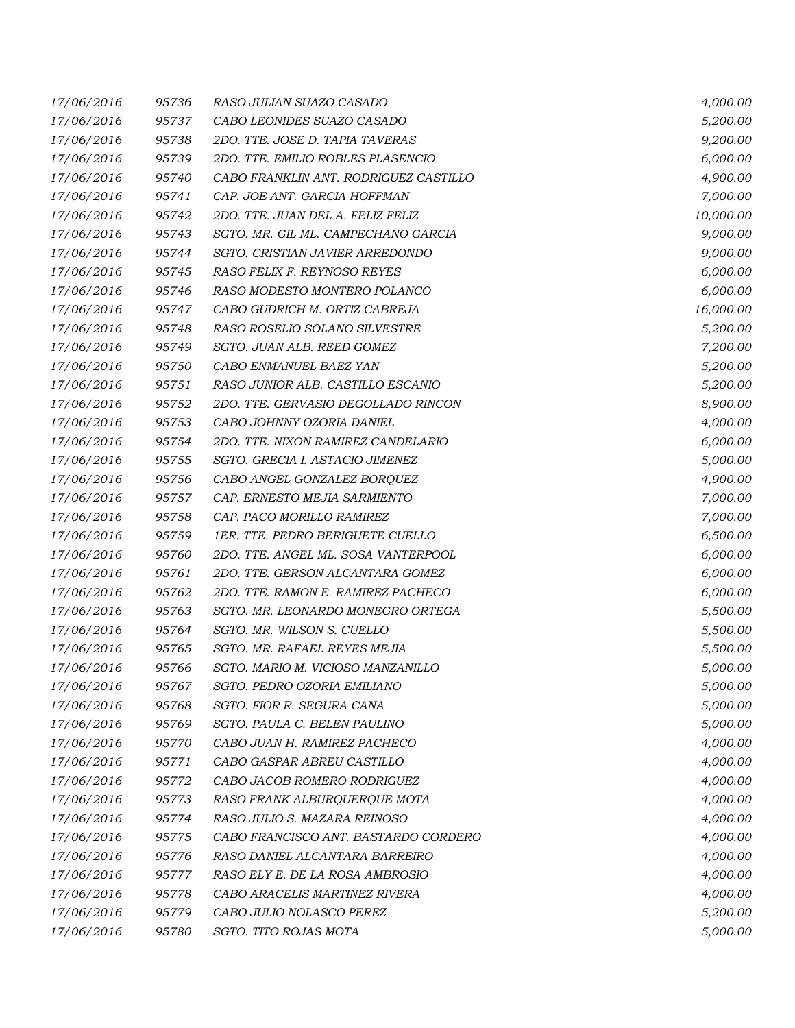| | | | |
|---|---|---|---|
| 17/06/2016 | 95736 | RASO JULIAN SUAZO CASADO | 4,000.00 |
| 17/06/2016 | 95737 | CABO LEONIDES SUAZO CASADO | 5,200.00 |
| 17/06/2016 | 95738 | 2DO. TTE. JOSE D. TAPIA TAVERAS | 9,200.00 |
| 17/06/2016 | 95739 | 2DO. TTE. EMILIO ROBLES PLASENCIO | 6,000.00 |
| 17/06/2016 | 95740 | CABO FRANKLIN ANT. RODRIGUEZ CASTILLO | 4,900.00 |
| 17/06/2016 | 95741 | CAP. JOE ANT. GARCIA HOFFMAN | 7,000.00 |
| 17/06/2016 | 95742 | 2DO. TTE. JUAN DEL A. FELIZ FELIZ | 10,000.00 |
| 17/06/2016 | 95743 | SGTO. MR. GIL ML. CAMPECHANO GARCIA | 9,000.00 |
| 17/06/2016 | 95744 | SGTO. CRISTIAN JAVIER ARREDONDO | 9,000.00 |
| 17/06/2016 | 95745 | RASO FELIX F. REYNOSO REYES | 6,000.00 |
| 17/06/2016 | 95746 | RASO MODESTO MONTERO POLANCO | 6,000.00 |
| 17/06/2016 | 95747 | CABO GUDRICH M. ORTIZ CABREJA | 16,000.00 |
| 17/06/2016 | 95748 | RASO ROSELIO SOLANO SILVESTRE | 5,200.00 |
| 17/06/2016 | 95749 | SGTO. JUAN ALB. REED GOMEZ | 7,200.00 |
| 17/06/2016 | 95750 | CABO ENMANUEL BAEZ YAN | 5,200.00 |
| 17/06/2016 | 95751 | RASO JUNIOR ALB. CASTILLO ESCANIO | 5,200.00 |
| 17/06/2016 | 95752 | 2DO. TTE. GERVASIO DEGOLLADO RINCON | 8,900.00 |
| 17/06/2016 | 95753 | CABO JOHNNY OZORIA DANIEL | 4,000.00 |
| 17/06/2016 | 95754 | 2DO. TTE. NIXON RAMIREZ CANDELARIO | 6,000.00 |
| 17/06/2016 | 95755 | SGTO. GRECIA I. ASTACIO JIMENEZ | 5,000.00 |
| 17/06/2016 | 95756 | CABO ANGEL GONZALEZ BORQUEZ | 4,900.00 |
| 17/06/2016 | 95757 | CAP. ERNESTO MEJIA SARMIENTO | 7,000.00 |
| 17/06/2016 | 95758 | CAP. PACO MORILLO RAMIREZ | 7,000.00 |
| 17/06/2016 | 95759 | 1ER. TTE. PEDRO BERIGUETE CUELLO | 6,500.00 |
| 17/06/2016 | 95760 | 2DO. TTE. ANGEL ML. SOSA VANTERPOOL | 6,000.00 |
| 17/06/2016 | 95761 | 2DO. TTE. GERSON ALCANTARA GOMEZ | 6,000.00 |
| 17/06/2016 | 95762 | 2DO. TTE. RAMON E. RAMIREZ PACHECO | 6,000.00 |
| 17/06/2016 | 95763 | SGTO. MR. LEONARDO MONEGRO ORTEGA | 5,500.00 |
| 17/06/2016 | 95764 | SGTO. MR. WILSON S. CUELLO | 5,500.00 |
| 17/06/2016 | 95765 | SGTO. MR. RAFAEL REYES MEJIA | 5,500.00 |
| 17/06/2016 | 95766 | SGTO. MARIO M. VICIOSO MANZANILLO | 5,000.00 |
| 17/06/2016 | 95767 | SGTO. PEDRO OZORIA EMILIANO | 5,000.00 |
| 17/06/2016 | 95768 | SGTO. FIOR R. SEGURA CANA | 5,000.00 |
| 17/06/2016 | 95769 | SGTO. PAULA C. BELEN PAULINO | 5,000.00 |
| 17/06/2016 | 95770 | CABO JUAN H. RAMIREZ PACHECO | 4,000.00 |
| 17/06/2016 | 95771 | CABO GASPAR ABREU CASTILLO | 4,000.00 |
| 17/06/2016 | 95772 | CABO JACOB ROMERO RODRIGUEZ | 4,000.00 |
| 17/06/2016 | 95773 | RASO FRANK ALBURQUERQUE MOTA | 4,000.00 |
| 17/06/2016 | 95774 | RASO JULIO S. MAZARA REINOSO | 4,000.00 |
| 17/06/2016 | 95775 | CABO FRANCISCO ANT. BASTARDO CORDERO | 4,000.00 |
| 17/06/2016 | 95776 | RASO DANIEL ALCANTARA BARREIRO | 4,000.00 |
| 17/06/2016 | 95777 | RASO ELY E. DE LA ROSA AMBROSIO | 4,000.00 |
| 17/06/2016 | 95778 | CABO ARACELIS MARTINEZ RIVERA | 4,000.00 |
| 17/06/2016 | 95779 | CABO JULIO NOLASCO PEREZ | 5,200.00 |
| 17/06/2016 | 95780 | SGTO. TITO ROJAS MOTA | 5,000.00 |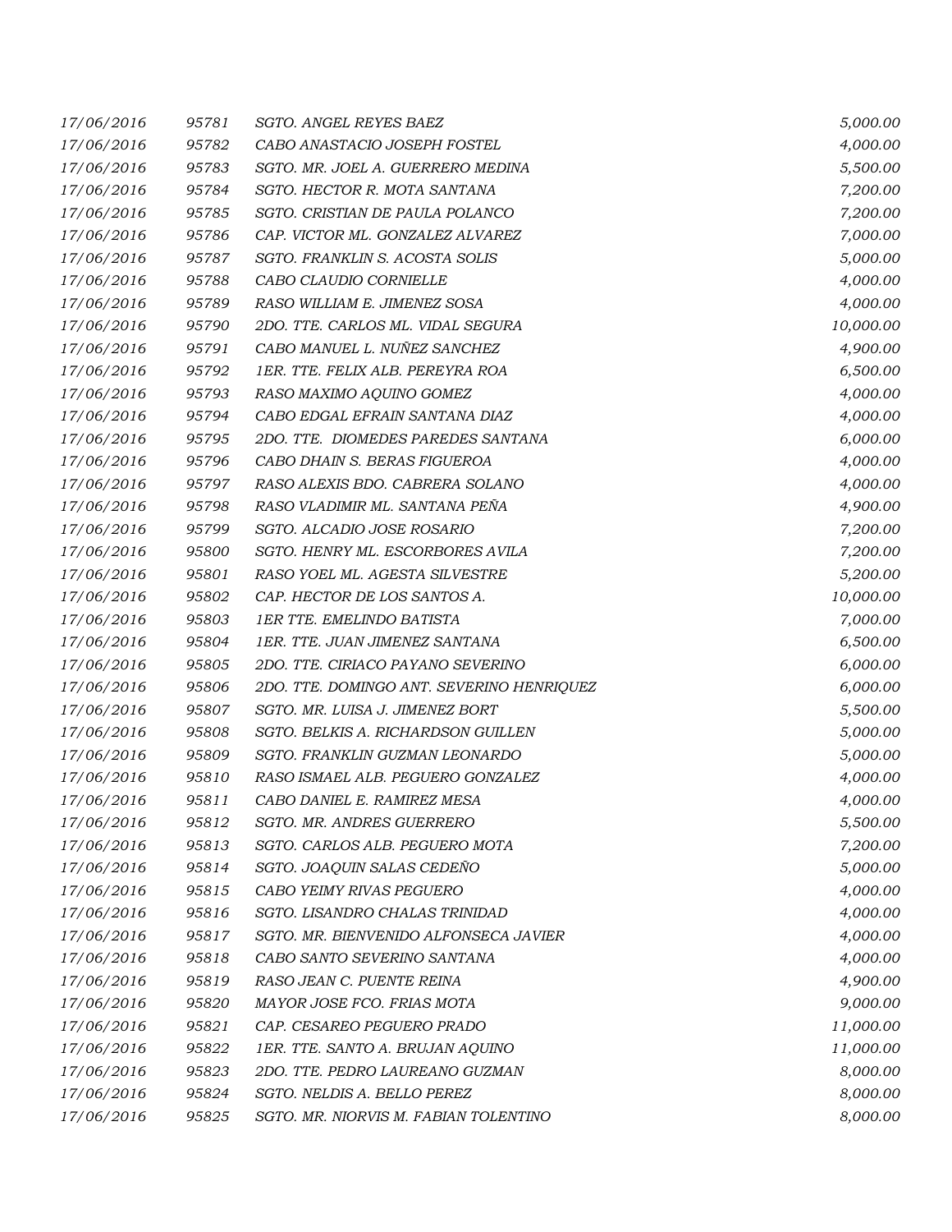| | | | |
|---|---|---|---|
| 17/06/2016 | 95781 | SGTO. ANGEL REYES BAEZ | 5,000.00 |
| 17/06/2016 | 95782 | CABO ANASTACIO JOSEPH FOSTEL | 4,000.00 |
| 17/06/2016 | 95783 | SGTO. MR. JOEL A. GUERRERO MEDINA | 5,500.00 |
| 17/06/2016 | 95784 | SGTO. HECTOR R. MOTA SANTANA | 7,200.00 |
| 17/06/2016 | 95785 | SGTO. CRISTIAN DE PAULA POLANCO | 7,200.00 |
| 17/06/2016 | 95786 | CAP. VICTOR ML. GONZALEZ ALVAREZ | 7,000.00 |
| 17/06/2016 | 95787 | SGTO. FRANKLIN S. ACOSTA SOLIS | 5,000.00 |
| 17/06/2016 | 95788 | CABO CLAUDIO CORNIELLE | 4,000.00 |
| 17/06/2016 | 95789 | RASO WILLIAM E. JIMENEZ SOSA | 4,000.00 |
| 17/06/2016 | 95790 | 2DO. TTE. CARLOS ML. VIDAL SEGURA | 10,000.00 |
| 17/06/2016 | 95791 | CABO MANUEL L. NUÑEZ SANCHEZ | 4,900.00 |
| 17/06/2016 | 95792 | 1ER. TTE. FELIX ALB. PEREYRA ROA | 6,500.00 |
| 17/06/2016 | 95793 | RASO MAXIMO AQUINO GOMEZ | 4,000.00 |
| 17/06/2016 | 95794 | CABO EDGAL EFRAIN SANTANA DIAZ | 4,000.00 |
| 17/06/2016 | 95795 | 2DO. TTE. DIOMEDES PAREDES SANTANA | 6,000.00 |
| 17/06/2016 | 95796 | CABO DHAIN S. BERAS FIGUEROA | 4,000.00 |
| 17/06/2016 | 95797 | RASO ALEXIS BDO. CABRERA SOLANO | 4,000.00 |
| 17/06/2016 | 95798 | RASO VLADIMIR ML. SANTANA PEÑA | 4,900.00 |
| 17/06/2016 | 95799 | SGTO. ALCADIO JOSE ROSARIO | 7,200.00 |
| 17/06/2016 | 95800 | SGTO. HENRY ML. ESCORBORES AVILA | 7,200.00 |
| 17/06/2016 | 95801 | RASO YOEL ML. AGESTA SILVESTRE | 5,200.00 |
| 17/06/2016 | 95802 | CAP. HECTOR DE LOS SANTOS A. | 10,000.00 |
| 17/06/2016 | 95803 | 1ER TTE. EMELINDO BATISTA | 7,000.00 |
| 17/06/2016 | 95804 | 1ER. TTE. JUAN JIMENEZ SANTANA | 6,500.00 |
| 17/06/2016 | 95805 | 2DO. TTE. CIRIACO PAYANO SEVERINO | 6,000.00 |
| 17/06/2016 | 95806 | 2DO. TTE. DOMINGO ANT. SEVERINO HENRIQUEZ | 6,000.00 |
| 17/06/2016 | 95807 | SGTO. MR. LUISA J. JIMENEZ BORT | 5,500.00 |
| 17/06/2016 | 95808 | SGTO. BELKIS A. RICHARDSON GUILLEN | 5,000.00 |
| 17/06/2016 | 95809 | SGTO. FRANKLIN GUZMAN LEONARDO | 5,000.00 |
| 17/06/2016 | 95810 | RASO ISMAEL ALB. PEGUERO GONZALEZ | 4,000.00 |
| 17/06/2016 | 95811 | CABO DANIEL E. RAMIREZ MESA | 4,000.00 |
| 17/06/2016 | 95812 | SGTO. MR. ANDRES GUERRERO | 5,500.00 |
| 17/06/2016 | 95813 | SGTO. CARLOS ALB. PEGUERO MOTA | 7,200.00 |
| 17/06/2016 | 95814 | SGTO. JOAQUIN SALAS CEDEÑO | 5,000.00 |
| 17/06/2016 | 95815 | CABO YEIMY RIVAS PEGUERO | 4,000.00 |
| 17/06/2016 | 95816 | SGTO. LISANDRO CHALAS TRINIDAD | 4,000.00 |
| 17/06/2016 | 95817 | SGTO. MR. BIENVENIDO ALFONSECA JAVIER | 4,000.00 |
| 17/06/2016 | 95818 | CABO SANTO SEVERINO SANTANA | 4,000.00 |
| 17/06/2016 | 95819 | RASO JEAN C. PUENTE REINA | 4,900.00 |
| 17/06/2016 | 95820 | MAYOR JOSE FCO. FRIAS MOTA | 9,000.00 |
| 17/06/2016 | 95821 | CAP. CESAREO PEGUERO PRADO | 11,000.00 |
| 17/06/2016 | 95822 | 1ER. TTE. SANTO A. BRUJAN AQUINO | 11,000.00 |
| 17/06/2016 | 95823 | 2DO. TTE. PEDRO LAUREANO GUZMAN | 8,000.00 |
| 17/06/2016 | 95824 | SGTO. NELDIS A. BELLO PEREZ | 8,000.00 |
| 17/06/2016 | 95825 | SGTO. MR. NIORVIS M. FABIAN TOLENTINO | 8,000.00 |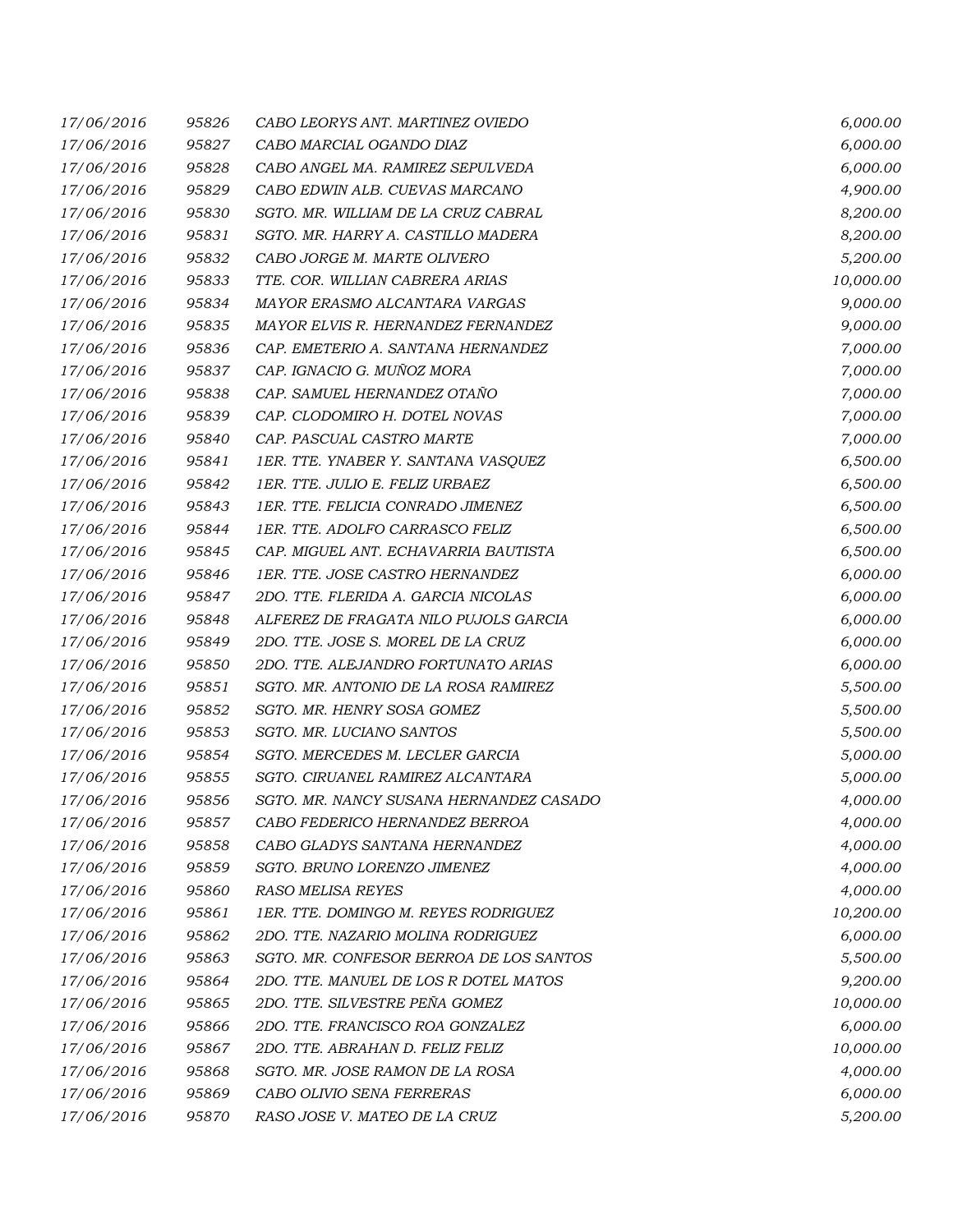| | | | |
|---|---|---|---|
| 17/06/2016 | 95826 | CABO LEORYS ANT. MARTINEZ OVIEDO | 6,000.00 |
| 17/06/2016 | 95827 | CABO MARCIAL OGANDO DIAZ | 6,000.00 |
| 17/06/2016 | 95828 | CABO ANGEL MA. RAMIREZ SEPULVEDA | 6,000.00 |
| 17/06/2016 | 95829 | CABO EDWIN ALB. CUEVAS MARCANO | 4,900.00 |
| 17/06/2016 | 95830 | SGTO. MR. WILLIAM DE LA CRUZ CABRAL | 8,200.00 |
| 17/06/2016 | 95831 | SGTO. MR. HARRY A. CASTILLO MADERA | 8,200.00 |
| 17/06/2016 | 95832 | CABO JORGE M. MARTE OLIVERO | 5,200.00 |
| 17/06/2016 | 95833 | TTE. COR. WILLIAN CABRERA ARIAS | 10,000.00 |
| 17/06/2016 | 95834 | MAYOR ERASMO ALCANTARA VARGAS | 9,000.00 |
| 17/06/2016 | 95835 | MAYOR ELVIS R. HERNANDEZ FERNANDEZ | 9,000.00 |
| 17/06/2016 | 95836 | CAP. EMETERIO A. SANTANA HERNANDEZ | 7,000.00 |
| 17/06/2016 | 95837 | CAP. IGNACIO G. MUÑOZ MORA | 7,000.00 |
| 17/06/2016 | 95838 | CAP. SAMUEL HERNANDEZ OTAÑO | 7,000.00 |
| 17/06/2016 | 95839 | CAP. CLODOMIRO H. DOTEL NOVAS | 7,000.00 |
| 17/06/2016 | 95840 | CAP. PASCUAL CASTRO MARTE | 7,000.00 |
| 17/06/2016 | 95841 | 1ER. TTE. YNABER Y. SANTANA VASQUEZ | 6,500.00 |
| 17/06/2016 | 95842 | 1ER. TTE. JULIO E. FELIZ URBAEZ | 6,500.00 |
| 17/06/2016 | 95843 | 1ER. TTE. FELICIA CONRADO JIMENEZ | 6,500.00 |
| 17/06/2016 | 95844 | 1ER. TTE. ADOLFO CARRASCO FELIZ | 6,500.00 |
| 17/06/2016 | 95845 | CAP. MIGUEL ANT. ECHAVARRIA BAUTISTA | 6,500.00 |
| 17/06/2016 | 95846 | 1ER. TTE. JOSE CASTRO HERNANDEZ | 6,000.00 |
| 17/06/2016 | 95847 | 2DO. TTE. FLERIDA A. GARCIA NICOLAS | 6,000.00 |
| 17/06/2016 | 95848 | ALFEREZ DE FRAGATA NILO PUJOLS GARCIA | 6,000.00 |
| 17/06/2016 | 95849 | 2DO. TTE. JOSE S. MOREL DE LA CRUZ | 6,000.00 |
| 17/06/2016 | 95850 | 2DO. TTE. ALEJANDRO FORTUNATO ARIAS | 6,000.00 |
| 17/06/2016 | 95851 | SGTO. MR. ANTONIO DE LA ROSA RAMIREZ | 5,500.00 |
| 17/06/2016 | 95852 | SGTO. MR. HENRY SOSA GOMEZ | 5,500.00 |
| 17/06/2016 | 95853 | SGTO. MR. LUCIANO SANTOS | 5,500.00 |
| 17/06/2016 | 95854 | SGTO. MERCEDES M. LECLER GARCIA | 5,000.00 |
| 17/06/2016 | 95855 | SGTO. CIRUANEL RAMIREZ ALCANTARA | 5,000.00 |
| 17/06/2016 | 95856 | SGTO. MR. NANCY SUSANA HERNANDEZ CASADO | 4,000.00 |
| 17/06/2016 | 95857 | CABO FEDERICO HERNANDEZ BERROA | 4,000.00 |
| 17/06/2016 | 95858 | CABO GLADYS SANTANA HERNANDEZ | 4,000.00 |
| 17/06/2016 | 95859 | SGTO. BRUNO LORENZO JIMENEZ | 4,000.00 |
| 17/06/2016 | 95860 | RASO MELISA REYES | 4,000.00 |
| 17/06/2016 | 95861 | 1ER. TTE. DOMINGO M. REYES RODRIGUEZ | 10,200.00 |
| 17/06/2016 | 95862 | 2DO. TTE. NAZARIO MOLINA RODRIGUEZ | 6,000.00 |
| 17/06/2016 | 95863 | SGTO. MR. CONFESOR BERROA DE LOS SANTOS | 5,500.00 |
| 17/06/2016 | 95864 | 2DO. TTE. MANUEL DE LOS R DOTEL MATOS | 9,200.00 |
| 17/06/2016 | 95865 | 2DO. TTE. SILVESTRE PEÑA GOMEZ | 10,000.00 |
| 17/06/2016 | 95866 | 2DO. TTE. FRANCISCO ROA GONZALEZ | 6,000.00 |
| 17/06/2016 | 95867 | 2DO. TTE. ABRAHAN D. FELIZ FELIZ | 10,000.00 |
| 17/06/2016 | 95868 | SGTO. MR. JOSE RAMON DE LA ROSA | 4,000.00 |
| 17/06/2016 | 95869 | CABO OLIVIO SENA FERRERAS | 6,000.00 |
| 17/06/2016 | 95870 | RASO JOSE V. MATEO DE LA CRUZ | 5,200.00 |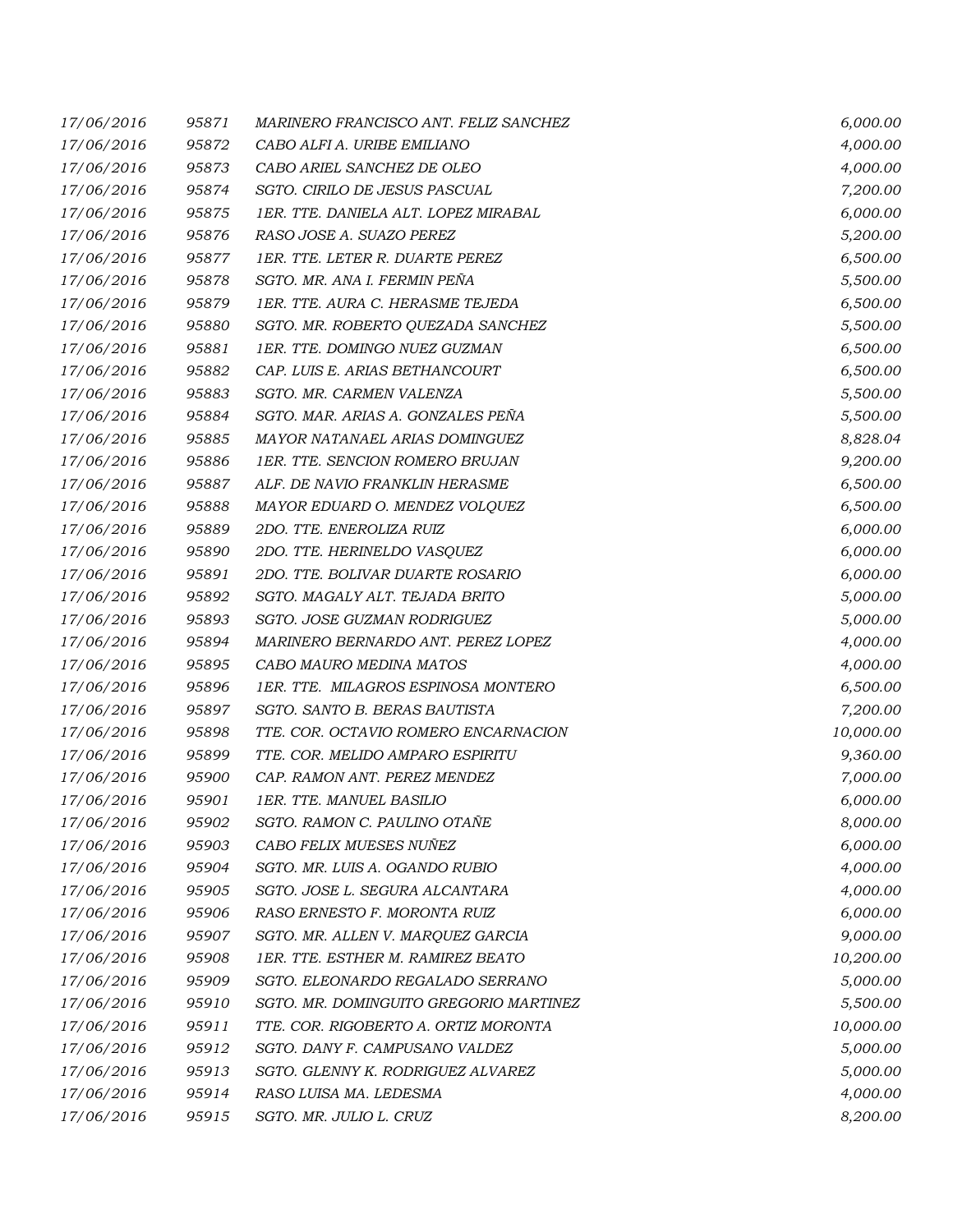| | | | |
|---|---|---|---|
| 17/06/2016 | 95871 | MARINERO FRANCISCO ANT. FELIZ SANCHEZ | 6,000.00 |
| 17/06/2016 | 95872 | CABO ALFI A. URIBE EMILIANO | 4,000.00 |
| 17/06/2016 | 95873 | CABO ARIEL SANCHEZ DE OLEO | 4,000.00 |
| 17/06/2016 | 95874 | SGTO. CIRILO DE JESUS PASCUAL | 7,200.00 |
| 17/06/2016 | 95875 | 1ER. TTE. DANIELA ALT. LOPEZ MIRABAL | 6,000.00 |
| 17/06/2016 | 95876 | RASO JOSE A. SUAZO PEREZ | 5,200.00 |
| 17/06/2016 | 95877 | 1ER. TTE. LETER R. DUARTE PEREZ | 6,500.00 |
| 17/06/2016 | 95878 | SGTO. MR. ANA I. FERMIN PEÑA | 5,500.00 |
| 17/06/2016 | 95879 | 1ER. TTE. AURA C. HERASME TEJEDA | 6,500.00 |
| 17/06/2016 | 95880 | SGTO. MR. ROBERTO QUEZADA SANCHEZ | 5,500.00 |
| 17/06/2016 | 95881 | 1ER. TTE. DOMINGO NUEZ GUZMAN | 6,500.00 |
| 17/06/2016 | 95882 | CAP. LUIS E. ARIAS BETHANCOURT | 6,500.00 |
| 17/06/2016 | 95883 | SGTO. MR. CARMEN VALENZA | 5,500.00 |
| 17/06/2016 | 95884 | SGTO. MAR. ARIAS A. GONZALES PEÑA | 5,500.00 |
| 17/06/2016 | 95885 | MAYOR NATANAEL ARIAS DOMINGUEZ | 8,828.04 |
| 17/06/2016 | 95886 | 1ER. TTE. SENCION ROMERO BRUJAN | 9,200.00 |
| 17/06/2016 | 95887 | ALF. DE NAVIO FRANKLIN HERASME | 6,500.00 |
| 17/06/2016 | 95888 | MAYOR EDUARD O. MENDEZ VOLQUEZ | 6,500.00 |
| 17/06/2016 | 95889 | 2DO. TTE. ENEROLIZA RUIZ | 6,000.00 |
| 17/06/2016 | 95890 | 2DO. TTE. HERINELDO VASQUEZ | 6,000.00 |
| 17/06/2016 | 95891 | 2DO. TTE. BOLIVAR DUARTE ROSARIO | 6,000.00 |
| 17/06/2016 | 95892 | SGTO. MAGALY ALT. TEJADA BRITO | 5,000.00 |
| 17/06/2016 | 95893 | SGTO. JOSE GUZMAN RODRIGUEZ | 5,000.00 |
| 17/06/2016 | 95894 | MARINERO BERNARDO ANT. PEREZ LOPEZ | 4,000.00 |
| 17/06/2016 | 95895 | CABO MAURO MEDINA MATOS | 4,000.00 |
| 17/06/2016 | 95896 | 1ER. TTE. MILAGROS ESPINOSA MONTERO | 6,500.00 |
| 17/06/2016 | 95897 | SGTO. SANTO B. BERAS BAUTISTA | 7,200.00 |
| 17/06/2016 | 95898 | TTE. COR. OCTAVIO ROMERO ENCARNACION | 10,000.00 |
| 17/06/2016 | 95899 | TTE. COR. MELIDO AMPARO ESPIRITU | 9,360.00 |
| 17/06/2016 | 95900 | CAP. RAMON ANT. PEREZ MENDEZ | 7,000.00 |
| 17/06/2016 | 95901 | 1ER. TTE. MANUEL BASILIO | 6,000.00 |
| 17/06/2016 | 95902 | SGTO. RAMON C. PAULINO OTAÑE | 8,000.00 |
| 17/06/2016 | 95903 | CABO FELIX MUESES NUÑEZ | 6,000.00 |
| 17/06/2016 | 95904 | SGTO. MR. LUIS A. OGANDO RUBIO | 4,000.00 |
| 17/06/2016 | 95905 | SGTO. JOSE L. SEGURA ALCANTARA | 4,000.00 |
| 17/06/2016 | 95906 | RASO ERNESTO F. MORONTA RUIZ | 6,000.00 |
| 17/06/2016 | 95907 | SGTO. MR. ALLEN V. MARQUEZ GARCIA | 9,000.00 |
| 17/06/2016 | 95908 | 1ER. TTE. ESTHER M. RAMIREZ BEATO | 10,200.00 |
| 17/06/2016 | 95909 | SGTO. ELEONARDO REGALADO SERRANO | 5,000.00 |
| 17/06/2016 | 95910 | SGTO. MR. DOMINGUITO GREGORIO MARTINEZ | 5,500.00 |
| 17/06/2016 | 95911 | TTE. COR. RIGOBERTO A. ORTIZ MORONTA | 10,000.00 |
| 17/06/2016 | 95912 | SGTO. DANY F. CAMPUSANO VALDEZ | 5,000.00 |
| 17/06/2016 | 95913 | SGTO. GLENNY K. RODRIGUEZ ALVAREZ | 5,000.00 |
| 17/06/2016 | 95914 | RASO LUISA MA. LEDESMA | 4,000.00 |
| 17/06/2016 | 95915 | SGTO. MR. JULIO L. CRUZ | 8,200.00 |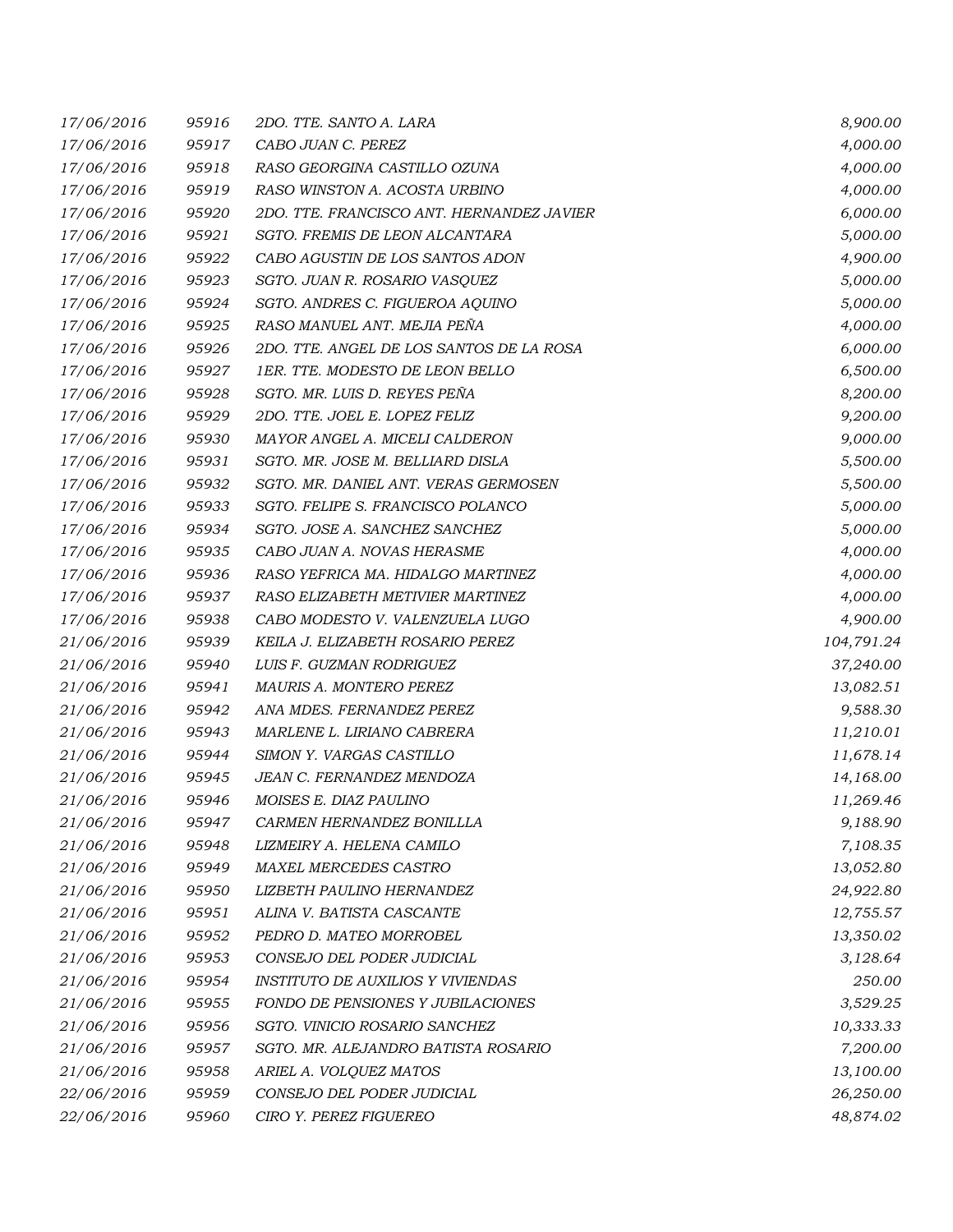| | | | |
|---|---|---|---|
| 17/06/2016 | 95916 | 2DO. TTE. SANTO A. LARA | 8,900.00 |
| 17/06/2016 | 95917 | CABO JUAN C. PEREZ | 4,000.00 |
| 17/06/2016 | 95918 | RASO GEORGINA CASTILLO OZUNA | 4,000.00 |
| 17/06/2016 | 95919 | RASO WINSTON A. ACOSTA URBINO | 4,000.00 |
| 17/06/2016 | 95920 | 2DO. TTE. FRANCISCO ANT. HERNANDEZ JAVIER | 6,000.00 |
| 17/06/2016 | 95921 | SGTO. FREMIS DE LEON ALCANTARA | 5,000.00 |
| 17/06/2016 | 95922 | CABO AGUSTIN DE LOS SANTOS ADON | 4,900.00 |
| 17/06/2016 | 95923 | SGTO. JUAN R. ROSARIO VASQUEZ | 5,000.00 |
| 17/06/2016 | 95924 | SGTO. ANDRES C. FIGUEROA AQUINO | 5,000.00 |
| 17/06/2016 | 95925 | RASO MANUEL ANT. MEJIA PEÑA | 4,000.00 |
| 17/06/2016 | 95926 | 2DO. TTE. ANGEL DE LOS SANTOS DE LA ROSA | 6,000.00 |
| 17/06/2016 | 95927 | 1ER. TTE. MODESTO DE LEON BELLO | 6,500.00 |
| 17/06/2016 | 95928 | SGTO. MR. LUIS D. REYES PEÑA | 8,200.00 |
| 17/06/2016 | 95929 | 2DO. TTE. JOEL E. LOPEZ FELIZ | 9,200.00 |
| 17/06/2016 | 95930 | MAYOR ANGEL A. MICELI CALDERON | 9,000.00 |
| 17/06/2016 | 95931 | SGTO. MR. JOSE M. BELLIARD DISLA | 5,500.00 |
| 17/06/2016 | 95932 | SGTO. MR. DANIEL ANT. VERAS GERMOSEN | 5,500.00 |
| 17/06/2016 | 95933 | SGTO. FELIPE S. FRANCISCO POLANCO | 5,000.00 |
| 17/06/2016 | 95934 | SGTO. JOSE A. SANCHEZ SANCHEZ | 5,000.00 |
| 17/06/2016 | 95935 | CABO JUAN A. NOVAS HERASME | 4,000.00 |
| 17/06/2016 | 95936 | RASO YEFRICA MA. HIDALGO MARTINEZ | 4,000.00 |
| 17/06/2016 | 95937 | RASO ELIZABETH METIVIER MARTINEZ | 4,000.00 |
| 17/06/2016 | 95938 | CABO MODESTO V. VALENZUELA LUGO | 4,900.00 |
| 21/06/2016 | 95939 | KEILA J. ELIZABETH ROSARIO PEREZ | 104,791.24 |
| 21/06/2016 | 95940 | LUIS F. GUZMAN RODRIGUEZ | 37,240.00 |
| 21/06/2016 | 95941 | MAURIS A. MONTERO PEREZ | 13,082.51 |
| 21/06/2016 | 95942 | ANA MDES. FERNANDEZ PEREZ | 9,588.30 |
| 21/06/2016 | 95943 | MARLENE L. LIRIANO CABRERA | 11,210.01 |
| 21/06/2016 | 95944 | SIMON Y. VARGAS CASTILLO | 11,678.14 |
| 21/06/2016 | 95945 | JEAN C. FERNANDEZ MENDOZA | 14,168.00 |
| 21/06/2016 | 95946 | MOISES E. DIAZ PAULINO | 11,269.46 |
| 21/06/2016 | 95947 | CARMEN HERNANDEZ BONILLLA | 9,188.90 |
| 21/06/2016 | 95948 | LIZMEIRY A. HELENA CAMILO | 7,108.35 |
| 21/06/2016 | 95949 | MAXEL MERCEDES CASTRO | 13,052.80 |
| 21/06/2016 | 95950 | LIZBETH PAULINO HERNANDEZ | 24,922.80 |
| 21/06/2016 | 95951 | ALINA V. BATISTA CASCANTE | 12,755.57 |
| 21/06/2016 | 95952 | PEDRO D. MATEO MORROBEL | 13,350.02 |
| 21/06/2016 | 95953 | CONSEJO DEL PODER JUDICIAL | 3,128.64 |
| 21/06/2016 | 95954 | INSTITUTO DE AUXILIOS Y VIVIENDAS | 250.00 |
| 21/06/2016 | 95955 | FONDO DE PENSIONES Y JUBILACIONES | 3,529.25 |
| 21/06/2016 | 95956 | SGTO. VINICIO ROSARIO SANCHEZ | 10,333.33 |
| 21/06/2016 | 95957 | SGTO. MR. ALEJANDRO BATISTA ROSARIO | 7,200.00 |
| 21/06/2016 | 95958 | ARIEL A. VOLQUEZ MATOS | 13,100.00 |
| 22/06/2016 | 95959 | CONSEJO DEL PODER JUDICIAL | 26,250.00 |
| 22/06/2016 | 95960 | CIRO Y. PEREZ FIGUEREO | 48,874.02 |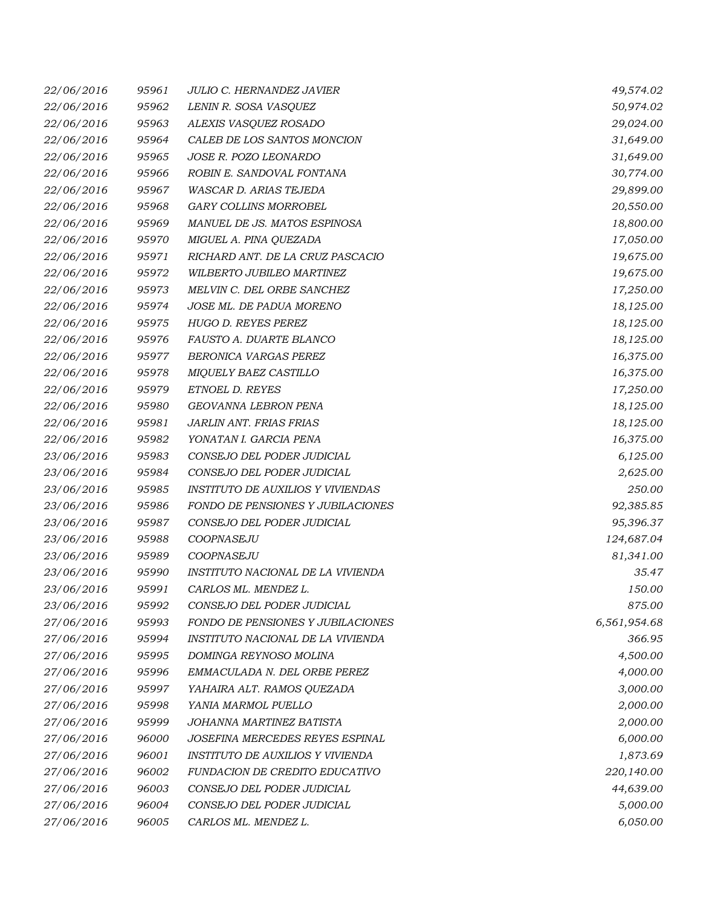| | | | |
|---|---|---|---|
| *22/06/2016* | *95961* | *JULIO C. HERNANDEZ JAVIER* | *49,574.02* |
| *22/06/2016* | *95962* | *LENIN R. SOSA VASQUEZ* | *50,974.02* |
| *22/06/2016* | *95963* | *ALEXIS VASQUEZ ROSADO* | *29,024.00* |
| *22/06/2016* | *95964* | *CALEB DE LOS SANTOS MONCION* | *31,649.00* |
| *22/06/2016* | *95965* | *JOSE R. POZO LEONARDO* | *31,649.00* |
| *22/06/2016* | *95966* | *ROBIN E. SANDOVAL FONTANA* | *30,774.00* |
| *22/06/2016* | *95967* | *WASCAR D. ARIAS TEJEDA* | *29,899.00* |
| *22/06/2016* | *95968* | *GARY COLLINS MORROBEL* | *20,550.00* |
| *22/06/2016* | *95969* | *MANUEL DE JS. MATOS ESPINOSA* | *18,800.00* |
| *22/06/2016* | *95970* | *MIGUEL A. PINA QUEZADA* | *17,050.00* |
| *22/06/2016* | *95971* | *RICHARD ANT. DE LA CRUZ PASCACIO* | *19,675.00* |
| *22/06/2016* | *95972* | *WILBERTO JUBILEO MARTINEZ* | *19,675.00* |
| *22/06/2016* | *95973* | *MELVIN C. DEL ORBE SANCHEZ* | *17,250.00* |
| *22/06/2016* | *95974* | *JOSE ML. DE PADUA MORENO* | *18,125.00* |
| *22/06/2016* | *95975* | *HUGO D. REYES PEREZ* | *18,125.00* |
| *22/06/2016* | *95976* | *FAUSTO A. DUARTE BLANCO* | *18,125.00* |
| *22/06/2016* | *95977* | *BERONICA VARGAS PEREZ* | *16,375.00* |
| *22/06/2016* | *95978* | *MIQUELY BAEZ CASTILLO* | *16,375.00* |
| *22/06/2016* | *95979* | *ETNOEL D. REYES* | *17,250.00* |
| *22/06/2016* | *95980* | *GEOVANNA LEBRON PENA* | *18,125.00* |
| *22/06/2016* | *95981* | *JARLIN ANT. FRIAS FRIAS* | *18,125.00* |
| *22/06/2016* | *95982* | *YONATAN I. GARCIA PENA* | *16,375.00* |
| *23/06/2016* | *95983* | *CONSEJO DEL PODER JUDICIAL* | *6,125.00* |
| *23/06/2016* | *95984* | *CONSEJO DEL PODER JUDICIAL* | *2,625.00* |
| *23/06/2016* | *95985* | *INSTITUTO DE AUXILIOS Y VIVIENDAS* | *250.00* |
| *23/06/2016* | *95986* | *FONDO DE PENSIONES Y JUBILACIONES* | *92,385.85* |
| *23/06/2016* | *95987* | *CONSEJO DEL PODER JUDICIAL* | *95,396.37* |
| *23/06/2016* | *95988* | *COOPNASEJU* | *124,687.04* |
| *23/06/2016* | *95989* | *COOPNASEJU* | *81,341.00* |
| *23/06/2016* | *95990* | *INSTITUTO NACIONAL DE LA VIVIENDA* | *35.47* |
| *23/06/2016* | *95991* | *CARLOS ML. MENDEZ L.* | *150.00* |
| *23/06/2016* | *95992* | *CONSEJO DEL PODER JUDICIAL* | *875.00* |
| *27/06/2016* | *95993* | *FONDO DE PENSIONES Y JUBILACIONES* | *6,561,954.68* |
| *27/06/2016* | *95994* | *INSTITUTO NACIONAL DE LA VIVIENDA* | *366.95* |
| *27/06/2016* | *95995* | *DOMINGA REYNOSO MOLINA* | *4,500.00* |
| *27/06/2016* | *95996* | *EMMACULADA N. DEL ORBE PEREZ* | *4,000.00* |
| *27/06/2016* | *95997* | *YAHAIRA ALT. RAMOS QUEZADA* | *3,000.00* |
| *27/06/2016* | *95998* | *YANIA MARMOL PUELLO* | *2,000.00* |
| *27/06/2016* | *95999* | *JOHANNA MARTINEZ BATISTA* | *2,000.00* |
| *27/06/2016* | *96000* | *JOSEFINA MERCEDES REYES ESPINAL* | *6,000.00* |
| *27/06/2016* | *96001* | *INSTITUTO DE AUXILIOS Y VIVIENDA* | *1,873.69* |
| *27/06/2016* | *96002* | *FUNDACION DE CREDITO EDUCATIVO* | *220,140.00* |
| *27/06/2016* | *96003* | *CONSEJO DEL PODER JUDICIAL* | *44,639.00* |
| *27/06/2016* | *96004* | *CONSEJO DEL PODER JUDICIAL* | *5,000.00* |
| *27/06/2016* | *96005* | *CARLOS ML. MENDEZ L.* | *6,050.00* |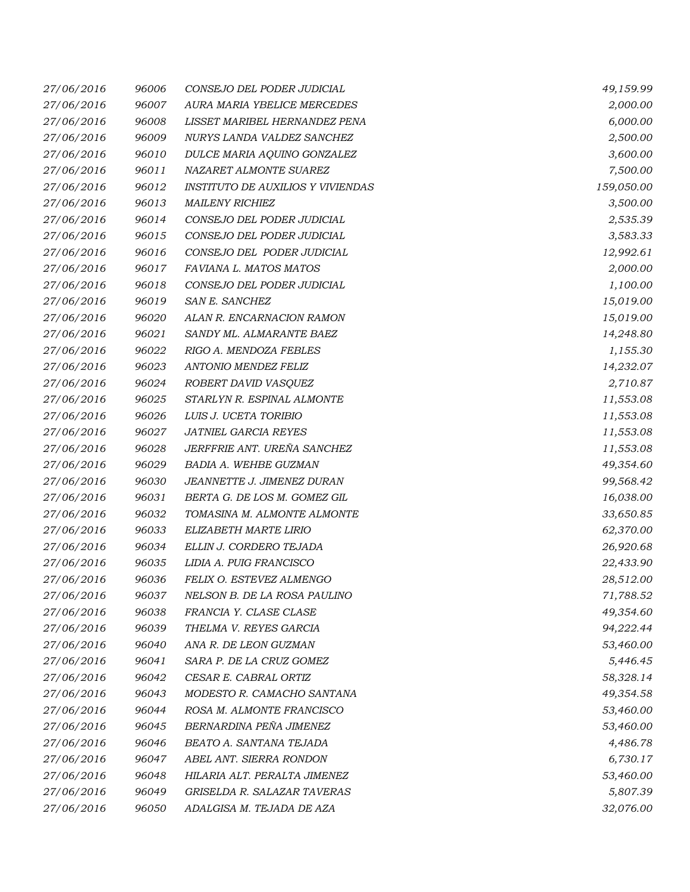| | | | |
|---|---|---|---|
| 27/06/2016 | 96006 | CONSEJO DEL PODER JUDICIAL | 49,159.99 |
| 27/06/2016 | 96007 | AURA MARIA YBELICE MERCEDES | 2,000.00 |
| 27/06/2016 | 96008 | LISSET MARIBEL HERNANDEZ PENA | 6,000.00 |
| 27/06/2016 | 96009 | NURYS LANDA VALDEZ SANCHEZ | 2,500.00 |
| 27/06/2016 | 96010 | DULCE MARIA AQUINO GONZALEZ | 3,600.00 |
| 27/06/2016 | 96011 | NAZARET ALMONTE SUAREZ | 7,500.00 |
| 27/06/2016 | 96012 | INSTITUTO DE AUXILIOS Y VIVIENDAS | 159,050.00 |
| 27/06/2016 | 96013 | MAILENY RICHIEZ | 3,500.00 |
| 27/06/2016 | 96014 | CONSEJO DEL PODER JUDICIAL | 2,535.39 |
| 27/06/2016 | 96015 | CONSEJO DEL PODER JUDICIAL | 3,583.33 |
| 27/06/2016 | 96016 | CONSEJO DEL PODER JUDICIAL | 12,992.61 |
| 27/06/2016 | 96017 | FAVIANA L. MATOS MATOS | 2,000.00 |
| 27/06/2016 | 96018 | CONSEJO DEL PODER JUDICIAL | 1,100.00 |
| 27/06/2016 | 96019 | SAN E. SANCHEZ | 15,019.00 |
| 27/06/2016 | 96020 | ALAN R. ENCARNACION RAMON | 15,019.00 |
| 27/06/2016 | 96021 | SANDY ML. ALMARANTE BAEZ | 14,248.80 |
| 27/06/2016 | 96022 | RIGO A. MENDOZA FEBLES | 1,155.30 |
| 27/06/2016 | 96023 | ANTONIO MENDEZ FELIZ | 14,232.07 |
| 27/06/2016 | 96024 | ROBERT DAVID VASQUEZ | 2,710.87 |
| 27/06/2016 | 96025 | STARLYN R. ESPINAL ALMONTE | 11,553.08 |
| 27/06/2016 | 96026 | LUIS J. UCETA TORIBIO | 11,553.08 |
| 27/06/2016 | 96027 | JATNIEL GARCIA REYES | 11,553.08 |
| 27/06/2016 | 96028 | JERFFRIE ANT. UREÑA SANCHEZ | 11,553.08 |
| 27/06/2016 | 96029 | BADIA A. WEHBE GUZMAN | 49,354.60 |
| 27/06/2016 | 96030 | JEANNETTE J. JIMENEZ DURAN | 99,568.42 |
| 27/06/2016 | 96031 | BERTA G. DE LOS M. GOMEZ GIL | 16,038.00 |
| 27/06/2016 | 96032 | TOMASINA M. ALMONTE ALMONTE | 33,650.85 |
| 27/06/2016 | 96033 | ELIZABETH MARTE LIRIO | 62,370.00 |
| 27/06/2016 | 96034 | ELLIN J. CORDERO TEJADA | 26,920.68 |
| 27/06/2016 | 96035 | LIDIA A. PUIG FRANCISCO | 22,433.90 |
| 27/06/2016 | 96036 | FELIX O. ESTEVEZ ALMENGO | 28,512.00 |
| 27/06/2016 | 96037 | NELSON B. DE LA ROSA PAULINO | 71,788.52 |
| 27/06/2016 | 96038 | FRANCIA Y. CLASE CLASE | 49,354.60 |
| 27/06/2016 | 96039 | THELMA V. REYES GARCIA | 94,222.44 |
| 27/06/2016 | 96040 | ANA R. DE LEON GUZMAN | 53,460.00 |
| 27/06/2016 | 96041 | SARA P. DE LA CRUZ GOMEZ | 5,446.45 |
| 27/06/2016 | 96042 | CESAR E. CABRAL ORTIZ | 58,328.14 |
| 27/06/2016 | 96043 | MODESTO R. CAMACHO SANTANA | 49,354.58 |
| 27/06/2016 | 96044 | ROSA M. ALMONTE FRANCISCO | 53,460.00 |
| 27/06/2016 | 96045 | BERNARDINA PEÑA JIMENEZ | 53,460.00 |
| 27/06/2016 | 96046 | BEATO A. SANTANA TEJADA | 4,486.78 |
| 27/06/2016 | 96047 | ABEL ANT. SIERRA RONDON | 6,730.17 |
| 27/06/2016 | 96048 | HILARIA ALT. PERALTA JIMENEZ | 53,460.00 |
| 27/06/2016 | 96049 | GRISELDA R. SALAZAR TAVERAS | 5,807.39 |
| 27/06/2016 | 96050 | ADALGISA M. TEJADA DE AZA | 32,076.00 |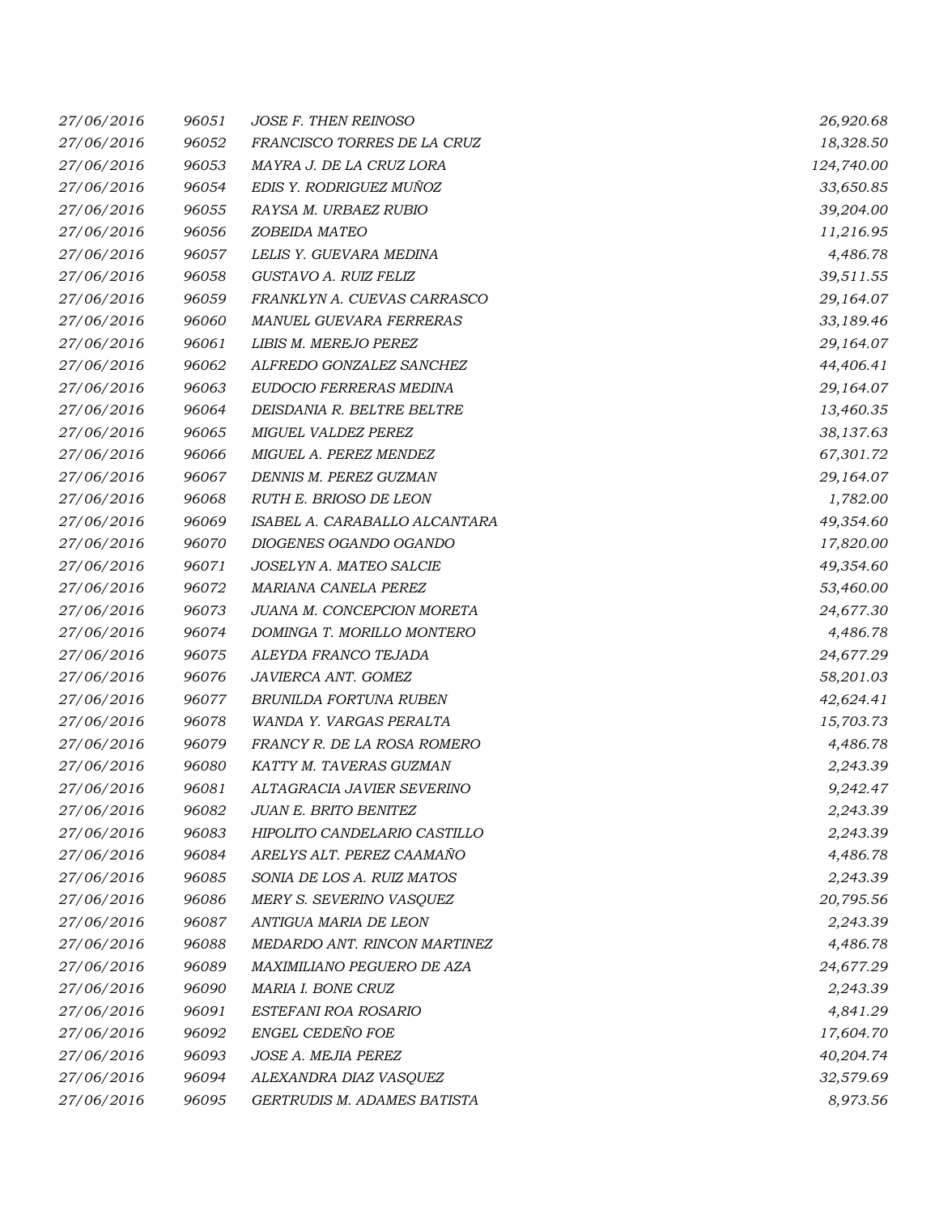| | | | |
|---|---|---|---|
| 27/06/2016 | 96051 | JOSE F. THEN REINOSO | 26,920.68 |
| 27/06/2016 | 96052 | FRANCISCO TORRES DE LA CRUZ | 18,328.50 |
| 27/06/2016 | 96053 | MAYRA J. DE LA CRUZ LORA | 124,740.00 |
| 27/06/2016 | 96054 | EDIS Y. RODRIGUEZ MUÑOZ | 33,650.85 |
| 27/06/2016 | 96055 | RAYSA M. URBAEZ RUBIO | 39,204.00 |
| 27/06/2016 | 96056 | ZOBEIDA MATEO | 11,216.95 |
| 27/06/2016 | 96057 | LELIS Y. GUEVARA MEDINA | 4,486.78 |
| 27/06/2016 | 96058 | GUSTAVO A. RUIZ FELIZ | 39,511.55 |
| 27/06/2016 | 96059 | FRANKLYN A. CUEVAS CARRASCO | 29,164.07 |
| 27/06/2016 | 96060 | MANUEL GUEVARA FERRERAS | 33,189.46 |
| 27/06/2016 | 96061 | LIBIS M. MEREJO PEREZ | 29,164.07 |
| 27/06/2016 | 96062 | ALFREDO GONZALEZ SANCHEZ | 44,406.41 |
| 27/06/2016 | 96063 | EUDOCIO FERRERAS MEDINA | 29,164.07 |
| 27/06/2016 | 96064 | DEISDANIA R. BELTRE BELTRE | 13,460.35 |
| 27/06/2016 | 96065 | MIGUEL VALDEZ PEREZ | 38,137.63 |
| 27/06/2016 | 96066 | MIGUEL A. PEREZ MENDEZ | 67,301.72 |
| 27/06/2016 | 96067 | DENNIS M. PEREZ GUZMAN | 29,164.07 |
| 27/06/2016 | 96068 | RUTH E. BRIOSO DE LEON | 1,782.00 |
| 27/06/2016 | 96069 | ISABEL A. CARABALLO ALCANTARA | 49,354.60 |
| 27/06/2016 | 96070 | DIOGENES OGANDO OGANDO | 17,820.00 |
| 27/06/2016 | 96071 | JOSELYN A. MATEO SALCIE | 49,354.60 |
| 27/06/2016 | 96072 | MARIANA CANELA PEREZ | 53,460.00 |
| 27/06/2016 | 96073 | JUANA M. CONCEPCION MORETA | 24,677.30 |
| 27/06/2016 | 96074 | DOMINGA T. MORILLO MONTERO | 4,486.78 |
| 27/06/2016 | 96075 | ALEYDA FRANCO TEJADA | 24,677.29 |
| 27/06/2016 | 96076 | JAVIERCA ANT. GOMEZ | 58,201.03 |
| 27/06/2016 | 96077 | BRUNILDA FORTUNA RUBEN | 42,624.41 |
| 27/06/2016 | 96078 | WANDA Y. VARGAS PERALTA | 15,703.73 |
| 27/06/2016 | 96079 | FRANCY R. DE LA ROSA ROMERO | 4,486.78 |
| 27/06/2016 | 96080 | KATTY M. TAVERAS GUZMAN | 2,243.39 |
| 27/06/2016 | 96081 | ALTAGRACIA JAVIER SEVERINO | 9,242.47 |
| 27/06/2016 | 96082 | JUAN E. BRITO BENITEZ | 2,243.39 |
| 27/06/2016 | 96083 | HIPOLITO CANDELARIO CASTILLO | 2,243.39 |
| 27/06/2016 | 96084 | ARELYS ALT. PEREZ CAAMAÑO | 4,486.78 |
| 27/06/2016 | 96085 | SONIA DE LOS A. RUIZ MATOS | 2,243.39 |
| 27/06/2016 | 96086 | MERY S. SEVERINO VASQUEZ | 20,795.56 |
| 27/06/2016 | 96087 | ANTIGUA MARIA DE LEON | 2,243.39 |
| 27/06/2016 | 96088 | MEDARDO ANT. RINCON MARTINEZ | 4,486.78 |
| 27/06/2016 | 96089 | MAXIMILIANO PEGUERO DE AZA | 24,677.29 |
| 27/06/2016 | 96090 | MARIA I. BONE CRUZ | 2,243.39 |
| 27/06/2016 | 96091 | ESTEFANI ROA ROSARIO | 4,841.29 |
| 27/06/2016 | 96092 | ENGEL CEDEÑO FOE | 17,604.70 |
| 27/06/2016 | 96093 | JOSE A. MEJIA PEREZ | 40,204.74 |
| 27/06/2016 | 96094 | ALEXANDRA DIAZ VASQUEZ | 32,579.69 |
| 27/06/2016 | 96095 | GERTRUDIS M. ADAMES BATISTA | 8,973.56 |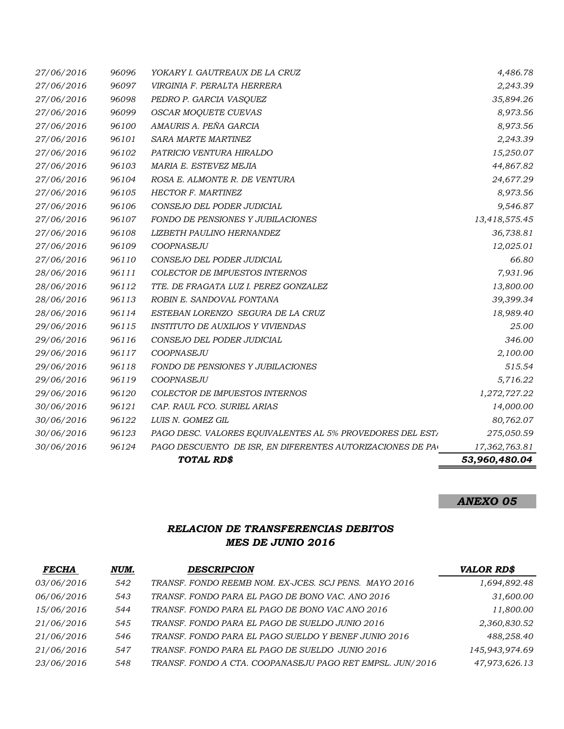| | | | |
|---|---|---|---|
| 27/06/2016 | 96096 | YOKARY I. GAUTREAUX DE LA CRUZ | 4,486.78 |
| 27/06/2016 | 96097 | VIRGINIA F. PERALTA HERRERA | 2,243.39 |
| 27/06/2016 | 96098 | PEDRO P. GARCIA VASQUEZ | 35,894.26 |
| 27/06/2016 | 96099 | OSCAR MOQUETE CUEVAS | 8,973.56 |
| 27/06/2016 | 96100 | AMAURIS A. PEÑA GARCIA | 8,973.56 |
| 27/06/2016 | 96101 | SARA MARTE MARTINEZ | 2,243.39 |
| 27/06/2016 | 96102 | PATRICIO VENTURA HIRALDO | 15,250.07 |
| 27/06/2016 | 96103 | MARIA E. ESTEVEZ MEJIA | 44,867.82 |
| 27/06/2016 | 96104 | ROSA E. ALMONTE R. DE VENTURA | 24,677.29 |
| 27/06/2016 | 96105 | HECTOR F. MARTINEZ | 8,973.56 |
| 27/06/2016 | 96106 | CONSEJO DEL PODER JUDICIAL | 9,546.87 |
| 27/06/2016 | 96107 | FONDO DE PENSIONES Y JUBILACIONES | 13,418,575.45 |
| 27/06/2016 | 96108 | LIZBETH PAULINO HERNANDEZ | 36,738.81 |
| 27/06/2016 | 96109 | COOPNASEJU | 12,025.01 |
| 27/06/2016 | 96110 | CONSEJO DEL PODER JUDICIAL | 66.80 |
| 28/06/2016 | 96111 | COLECTOR DE IMPUESTOS INTERNOS | 7,931.96 |
| 28/06/2016 | 96112 | TTE. DE FRAGATA LUZ I. PEREZ GONZALEZ | 13,800.00 |
| 28/06/2016 | 96113 | ROBIN E. SANDOVAL FONTANA | 39,399.34 |
| 28/06/2016 | 96114 | ESTEBAN LORENZO SEGURA DE LA CRUZ | 18,989.40 |
| 29/06/2016 | 96115 | INSTITUTO DE AUXILIOS Y VIVIENDAS | 25.00 |
| 29/06/2016 | 96116 | CONSEJO DEL PODER JUDICIAL | 346.00 |
| 29/06/2016 | 96117 | COOPNASEJU | 2,100.00 |
| 29/06/2016 | 96118 | FONDO DE PENSIONES Y JUBILACIONES | 515.54 |
| 29/06/2016 | 96119 | COOPNASEJU | 5,716.22 |
| 29/06/2016 | 96120 | COLECTOR DE IMPUESTOS INTERNOS | 1,272,727.22 |
| 30/06/2016 | 96121 | CAP. RAUL FCO. SURIEL ARIAS | 14,000.00 |
| 30/06/2016 | 96122 | LUIS N. GOMEZ GIL | 80,762.07 |
| 30/06/2016 | 96123 | PAGO DESC. VALORES EQUIVALENTES AL 5% PROVEDORES DEL ESTA | 275,050.59 |
| 30/06/2016 | 96124 | PAGO DESCUENTO DE ISR, EN DIFERENTES AUTORIZACIONES DE PA | 17,362,763.81 |
| | | **TOTAL RD$** | **53,960,480.04** |

***ANEXO 05***

## *RELACION DE TRANSFERENCIAS DEBITOS*
## *MES DE JUNIO 2016*

| FECHA | NUM. | DESCRIPCION | VALOR RD$ |
|---|---|---|---|
| 03/06/2016 | 542 | TRANSF. FONDO REEMB NOM. EX-JCES. SCJ PENS. MAYO 2016 | 1,694,892.48 |
| 06/06/2016 | 543 | TRANSF. FONDO PARA EL PAGO DE BONO VAC. ANO 2016 | 31,600.00 |
| 15/06/2016 | 544 | TRANSF. FONDO PARA EL PAGO DE BONO VAC ANO 2016 | 11,800.00 |
| 21/06/2016 | 545 | TRANSF. FONDO PARA EL PAGO DE SUELDO JUNIO 2016 | 2,360,830.52 |
| 21/06/2016 | 546 | TRANSF. FONDO PARA EL PAGO SUELDO Y BENEF JUNIO 2016 | 488,258.40 |
| 21/06/2016 | 547 | TRANSF. FONDO PARA EL PAGO DE SUELDO JUNIO 2016 | 145,943,974.69 |
| 23/06/2016 | 548 | TRANSF. FONDO A CTA. COOPANASEJU PAGO RET EMPSL. JUN/2016 | 47,973,626.13 |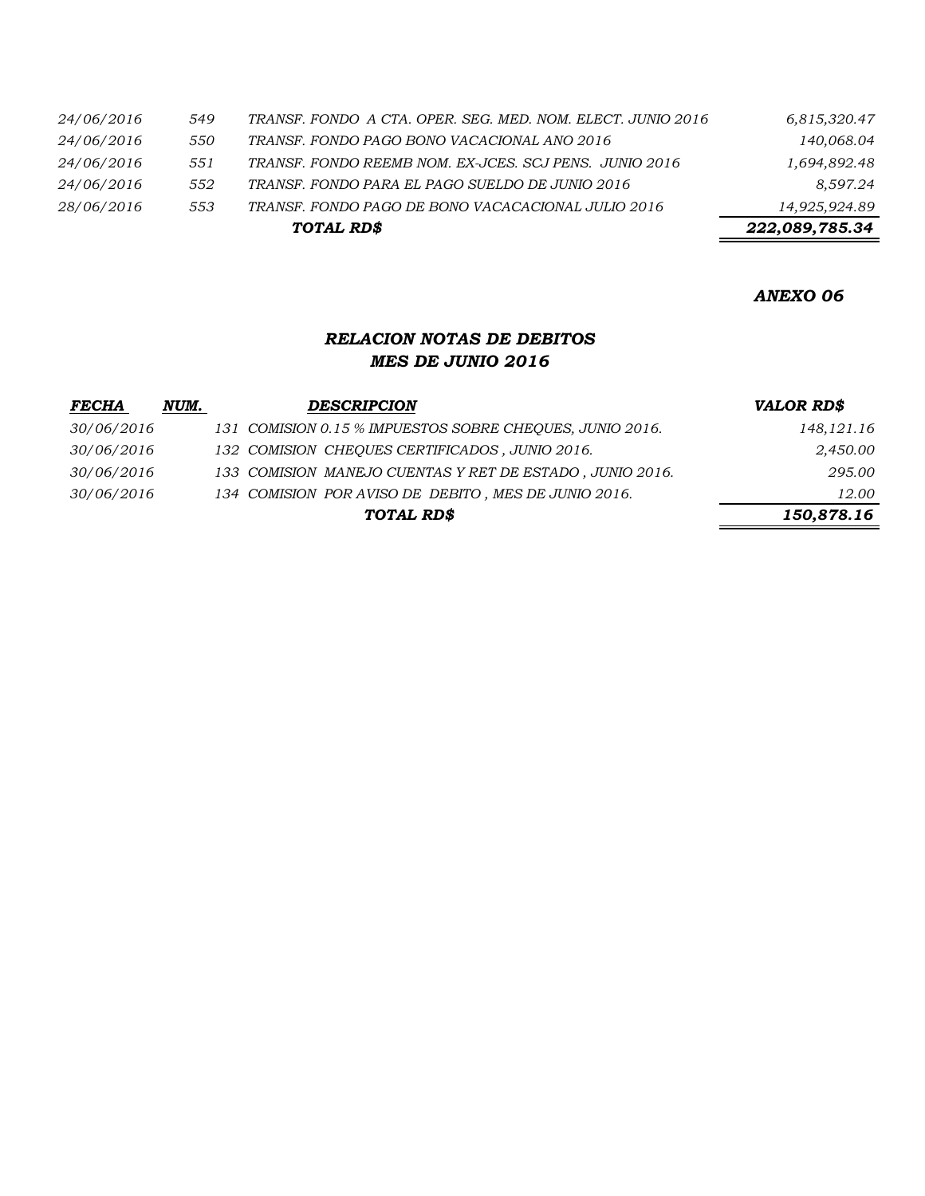| | | | |
|---|---|---|---|
| *24/06/2016* | *549* | *TRANSF. FONDO A CTA. OPER. SEG. MED. NOM. ELECT. JUNIO 2016* | *6,815,320.47* |
| *24/06/2016* | *550* | *TRANSF. FONDO PAGO BONO VACACIONAL ANO 2016* | *140,068.04* |
| *24/06/2016* | *551* | *TRANSF. FONDO REEMB NOM. EX-JCES. SCJ PENS. JUNIO 2016* | *1,694,892.48* |
| *24/06/2016* | *552* | *TRANSF. FONDO PARA EL PAGO SUELDO DE JUNIO 2016* | *8,597.24* |
| *28/06/2016* | *553* | *TRANSF. FONDO PAGO DE BONO VACACACIONAL JULIO 2016* | *14,925,924.89* |
| | | ***TOTAL RD$*** | ***222,089,785.34*** |

***ANEXO 06***

## *RELACION NOTAS DE DEBITOS*
## *MES DE JUNIO 2016*

| ***FECHA*** | ***NUM.*** | ***DESCRIPCION*** | ***VALOR RD$*** |
|---|---|---|---|
| *30/06/2016* | *131* | *COMISION 0.15 % IMPUESTOS SOBRE CHEQUES, JUNIO 2016.* | *148,121.16* |
| *30/06/2016* | *132* | *COMISION CHEQUES CERTIFICADOS , JUNIO 2016.* | *2,450.00* |
| *30/06/2016* | *133* | *COMISION MANEJO CUENTAS Y RET DE ESTADO , JUNIO 2016.* | *295.00* |
| *30/06/2016* | *134* | *COMISION POR AVISO DE DEBITO , MES DE JUNIO 2016.* | *12.00* |
| | | ***TOTAL RD$*** | ***150,878.16*** |